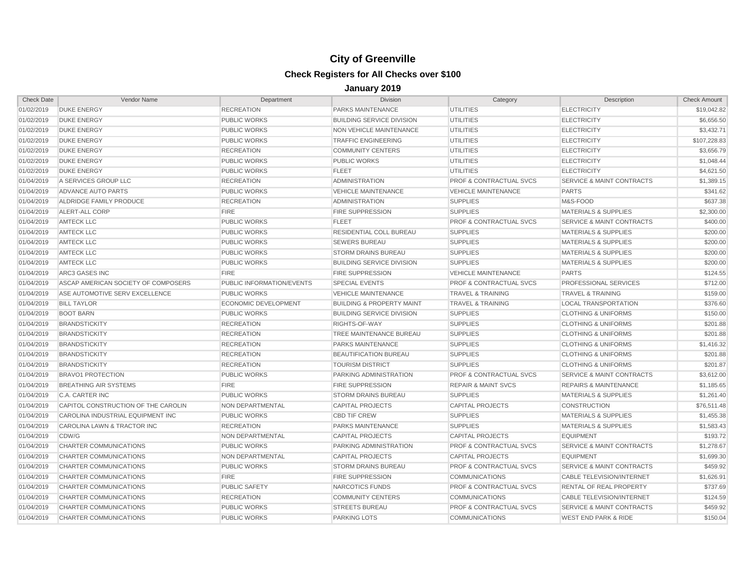# City of Greenville

## Check Registers for All Checks over $100

### January 2019

| Check Date | Vendor Name | Department | Division | Category | Description | Check Amount |
|---|---|---|---|---|---|---|
| 01/02/2019 | DUKE ENERGY | RECREATION | PARKS MAINTENANCE | UTILITIES | ELECTRICITY | $19,042.82 |
| 01/02/2019 | DUKE ENERGY | PUBLIC WORKS | BUILDING SERVICE DIVISION | UTILITIES | ELECTRICITY | $6,656.50 |
| 01/02/2019 | DUKE ENERGY | PUBLIC WORKS | NON VEHICLE MAINTENANCE | UTILITIES | ELECTRICITY | $3,432.71 |
| 01/02/2019 | DUKE ENERGY | PUBLIC WORKS | TRAFFIC ENGINEERING | UTILITIES | ELECTRICITY | $107,228.83 |
| 01/02/2019 | DUKE ENERGY | RECREATION | COMMUNITY CENTERS | UTILITIES | ELECTRICITY | $3,656.79 |
| 01/02/2019 | DUKE ENERGY | PUBLIC WORKS | PUBLIC WORKS | UTILITIES | ELECTRICITY | $1,048.44 |
| 01/02/2019 | DUKE ENERGY | PUBLIC WORKS | FLEET | UTILITIES | ELECTRICITY | $4,621.50 |
| 01/04/2019 | A SERVICES GROUP LLC | RECREATION | ADMINISTRATION | PROF & CONTRACTUAL SVCS | SERVICE & MAINT CONTRACTS | $1,389.15 |
| 01/04/2019 | ADVANCE AUTO PARTS | PUBLIC WORKS | VEHICLE MAINTENANCE | VEHICLE MAINTENANCE | PARTS | $341.62 |
| 01/04/2019 | ALDRIDGE FAMILY PRODUCE | RECREATION | ADMINISTRATION | SUPPLIES | M&S-FOOD | $637.38 |
| 01/04/2019 | ALERT-ALL CORP | FIRE | FIRE SUPPRESSION | SUPPLIES | MATERIALS & SUPPLIES | $2,300.00 |
| 01/04/2019 | AMTECK LLC | PUBLIC WORKS | FLEET | PROF & CONTRACTUAL SVCS | SERVICE & MAINT CONTRACTS | $400.00 |
| 01/04/2019 | AMTECK LLC | PUBLIC WORKS | RESIDENTIAL COLL BUREAU | SUPPLIES | MATERIALS & SUPPLIES | $200.00 |
| 01/04/2019 | AMTECK LLC | PUBLIC WORKS | SEWERS BUREAU | SUPPLIES | MATERIALS & SUPPLIES | $200.00 |
| 01/04/2019 | AMTECK LLC | PUBLIC WORKS | STORM DRAINS BUREAU | SUPPLIES | MATERIALS & SUPPLIES | $200.00 |
| 01/04/2019 | AMTECK LLC | PUBLIC WORKS | BUILDING SERVICE DIVISION | SUPPLIES | MATERIALS & SUPPLIES | $200.00 |
| 01/04/2019 | ARC3 GASES INC | FIRE | FIRE SUPPRESSION | VEHICLE MAINTENANCE | PARTS | $124.55 |
| 01/04/2019 | ASCAP AMERICAN SOCIETY OF COMPOSERS | PUBLIC INFORMATION/EVENTS | SPECIAL EVENTS | PROF & CONTRACTUAL SVCS | PROFESSIONAL SERVICES | $712.00 |
| 01/04/2019 | ASE AUTOMOTIVE SERV EXCELLENCE | PUBLIC WORKS | VEHICLE MAINTENANCE | TRAVEL & TRAINING | TRAVEL & TRAINING | $159.00 |
| 01/04/2019 | BILL TAYLOR | ECONOMIC DEVELOPMENT | BUILDING & PROPERTY MAINT | TRAVEL & TRAINING | LOCAL TRANSPORTATION | $376.60 |
| 01/04/2019 | BOOT BARN | PUBLIC WORKS | BUILDING SERVICE DIVISION | SUPPLIES | CLOTHING & UNIFORMS | $150.00 |
| 01/04/2019 | BRANDSTICKITY | RECREATION | RIGHTS-OF-WAY | SUPPLIES | CLOTHING & UNIFORMS | $201.88 |
| 01/04/2019 | BRANDSTICKITY | RECREATION | TREE MAINTENANCE BUREAU | SUPPLIES | CLOTHING & UNIFORMS | $201.88 |
| 01/04/2019 | BRANDSTICKITY | RECREATION | PARKS MAINTENANCE | SUPPLIES | CLOTHING & UNIFORMS | $1,416.32 |
| 01/04/2019 | BRANDSTICKITY | RECREATION | BEAUTIFICATION BUREAU | SUPPLIES | CLOTHING & UNIFORMS | $201.88 |
| 01/04/2019 | BRANDSTICKITY | RECREATION | TOURISM DISTRICT | SUPPLIES | CLOTHING & UNIFORMS | $201.87 |
| 01/04/2019 | BRAVO1 PROTECTION | PUBLIC WORKS | PARKING ADMINISTRATION | PROF & CONTRACTUAL SVCS | SERVICE & MAINT CONTRACTS | $3,612.00 |
| 01/04/2019 | BREATHING AIR SYSTEMS | FIRE | FIRE SUPPRESSION | REPAIR & MAINT SVCS | REPAIRS & MAINTENANCE | $1,185.65 |
| 01/04/2019 | C.A. CARTER INC | PUBLIC WORKS | STORM DRAINS BUREAU | SUPPLIES | MATERIALS & SUPPLIES | $1,261.40 |
| 01/04/2019 | CAPITOL CONSTRUCTION OF THE CAROLIN | NON DEPARTMENTAL | CAPITAL PROJECTS | CAPITAL PROJECTS | CONSTRUCTION | $76,511.48 |
| 01/04/2019 | CAROLINA INDUSTRIAL EQUIPMENT INC | PUBLIC WORKS | CBD TIF CREW | SUPPLIES | MATERIALS & SUPPLIES | $1,455.38 |
| 01/04/2019 | CAROLINA LAWN & TRACTOR INC | RECREATION | PARKS MAINTENANCE | SUPPLIES | MATERIALS & SUPPLIES | $1,583.43 |
| 01/04/2019 | CDW/G | NON DEPARTMENTAL | CAPITAL PROJECTS | CAPITAL PROJECTS | EQUIPMENT | $193.72 |
| 01/04/2019 | CHARTER COMMUNICATIONS | PUBLIC WORKS | PARKING ADMINISTRATION | PROF & CONTRACTUAL SVCS | SERVICE & MAINT CONTRACTS | $1,278.67 |
| 01/04/2019 | CHARTER COMMUNICATIONS | NON DEPARTMENTAL | CAPITAL PROJECTS | CAPITAL PROJECTS | EQUIPMENT | $1,699.30 |
| 01/04/2019 | CHARTER COMMUNICATIONS | PUBLIC WORKS | STORM DRAINS BUREAU | PROF & CONTRACTUAL SVCS | SERVICE & MAINT CONTRACTS | $459.92 |
| 01/04/2019 | CHARTER COMMUNICATIONS | FIRE | FIRE SUPPRESSION | COMMUNICATIONS | CABLE TELEVISION/INTERNET | $1,626.91 |
| 01/04/2019 | CHARTER COMMUNICATIONS | PUBLIC SAFETY | NARCOTICS FUNDS | PROF & CONTRACTUAL SVCS | RENTAL OF REAL PROPERTY | $737.69 |
| 01/04/2019 | CHARTER COMMUNICATIONS | RECREATION | COMMUNITY CENTERS | COMMUNICATIONS | CABLE TELEVISION/INTERNET | $124.59 |
| 01/04/2019 | CHARTER COMMUNICATIONS | PUBLIC WORKS | STREETS BUREAU | PROF & CONTRACTUAL SVCS | SERVICE & MAINT CONTRACTS | $459.92 |
| 01/04/2019 | CHARTER COMMUNICATIONS | PUBLIC WORKS | PARKING LOTS | COMMUNICATIONS | WEST END PARK & RIDE | $150.04 |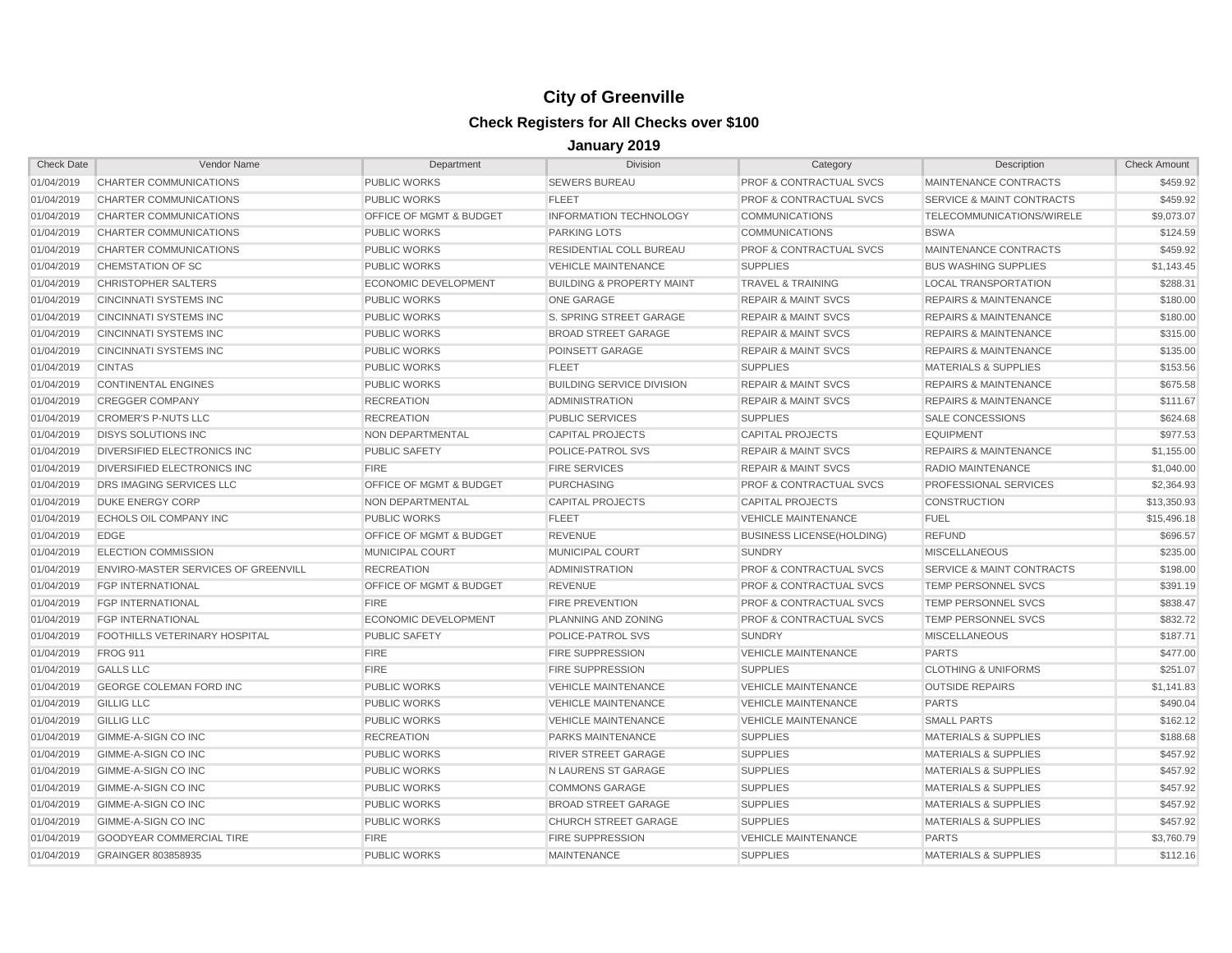# City of Greenville

## Check Registers for All Checks over $100

### January 2019

| Check Date | Vendor Name | Department | Division | Category | Description | Check Amount |
|---|---|---|---|---|---|---|
| 01/04/2019 | CHARTER COMMUNICATIONS | PUBLIC WORKS | SEWERS BUREAU | PROF & CONTRACTUAL SVCS | MAINTENANCE CONTRACTS | $459.92 |
| 01/04/2019 | CHARTER COMMUNICATIONS | PUBLIC WORKS | FLEET | PROF & CONTRACTUAL SVCS | SERVICE & MAINT CONTRACTS | $459.92 |
| 01/04/2019 | CHARTER COMMUNICATIONS | OFFICE OF MGMT & BUDGET | INFORMATION TECHNOLOGY | COMMUNICATIONS | TELECOMMUNICATIONS/WIRELE | $9,073.07 |
| 01/04/2019 | CHARTER COMMUNICATIONS | PUBLIC WORKS | PARKING LOTS | COMMUNICATIONS | BSWA | $124.59 |
| 01/04/2019 | CHARTER COMMUNICATIONS | PUBLIC WORKS | RESIDENTIAL COLL BUREAU | PROF & CONTRACTUAL SVCS | MAINTENANCE CONTRACTS | $459.92 |
| 01/04/2019 | CHEMSTATION OF SC | PUBLIC WORKS | VEHICLE MAINTENANCE | SUPPLIES | BUS WASHING SUPPLIES | $1,143.45 |
| 01/04/2019 | CHRISTOPHER SALTERS | ECONOMIC DEVELOPMENT | BUILDING & PROPERTY MAINT | TRAVEL & TRAINING | LOCAL TRANSPORTATION | $288.31 |
| 01/04/2019 | CINCINNATI SYSTEMS INC | PUBLIC WORKS | ONE GARAGE | REPAIR & MAINT SVCS | REPAIRS & MAINTENANCE | $180.00 |
| 01/04/2019 | CINCINNATI SYSTEMS INC | PUBLIC WORKS | S. SPRING STREET GARAGE | REPAIR & MAINT SVCS | REPAIRS & MAINTENANCE | $180.00 |
| 01/04/2019 | CINCINNATI SYSTEMS INC | PUBLIC WORKS | BROAD STREET GARAGE | REPAIR & MAINT SVCS | REPAIRS & MAINTENANCE | $315.00 |
| 01/04/2019 | CINCINNATI SYSTEMS INC | PUBLIC WORKS | POINSETT GARAGE | REPAIR & MAINT SVCS | REPAIRS & MAINTENANCE | $135.00 |
| 01/04/2019 | CINTAS | PUBLIC WORKS | FLEET | SUPPLIES | MATERIALS & SUPPLIES | $153.56 |
| 01/04/2019 | CONTINENTAL ENGINES | PUBLIC WORKS | BUILDING SERVICE DIVISION | REPAIR & MAINT SVCS | REPAIRS & MAINTENANCE | $675.58 |
| 01/04/2019 | CREGGER COMPANY | RECREATION | ADMINISTRATION | REPAIR & MAINT SVCS | REPAIRS & MAINTENANCE | $111.67 |
| 01/04/2019 | CROMER'S P-NUTS LLC | RECREATION | PUBLIC SERVICES | SUPPLIES | SALE CONCESSIONS | $624.68 |
| 01/04/2019 | DISYS SOLUTIONS INC | NON DEPARTMENTAL | CAPITAL PROJECTS | CAPITAL PROJECTS | EQUIPMENT | $977.53 |
| 01/04/2019 | DIVERSIFIED ELECTRONICS INC | PUBLIC SAFETY | POLICE-PATROL SVS | REPAIR & MAINT SVCS | REPAIRS & MAINTENANCE | $1,155.00 |
| 01/04/2019 | DIVERSIFIED ELECTRONICS INC | FIRE | FIRE SERVICES | REPAIR & MAINT SVCS | RADIO MAINTENANCE | $1,040.00 |
| 01/04/2019 | DRS IMAGING SERVICES LLC | OFFICE OF MGMT & BUDGET | PURCHASING | PROF & CONTRACTUAL SVCS | PROFESSIONAL SERVICES | $2,364.93 |
| 01/04/2019 | DUKE ENERGY CORP | NON DEPARTMENTAL | CAPITAL PROJECTS | CAPITAL PROJECTS | CONSTRUCTION | $13,350.93 |
| 01/04/2019 | ECHOLS OIL COMPANY INC | PUBLIC WORKS | FLEET | VEHICLE MAINTENANCE | FUEL | $15,496.18 |
| 01/04/2019 | EDGE | OFFICE OF MGMT & BUDGET | REVENUE | BUSINESS LICENSE(HOLDING) | REFUND | $696.57 |
| 01/04/2019 | ELECTION COMMISSION | MUNICIPAL COURT | MUNICIPAL COURT | SUNDRY | MISCELLANEOUS | $235.00 |
| 01/04/2019 | ENVIRO-MASTER SERVICES OF GREENVILL | RECREATION | ADMINISTRATION | PROF & CONTRACTUAL SVCS | SERVICE & MAINT CONTRACTS | $198.00 |
| 01/04/2019 | FGP INTERNATIONAL | OFFICE OF MGMT & BUDGET | REVENUE | PROF & CONTRACTUAL SVCS | TEMP PERSONNEL SVCS | $391.19 |
| 01/04/2019 | FGP INTERNATIONAL | FIRE | FIRE PREVENTION | PROF & CONTRACTUAL SVCS | TEMP PERSONNEL SVCS | $838.47 |
| 01/04/2019 | FGP INTERNATIONAL | ECONOMIC DEVELOPMENT | PLANNING AND ZONING | PROF & CONTRACTUAL SVCS | TEMP PERSONNEL SVCS | $832.72 |
| 01/04/2019 | FOOTHILLS VETERINARY HOSPITAL | PUBLIC SAFETY | POLICE-PATROL SVS | SUNDRY | MISCELLANEOUS | $187.71 |
| 01/04/2019 | FROG 911 | FIRE | FIRE SUPPRESSION | VEHICLE MAINTENANCE | PARTS | $477.00 |
| 01/04/2019 | GALLS LLC | FIRE | FIRE SUPPRESSION | SUPPLIES | CLOTHING & UNIFORMS | $251.07 |
| 01/04/2019 | GEORGE COLEMAN FORD INC | PUBLIC WORKS | VEHICLE MAINTENANCE | VEHICLE MAINTENANCE | OUTSIDE REPAIRS | $1,141.83 |
| 01/04/2019 | GILLIG LLC | PUBLIC WORKS | VEHICLE MAINTENANCE | VEHICLE MAINTENANCE | PARTS | $490.04 |
| 01/04/2019 | GILLIG LLC | PUBLIC WORKS | VEHICLE MAINTENANCE | VEHICLE MAINTENANCE | SMALL PARTS | $162.12 |
| 01/04/2019 | GIMME-A-SIGN CO INC | RECREATION | PARKS MAINTENANCE | SUPPLIES | MATERIALS & SUPPLIES | $188.68 |
| 01/04/2019 | GIMME-A-SIGN CO INC | PUBLIC WORKS | RIVER STREET GARAGE | SUPPLIES | MATERIALS & SUPPLIES | $457.92 |
| 01/04/2019 | GIMME-A-SIGN CO INC | PUBLIC WORKS | N LAURENS ST GARAGE | SUPPLIES | MATERIALS & SUPPLIES | $457.92 |
| 01/04/2019 | GIMME-A-SIGN CO INC | PUBLIC WORKS | COMMONS GARAGE | SUPPLIES | MATERIALS & SUPPLIES | $457.92 |
| 01/04/2019 | GIMME-A-SIGN CO INC | PUBLIC WORKS | BROAD STREET GARAGE | SUPPLIES | MATERIALS & SUPPLIES | $457.92 |
| 01/04/2019 | GIMME-A-SIGN CO INC | PUBLIC WORKS | CHURCH STREET GARAGE | SUPPLIES | MATERIALS & SUPPLIES | $457.92 |
| 01/04/2019 | GOODYEAR COMMERCIAL TIRE | FIRE | FIRE SUPPRESSION | VEHICLE MAINTENANCE | PARTS | $3,760.79 |
| 01/04/2019 | GRAINGER 803858935 | PUBLIC WORKS | MAINTENANCE | SUPPLIES | MATERIALS & SUPPLIES | $112.16 |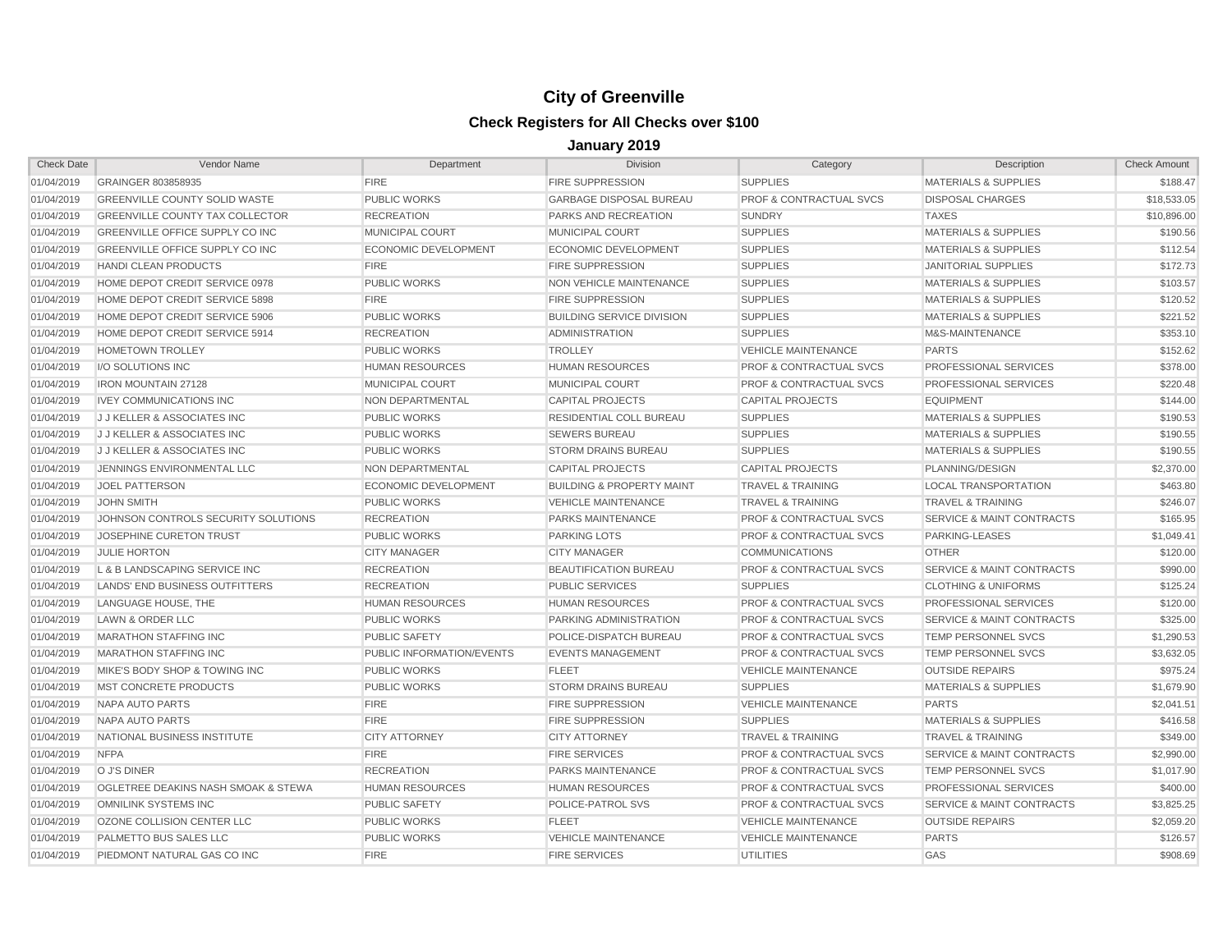# City of Greenville

## Check Registers for All Checks over $100

### January 2019

| Check Date | Vendor Name | Department | Division | Category | Description | Check Amount |
|---|---|---|---|---|---|---|
| 01/04/2019 | GRAINGER 803858935 | FIRE | FIRE SUPPRESSION | SUPPLIES | MATERIALS & SUPPLIES | $188.47 |
| 01/04/2019 | GREENVILLE COUNTY SOLID WASTE | PUBLIC WORKS | GARBAGE DISPOSAL BUREAU | PROF & CONTRACTUAL SVCS | DISPOSAL CHARGES | $18,533.05 |
| 01/04/2019 | GREENVILLE COUNTY TAX COLLECTOR | RECREATION | PARKS AND RECREATION | SUNDRY | TAXES | $10,896.00 |
| 01/04/2019 | GREENVILLE OFFICE SUPPLY CO INC | MUNICIPAL COURT | MUNICIPAL COURT | SUPPLIES | MATERIALS & SUPPLIES | $190.56 |
| 01/04/2019 | GREENVILLE OFFICE SUPPLY CO INC | ECONOMIC DEVELOPMENT | ECONOMIC DEVELOPMENT | SUPPLIES | MATERIALS & SUPPLIES | $112.54 |
| 01/04/2019 | HANDI CLEAN PRODUCTS | FIRE | FIRE SUPPRESSION | SUPPLIES | JANITORIAL SUPPLIES | $172.73 |
| 01/04/2019 | HOME DEPOT CREDIT SERVICE 0978 | PUBLIC WORKS | NON VEHICLE MAINTENANCE | SUPPLIES | MATERIALS & SUPPLIES | $103.57 |
| 01/04/2019 | HOME DEPOT CREDIT SERVICE 5898 | FIRE | FIRE SUPPRESSION | SUPPLIES | MATERIALS & SUPPLIES | $120.52 |
| 01/04/2019 | HOME DEPOT CREDIT SERVICE 5906 | PUBLIC WORKS | BUILDING SERVICE DIVISION | SUPPLIES | MATERIALS & SUPPLIES | $221.52 |
| 01/04/2019 | HOME DEPOT CREDIT SERVICE 5914 | RECREATION | ADMINISTRATION | SUPPLIES | M&S-MAINTENANCE | $353.10 |
| 01/04/2019 | HOMETOWN TROLLEY | PUBLIC WORKS | TROLLEY | VEHICLE MAINTENANCE | PARTS | $152.62 |
| 01/04/2019 | I/O SOLUTIONS INC | HUMAN RESOURCES | HUMAN RESOURCES | PROF & CONTRACTUAL SVCS | PROFESSIONAL SERVICES | $378.00 |
| 01/04/2019 | IRON MOUNTAIN 27128 | MUNICIPAL COURT | MUNICIPAL COURT | PROF & CONTRACTUAL SVCS | PROFESSIONAL SERVICES | $220.48 |
| 01/04/2019 | IVEY COMMUNICATIONS INC | NON DEPARTMENTAL | CAPITAL PROJECTS | CAPITAL PROJECTS | EQUIPMENT | $144.00 |
| 01/04/2019 | J J KELLER & ASSOCIATES INC | PUBLIC WORKS | RESIDENTIAL COLL BUREAU | SUPPLIES | MATERIALS & SUPPLIES | $190.53 |
| 01/04/2019 | J J KELLER & ASSOCIATES INC | PUBLIC WORKS | SEWERS BUREAU | SUPPLIES | MATERIALS & SUPPLIES | $190.55 |
| 01/04/2019 | J J KELLER & ASSOCIATES INC | PUBLIC WORKS | STORM DRAINS BUREAU | SUPPLIES | MATERIALS & SUPPLIES | $190.55 |
| 01/04/2019 | JENNINGS ENVIRONMENTAL LLC | NON DEPARTMENTAL | CAPITAL PROJECTS | CAPITAL PROJECTS | PLANNING/DESIGN | $2,370.00 |
| 01/04/2019 | JOEL PATTERSON | ECONOMIC DEVELOPMENT | BUILDING & PROPERTY MAINT | TRAVEL & TRAINING | LOCAL TRANSPORTATION | $463.80 |
| 01/04/2019 | JOHN SMITH | PUBLIC WORKS | VEHICLE MAINTENANCE | TRAVEL & TRAINING | TRAVEL & TRAINING | $246.07 |
| 01/04/2019 | JOHNSON CONTROLS SECURITY SOLUTIONS | RECREATION | PARKS MAINTENANCE | PROF & CONTRACTUAL SVCS | SERVICE & MAINT CONTRACTS | $165.95 |
| 01/04/2019 | JOSEPHINE CURETON TRUST | PUBLIC WORKS | PARKING LOTS | PROF & CONTRACTUAL SVCS | PARKING-LEASES | $1,049.41 |
| 01/04/2019 | JULIE HORTON | CITY MANAGER | CITY MANAGER | COMMUNICATIONS | OTHER | $120.00 |
| 01/04/2019 | L & B LANDSCAPING SERVICE INC | RECREATION | BEAUTIFICATION BUREAU | PROF & CONTRACTUAL SVCS | SERVICE & MAINT CONTRACTS | $990.00 |
| 01/04/2019 | LANDS' END BUSINESS OUTFITTERS | RECREATION | PUBLIC SERVICES | SUPPLIES | CLOTHING & UNIFORMS | $125.24 |
| 01/04/2019 | LANGUAGE HOUSE, THE | HUMAN RESOURCES | HUMAN RESOURCES | PROF & CONTRACTUAL SVCS | PROFESSIONAL SERVICES | $120.00 |
| 01/04/2019 | LAWN & ORDER LLC | PUBLIC WORKS | PARKING ADMINISTRATION | PROF & CONTRACTUAL SVCS | SERVICE & MAINT CONTRACTS | $325.00 |
| 01/04/2019 | MARATHON STAFFING INC | PUBLIC SAFETY | POLICE-DISPATCH BUREAU | PROF & CONTRACTUAL SVCS | TEMP PERSONNEL SVCS | $1,290.53 |
| 01/04/2019 | MARATHON STAFFING INC | PUBLIC INFORMATION/EVENTS | EVENTS MANAGEMENT | PROF & CONTRACTUAL SVCS | TEMP PERSONNEL SVCS | $3,632.05 |
| 01/04/2019 | MIKE'S BODY SHOP & TOWING INC | PUBLIC WORKS | FLEET | VEHICLE MAINTENANCE | OUTSIDE REPAIRS | $975.24 |
| 01/04/2019 | MST CONCRETE PRODUCTS | PUBLIC WORKS | STORM DRAINS BUREAU | SUPPLIES | MATERIALS & SUPPLIES | $1,679.90 |
| 01/04/2019 | NAPA AUTO PARTS | FIRE | FIRE SUPPRESSION | VEHICLE MAINTENANCE | PARTS | $2,041.51 |
| 01/04/2019 | NAPA AUTO PARTS | FIRE | FIRE SUPPRESSION | SUPPLIES | MATERIALS & SUPPLIES | $416.58 |
| 01/04/2019 | NATIONAL BUSINESS INSTITUTE | CITY ATTORNEY | CITY ATTORNEY | TRAVEL & TRAINING | TRAVEL & TRAINING | $349.00 |
| 01/04/2019 | NFPA | FIRE | FIRE SERVICES | PROF & CONTRACTUAL SVCS | SERVICE & MAINT CONTRACTS | $2,990.00 |
| 01/04/2019 | O J'S DINER | RECREATION | PARKS MAINTENANCE | PROF & CONTRACTUAL SVCS | TEMP PERSONNEL SVCS | $1,017.90 |
| 01/04/2019 | OGLETREE DEAKINS NASH SMOAK & STEWA | HUMAN RESOURCES | HUMAN RESOURCES | PROF & CONTRACTUAL SVCS | PROFESSIONAL SERVICES | $400.00 |
| 01/04/2019 | OMNILINK SYSTEMS INC | PUBLIC SAFETY | POLICE-PATROL SVS | PROF & CONTRACTUAL SVCS | SERVICE & MAINT CONTRACTS | $3,825.25 |
| 01/04/2019 | OZONE COLLISION CENTER LLC | PUBLIC WORKS | FLEET | VEHICLE MAINTENANCE | OUTSIDE REPAIRS | $2,059.20 |
| 01/04/2019 | PALMETTO BUS SALES LLC | PUBLIC WORKS | VEHICLE MAINTENANCE | VEHICLE MAINTENANCE | PARTS | $126.57 |
| 01/04/2019 | PIEDMONT NATURAL GAS CO INC | FIRE | FIRE SERVICES | UTILITIES | GAS | $908.69 |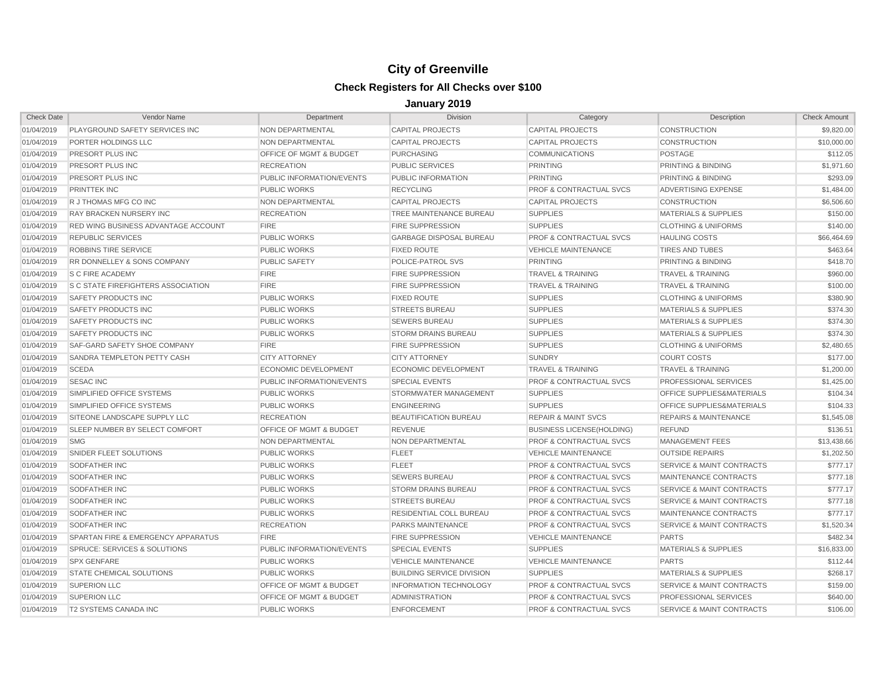# City of Greenville

## Check Registers for All Checks over $100

### January 2019

| Check Date | Vendor Name | Department | Division | Category | Description | Check Amount |
|---|---|---|---|---|---|---|
| 01/04/2019 | PLAYGROUND SAFETY SERVICES INC | NON DEPARTMENTAL | CAPITAL PROJECTS | CAPITAL PROJECTS | CONSTRUCTION | $9,820.00 |
| 01/04/2019 | PORTER HOLDINGS LLC | NON DEPARTMENTAL | CAPITAL PROJECTS | CAPITAL PROJECTS | CONSTRUCTION | $10,000.00 |
| 01/04/2019 | PRESORT PLUS INC | OFFICE OF MGMT & BUDGET | PURCHASING | COMMUNICATIONS | POSTAGE | $112.05 |
| 01/04/2019 | PRESORT PLUS INC | RECREATION | PUBLIC SERVICES | PRINTING | PRINTING & BINDING | $1,971.60 |
| 01/04/2019 | PRESORT PLUS INC | PUBLIC INFORMATION/EVENTS | PUBLIC INFORMATION | PRINTING | PRINTING & BINDING | $293.09 |
| 01/04/2019 | PRINTTEK INC | PUBLIC WORKS | RECYCLING | PROF & CONTRACTUAL SVCS | ADVERTISING EXPENSE | $1,484.00 |
| 01/04/2019 | R J THOMAS MFG CO INC | NON DEPARTMENTAL | CAPITAL PROJECTS | CAPITAL PROJECTS | CONSTRUCTION | $6,506.60 |
| 01/04/2019 | RAY BRACKEN NURSERY INC | RECREATION | TREE MAINTENANCE BUREAU | SUPPLIES | MATERIALS & SUPPLIES | $150.00 |
| 01/04/2019 | RED WING BUSINESS ADVANTAGE ACCOUNT | FIRE | FIRE SUPPRESSION | SUPPLIES | CLOTHING & UNIFORMS | $140.00 |
| 01/04/2019 | REPUBLIC SERVICES | PUBLIC WORKS | GARBAGE DISPOSAL BUREAU | PROF & CONTRACTUAL SVCS | HAULING COSTS | $66,464.69 |
| 01/04/2019 | ROBBINS TIRE SERVICE | PUBLIC WORKS | FIXED ROUTE | VEHICLE MAINTENANCE | TIRES AND TUBES | $463.64 |
| 01/04/2019 | RR DONNELLEY & SONS COMPANY | PUBLIC SAFETY | POLICE-PATROL SVS | PRINTING | PRINTING & BINDING | $418.70 |
| 01/04/2019 | S C FIRE ACADEMY | FIRE | FIRE SUPPRESSION | TRAVEL & TRAINING | TRAVEL & TRAINING | $960.00 |
| 01/04/2019 | S C STATE FIREFIGHTERS ASSOCIATION | FIRE | FIRE SUPPRESSION | TRAVEL & TRAINING | TRAVEL & TRAINING | $100.00 |
| 01/04/2019 | SAFETY PRODUCTS INC | PUBLIC WORKS | FIXED ROUTE | SUPPLIES | CLOTHING & UNIFORMS | $380.90 |
| 01/04/2019 | SAFETY PRODUCTS INC | PUBLIC WORKS | STREETS BUREAU | SUPPLIES | MATERIALS & SUPPLIES | $374.30 |
| 01/04/2019 | SAFETY PRODUCTS INC | PUBLIC WORKS | SEWERS BUREAU | SUPPLIES | MATERIALS & SUPPLIES | $374.30 |
| 01/04/2019 | SAFETY PRODUCTS INC | PUBLIC WORKS | STORM DRAINS BUREAU | SUPPLIES | MATERIALS & SUPPLIES | $374.30 |
| 01/04/2019 | SAF-GARD SAFETY SHOE COMPANY | FIRE | FIRE SUPPRESSION | SUPPLIES | CLOTHING & UNIFORMS | $2,480.65 |
| 01/04/2019 | SANDRA TEMPLETON PETTY CASH | CITY ATTORNEY | CITY ATTORNEY | SUNDRY | COURT COSTS | $177.00 |
| 01/04/2019 | SCEDA | ECONOMIC DEVELOPMENT | ECONOMIC DEVELOPMENT | TRAVEL & TRAINING | TRAVEL & TRAINING | $1,200.00 |
| 01/04/2019 | SESAC INC | PUBLIC INFORMATION/EVENTS | SPECIAL EVENTS | PROF & CONTRACTUAL SVCS | PROFESSIONAL SERVICES | $1,425.00 |
| 01/04/2019 | SIMPLIFIED OFFICE SYSTEMS | PUBLIC WORKS | STORMWATER MANAGEMENT | SUPPLIES | OFFICE SUPPLIES&MATERIALS | $104.34 |
| 01/04/2019 | SIMPLIFIED OFFICE SYSTEMS | PUBLIC WORKS | ENGINEERING | SUPPLIES | OFFICE SUPPLIES&MATERIALS | $104.33 |
| 01/04/2019 | SITEONE LANDSCAPE SUPPLY LLC | RECREATION | BEAUTIFICATION BUREAU | REPAIR & MAINT SVCS | REPAIRS & MAINTENANCE | $1,545.08 |
| 01/04/2019 | SLEEP NUMBER BY SELECT COMFORT | OFFICE OF MGMT & BUDGET | REVENUE | BUSINESS LICENSE(HOLDING) | REFUND | $136.51 |
| 01/04/2019 | SMG | NON DEPARTMENTAL | NON DEPARTMENTAL | PROF & CONTRACTUAL SVCS | MANAGEMENT FEES | $13,438.66 |
| 01/04/2019 | SNIDER FLEET SOLUTIONS | PUBLIC WORKS | FLEET | VEHICLE MAINTENANCE | OUTSIDE REPAIRS | $1,202.50 |
| 01/04/2019 | SODFATHER INC | PUBLIC WORKS | FLEET | PROF & CONTRACTUAL SVCS | SERVICE & MAINT CONTRACTS | $777.17 |
| 01/04/2019 | SODFATHER INC | PUBLIC WORKS | SEWERS BUREAU | PROF & CONTRACTUAL SVCS | MAINTENANCE CONTRACTS | $777.18 |
| 01/04/2019 | SODFATHER INC | PUBLIC WORKS | STORM DRAINS BUREAU | PROF & CONTRACTUAL SVCS | SERVICE & MAINT CONTRACTS | $777.17 |
| 01/04/2019 | SODFATHER INC | PUBLIC WORKS | STREETS BUREAU | PROF & CONTRACTUAL SVCS | SERVICE & MAINT CONTRACTS | $777.18 |
| 01/04/2019 | SODFATHER INC | PUBLIC WORKS | RESIDENTIAL COLL BUREAU | PROF & CONTRACTUAL SVCS | MAINTENANCE CONTRACTS | $777.17 |
| 01/04/2019 | SODFATHER INC | RECREATION | PARKS MAINTENANCE | PROF & CONTRACTUAL SVCS | SERVICE & MAINT CONTRACTS | $1,520.34 |
| 01/04/2019 | SPARTAN FIRE & EMERGENCY APPARATUS | FIRE | FIRE SUPPRESSION | VEHICLE MAINTENANCE | PARTS | $482.34 |
| 01/04/2019 | SPRUCE: SERVICES & SOLUTIONS | PUBLIC INFORMATION/EVENTS | SPECIAL EVENTS | SUPPLIES | MATERIALS & SUPPLIES | $16,833.00 |
| 01/04/2019 | SPX GENFARE | PUBLIC WORKS | VEHICLE MAINTENANCE | VEHICLE MAINTENANCE | PARTS | $112.44 |
| 01/04/2019 | STATE CHEMICAL SOLUTIONS | PUBLIC WORKS | BUILDING SERVICE DIVISION | SUPPLIES | MATERIALS & SUPPLIES | $268.17 |
| 01/04/2019 | SUPERION LLC | OFFICE OF MGMT & BUDGET | INFORMATION TECHNOLOGY | PROF & CONTRACTUAL SVCS | SERVICE & MAINT CONTRACTS | $159.00 |
| 01/04/2019 | SUPERION LLC | OFFICE OF MGMT & BUDGET | ADMINISTRATION | PROF & CONTRACTUAL SVCS | PROFESSIONAL SERVICES | $640.00 |
| 01/04/2019 | T2 SYSTEMS CANADA INC | PUBLIC WORKS | ENFORCEMENT | PROF & CONTRACTUAL SVCS | SERVICE & MAINT CONTRACTS | $106.00 |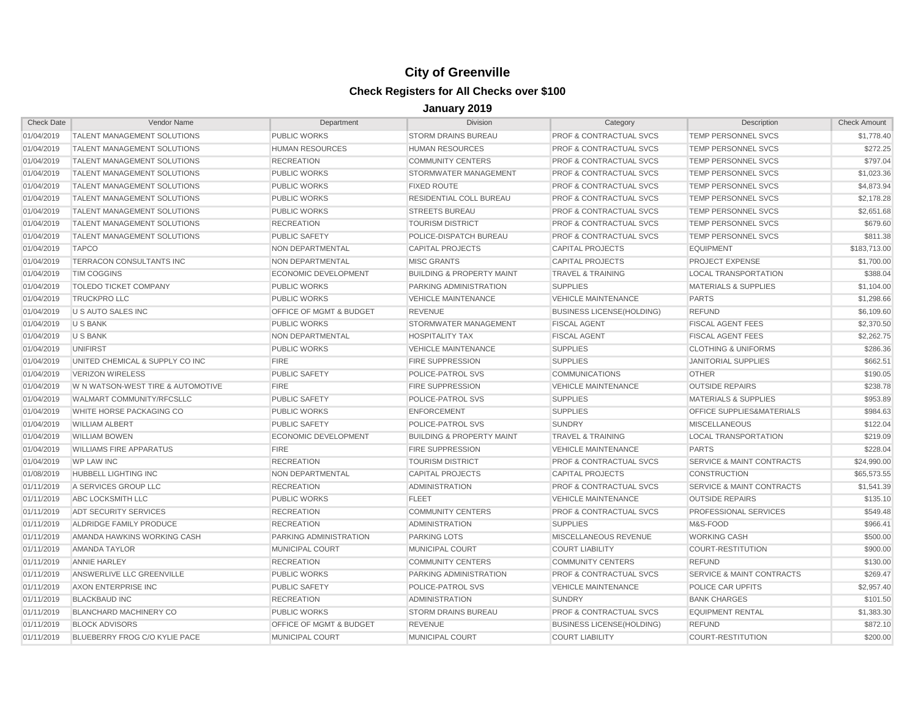# City of Greenville

## Check Registers for All Checks over $100

### January 2019

| Check Date | Vendor Name | Department | Division | Category | Description | Check Amount |
|---|---|---|---|---|---|---|
| 01/04/2019 | TALENT MANAGEMENT SOLUTIONS | PUBLIC WORKS | STORM DRAINS BUREAU | PROF & CONTRACTUAL SVCS | TEMP PERSONNEL SVCS | $1,778.40 |
| 01/04/2019 | TALENT MANAGEMENT SOLUTIONS | HUMAN RESOURCES | HUMAN RESOURCES | PROF & CONTRACTUAL SVCS | TEMP PERSONNEL SVCS | $272.25 |
| 01/04/2019 | TALENT MANAGEMENT SOLUTIONS | RECREATION | COMMUNITY CENTERS | PROF & CONTRACTUAL SVCS | TEMP PERSONNEL SVCS | $797.04 |
| 01/04/2019 | TALENT MANAGEMENT SOLUTIONS | PUBLIC WORKS | STORMWATER MANAGEMENT | PROF & CONTRACTUAL SVCS | TEMP PERSONNEL SVCS | $1,023.36 |
| 01/04/2019 | TALENT MANAGEMENT SOLUTIONS | PUBLIC WORKS | FIXED ROUTE | PROF & CONTRACTUAL SVCS | TEMP PERSONNEL SVCS | $4,873.94 |
| 01/04/2019 | TALENT MANAGEMENT SOLUTIONS | PUBLIC WORKS | RESIDENTIAL COLL BUREAU | PROF & CONTRACTUAL SVCS | TEMP PERSONNEL SVCS | $2,178.28 |
| 01/04/2019 | TALENT MANAGEMENT SOLUTIONS | PUBLIC WORKS | STREETS BUREAU | PROF & CONTRACTUAL SVCS | TEMP PERSONNEL SVCS | $2,651.68 |
| 01/04/2019 | TALENT MANAGEMENT SOLUTIONS | RECREATION | TOURISM DISTRICT | PROF & CONTRACTUAL SVCS | TEMP PERSONNEL SVCS | $679.60 |
| 01/04/2019 | TALENT MANAGEMENT SOLUTIONS | PUBLIC SAFETY | POLICE-DISPATCH BUREAU | PROF & CONTRACTUAL SVCS | TEMP PERSONNEL SVCS | $811.38 |
| 01/04/2019 | TAPCO | NON DEPARTMENTAL | CAPITAL PROJECTS | CAPITAL PROJECTS | EQUIPMENT | $183,713.00 |
| 01/04/2019 | TERRACON CONSULTANTS INC | NON DEPARTMENTAL | MISC GRANTS | CAPITAL PROJECTS | PROJECT EXPENSE | $1,700.00 |
| 01/04/2019 | TIM COGGINS | ECONOMIC DEVELOPMENT | BUILDING & PROPERTY MAINT | TRAVEL & TRAINING | LOCAL TRANSPORTATION | $388.04 |
| 01/04/2019 | TOLEDO TICKET COMPANY | PUBLIC WORKS | PARKING ADMINISTRATION | SUPPLIES | MATERIALS & SUPPLIES | $1,104.00 |
| 01/04/2019 | TRUCKPRO LLC | PUBLIC WORKS | VEHICLE MAINTENANCE | VEHICLE MAINTENANCE | PARTS | $1,298.66 |
| 01/04/2019 | U S AUTO SALES INC | OFFICE OF MGMT & BUDGET | REVENUE | BUSINESS LICENSE(HOLDING) | REFUND | $6,109.60 |
| 01/04/2019 | U S BANK | PUBLIC WORKS | STORMWATER MANAGEMENT | FISCAL AGENT | FISCAL AGENT FEES | $2,370.50 |
| 01/04/2019 | U S BANK | NON DEPARTMENTAL | HOSPITALITY TAX | FISCAL AGENT | FISCAL AGENT FEES | $2,262.75 |
| 01/04/2019 | UNIFIRST | PUBLIC WORKS | VEHICLE MAINTENANCE | SUPPLIES | CLOTHING & UNIFORMS | $286.36 |
| 01/04/2019 | UNITED CHEMICAL & SUPPLY CO INC | FIRE | FIRE SUPPRESSION | SUPPLIES | JANITORIAL SUPPLIES | $662.51 |
| 01/04/2019 | VERIZON WIRELESS | PUBLIC SAFETY | POLICE-PATROL SVS | COMMUNICATIONS | OTHER | $190.05 |
| 01/04/2019 | W N WATSON-WEST TIRE & AUTOMOTIVE | FIRE | FIRE SUPPRESSION | VEHICLE MAINTENANCE | OUTSIDE REPAIRS | $238.78 |
| 01/04/2019 | WALMART COMMUNITY/RFCSLLC | PUBLIC SAFETY | POLICE-PATROL SVS | SUPPLIES | MATERIALS & SUPPLIES | $953.89 |
| 01/04/2019 | WHITE HORSE PACKAGING CO | PUBLIC WORKS | ENFORCEMENT | SUPPLIES | OFFICE SUPPLIES&MATERIALS | $984.63 |
| 01/04/2019 | WILLIAM ALBERT | PUBLIC SAFETY | POLICE-PATROL SVS | SUNDRY | MISCELLANEOUS | $122.04 |
| 01/04/2019 | WILLIAM BOWEN | ECONOMIC DEVELOPMENT | BUILDING & PROPERTY MAINT | TRAVEL & TRAINING | LOCAL TRANSPORTATION | $219.09 |
| 01/04/2019 | WILLIAMS FIRE APPARATUS | FIRE | FIRE SUPPRESSION | VEHICLE MAINTENANCE | PARTS | $228.04 |
| 01/04/2019 | WP LAW INC | RECREATION | TOURISM DISTRICT | PROF & CONTRACTUAL SVCS | SERVICE & MAINT CONTRACTS | $24,990.00 |
| 01/08/2019 | HUBBELL LIGHTING INC | NON DEPARTMENTAL | CAPITAL PROJECTS | CAPITAL PROJECTS | CONSTRUCTION | $65,573.55 |
| 01/11/2019 | A SERVICES GROUP LLC | RECREATION | ADMINISTRATION | PROF & CONTRACTUAL SVCS | SERVICE & MAINT CONTRACTS | $1,541.39 |
| 01/11/2019 | ABC LOCKSMITH LLC | PUBLIC WORKS | FLEET | VEHICLE MAINTENANCE | OUTSIDE REPAIRS | $135.10 |
| 01/11/2019 | ADT SECURITY SERVICES | RECREATION | COMMUNITY CENTERS | PROF & CONTRACTUAL SVCS | PROFESSIONAL SERVICES | $549.48 |
| 01/11/2019 | ALDRIDGE FAMILY PRODUCE | RECREATION | ADMINISTRATION | SUPPLIES | M&S-FOOD | $966.41 |
| 01/11/2019 | AMANDA HAWKINS WORKING CASH | PARKING ADMINISTRATION | PARKING LOTS | MISCELLANEOUS REVENUE | WORKING CASH | $500.00 |
| 01/11/2019 | AMANDA TAYLOR | MUNICIPAL COURT | MUNICIPAL COURT | COURT LIABILITY | COURT-RESTITUTION | $900.00 |
| 01/11/2019 | ANNIE HARLEY | RECREATION | COMMUNITY CENTERS | COMMUNITY CENTERS | REFUND | $130.00 |
| 01/11/2019 | ANSWERLIVE LLC GREENVILLE | PUBLIC WORKS | PARKING ADMINISTRATION | PROF & CONTRACTUAL SVCS | SERVICE & MAINT CONTRACTS | $269.47 |
| 01/11/2019 | AXON ENTERPRISE INC | PUBLIC SAFETY | POLICE-PATROL SVS | VEHICLE MAINTENANCE | POLICE CAR UPFITS | $2,957.40 |
| 01/11/2019 | BLACKBAUD INC | RECREATION | ADMINISTRATION | SUNDRY | BANK CHARGES | $101.50 |
| 01/11/2019 | BLANCHARD MACHINERY CO | PUBLIC WORKS | STORM DRAINS BUREAU | PROF & CONTRACTUAL SVCS | EQUIPMENT RENTAL | $1,383.30 |
| 01/11/2019 | BLOCK ADVISORS | OFFICE OF MGMT & BUDGET | REVENUE | BUSINESS LICENSE(HOLDING) | REFUND | $872.10 |
| 01/11/2019 | BLUEBERRY FROG C/O KYLIE PACE | MUNICIPAL COURT | MUNICIPAL COURT | COURT LIABILITY | COURT-RESTITUTION | $200.00 |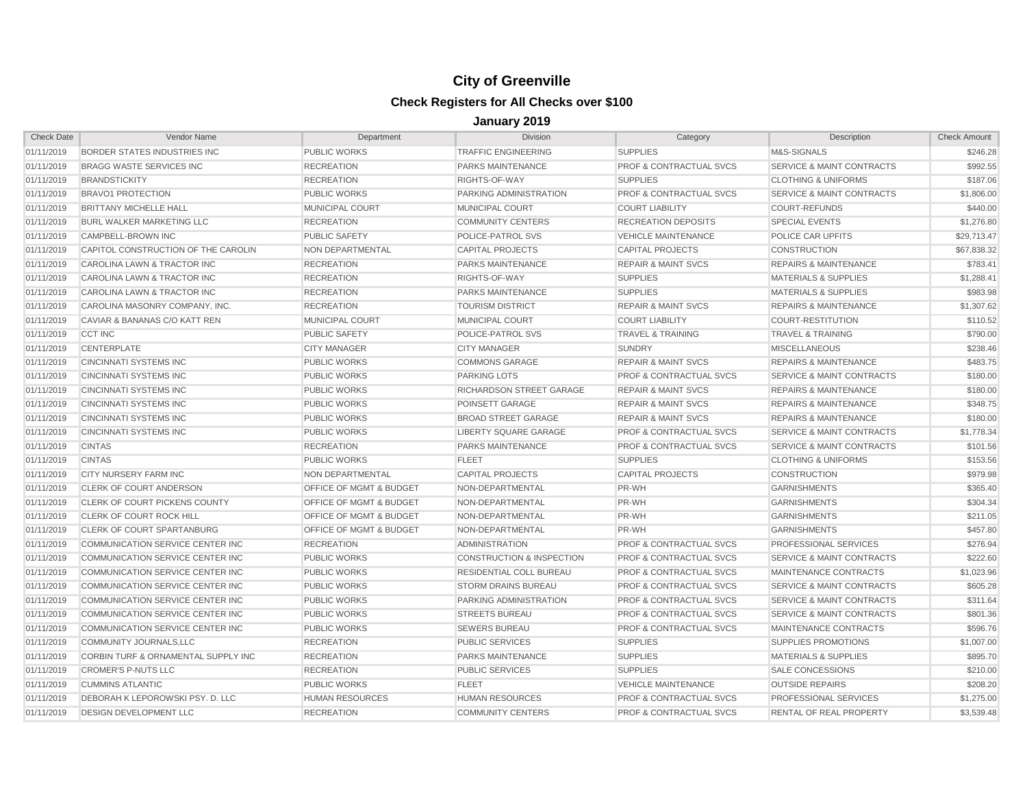# City of Greenville

## Check Registers for All Checks over $100

### January 2019

| Check Date | Vendor Name | Department | Division | Category | Description | Check Amount |
|---|---|---|---|---|---|---|
| 01/11/2019 | BORDER STATES INDUSTRIES INC | PUBLIC WORKS | TRAFFIC ENGINEERING | SUPPLIES | M&S-SIGNALS | $246.28 |
| 01/11/2019 | BRAGG WASTE SERVICES INC | RECREATION | PARKS MAINTENANCE | PROF & CONTRACTUAL SVCS | SERVICE & MAINT CONTRACTS | $992.55 |
| 01/11/2019 | BRANDSTICKITY | RECREATION | RIGHTS-OF-WAY | SUPPLIES | CLOTHING & UNIFORMS | $187.06 |
| 01/11/2019 | BRAVO1 PROTECTION | PUBLIC WORKS | PARKING ADMINISTRATION | PROF & CONTRACTUAL SVCS | SERVICE & MAINT CONTRACTS | $1,806.00 |
| 01/11/2019 | BRITTANY MICHELLE HALL | MUNICIPAL COURT | MUNICIPAL COURT | COURT LIABILITY | COURT-REFUNDS | $440.00 |
| 01/11/2019 | BURL WALKER MARKETING LLC | RECREATION | COMMUNITY CENTERS | RECREATION DEPOSITS | SPECIAL EVENTS | $1,276.80 |
| 01/11/2019 | CAMPBELL-BROWN INC | PUBLIC SAFETY | POLICE-PATROL SVS | VEHICLE MAINTENANCE | POLICE CAR UPFITS | $29,713.47 |
| 01/11/2019 | CAPITOL CONSTRUCTION OF THE CAROLIN | NON DEPARTMENTAL | CAPITAL PROJECTS | CAPITAL PROJECTS | CONSTRUCTION | $67,838.32 |
| 01/11/2019 | CAROLINA LAWN & TRACTOR INC | RECREATION | PARKS MAINTENANCE | REPAIR & MAINT SVCS | REPAIRS & MAINTENANCE | $783.41 |
| 01/11/2019 | CAROLINA LAWN & TRACTOR INC | RECREATION | RIGHTS-OF-WAY | SUPPLIES | MATERIALS & SUPPLIES | $1,288.41 |
| 01/11/2019 | CAROLINA LAWN & TRACTOR INC | RECREATION | PARKS MAINTENANCE | SUPPLIES | MATERIALS & SUPPLIES | $983.98 |
| 01/11/2019 | CAROLINA MASONRY COMPANY, INC. | RECREATION | TOURISM DISTRICT | REPAIR & MAINT SVCS | REPAIRS & MAINTENANCE | $1,307.62 |
| 01/11/2019 | CAVIAR & BANANAS C/O KATT REN | MUNICIPAL COURT | MUNICIPAL COURT | COURT LIABILITY | COURT-RESTITUTION | $110.52 |
| 01/11/2019 | CCT INC | PUBLIC SAFETY | POLICE-PATROL SVS | TRAVEL & TRAINING | TRAVEL & TRAINING | $790.00 |
| 01/11/2019 | CENTERPLATE | CITY MANAGER | CITY MANAGER | SUNDRY | MISCELLANEOUS | $238.46 |
| 01/11/2019 | CINCINNATI SYSTEMS INC | PUBLIC WORKS | COMMONS GARAGE | REPAIR & MAINT SVCS | REPAIRS & MAINTENANCE | $483.75 |
| 01/11/2019 | CINCINNATI SYSTEMS INC | PUBLIC WORKS | PARKING LOTS | PROF & CONTRACTUAL SVCS | SERVICE & MAINT CONTRACTS | $180.00 |
| 01/11/2019 | CINCINNATI SYSTEMS INC | PUBLIC WORKS | RICHARDSON STREET GARAGE | REPAIR & MAINT SVCS | REPAIRS & MAINTENANCE | $180.00 |
| 01/11/2019 | CINCINNATI SYSTEMS INC | PUBLIC WORKS | POINSETT GARAGE | REPAIR & MAINT SVCS | REPAIRS & MAINTENANCE | $348.75 |
| 01/11/2019 | CINCINNATI SYSTEMS INC | PUBLIC WORKS | BROAD STREET GARAGE | REPAIR & MAINT SVCS | REPAIRS & MAINTENANCE | $180.00 |
| 01/11/2019 | CINCINNATI SYSTEMS INC | PUBLIC WORKS | LIBERTY SQUARE GARAGE | PROF & CONTRACTUAL SVCS | SERVICE & MAINT CONTRACTS | $1,778.34 |
| 01/11/2019 | CINTAS | RECREATION | PARKS MAINTENANCE | PROF & CONTRACTUAL SVCS | SERVICE & MAINT CONTRACTS | $101.56 |
| 01/11/2019 | CINTAS | PUBLIC WORKS | FLEET | SUPPLIES | CLOTHING & UNIFORMS | $153.56 |
| 01/11/2019 | CITY NURSERY FARM INC | NON DEPARTMENTAL | CAPITAL PROJECTS | CAPITAL PROJECTS | CONSTRUCTION | $979.98 |
| 01/11/2019 | CLERK OF COURT ANDERSON | OFFICE OF MGMT & BUDGET | NON-DEPARTMENTAL | PR-WH | GARNISHMENTS | $365.40 |
| 01/11/2019 | CLERK OF COURT PICKENS COUNTY | OFFICE OF MGMT & BUDGET | NON-DEPARTMENTAL | PR-WH | GARNISHMENTS | $304.34 |
| 01/11/2019 | CLERK OF COURT ROCK HILL | OFFICE OF MGMT & BUDGET | NON-DEPARTMENTAL | PR-WH | GARNISHMENTS | $211.05 |
| 01/11/2019 | CLERK OF COURT SPARTANBURG | OFFICE OF MGMT & BUDGET | NON-DEPARTMENTAL | PR-WH | GARNISHMENTS | $457.80 |
| 01/11/2019 | COMMUNICATION SERVICE CENTER INC | RECREATION | ADMINISTRATION | PROF & CONTRACTUAL SVCS | PROFESSIONAL SERVICES | $276.94 |
| 01/11/2019 | COMMUNICATION SERVICE CENTER INC | PUBLIC WORKS | CONSTRUCTION & INSPECTION | PROF & CONTRACTUAL SVCS | SERVICE & MAINT CONTRACTS | $222.60 |
| 01/11/2019 | COMMUNICATION SERVICE CENTER INC | PUBLIC WORKS | RESIDENTIAL COLL BUREAU | PROF & CONTRACTUAL SVCS | MAINTENANCE CONTRACTS | $1,023.96 |
| 01/11/2019 | COMMUNICATION SERVICE CENTER INC | PUBLIC WORKS | STORM DRAINS BUREAU | PROF & CONTRACTUAL SVCS | SERVICE & MAINT CONTRACTS | $605.28 |
| 01/11/2019 | COMMUNICATION SERVICE CENTER INC | PUBLIC WORKS | PARKING ADMINISTRATION | PROF & CONTRACTUAL SVCS | SERVICE & MAINT CONTRACTS | $311.64 |
| 01/11/2019 | COMMUNICATION SERVICE CENTER INC | PUBLIC WORKS | STREETS BUREAU | PROF & CONTRACTUAL SVCS | SERVICE & MAINT CONTRACTS | $801.36 |
| 01/11/2019 | COMMUNICATION SERVICE CENTER INC | PUBLIC WORKS | SEWERS BUREAU | PROF & CONTRACTUAL SVCS | MAINTENANCE CONTRACTS | $596.76 |
| 01/11/2019 | COMMUNITY JOURNALS,LLC | RECREATION | PUBLIC SERVICES | SUPPLIES | SUPPLIES PROMOTIONS | $1,007.00 |
| 01/11/2019 | CORBIN TURF & ORNAMENTAL SUPPLY INC | RECREATION | PARKS MAINTENANCE | SUPPLIES | MATERIALS & SUPPLIES | $895.70 |
| 01/11/2019 | CROMER'S P-NUTS LLC | RECREATION | PUBLIC SERVICES | SUPPLIES | SALE CONCESSIONS | $210.00 |
| 01/11/2019 | CUMMINS ATLANTIC | PUBLIC WORKS | FLEET | VEHICLE MAINTENANCE | OUTSIDE REPAIRS | $208.20 |
| 01/11/2019 | DEBORAH K LEPOROWSKI PSY. D. LLC | HUMAN RESOURCES | HUMAN RESOURCES | PROF & CONTRACTUAL SVCS | PROFESSIONAL SERVICES | $1,275.00 |
| 01/11/2019 | DESIGN DEVELOPMENT LLC | RECREATION | COMMUNITY CENTERS | PROF & CONTRACTUAL SVCS | RENTAL OF REAL PROPERTY | $3,539.48 |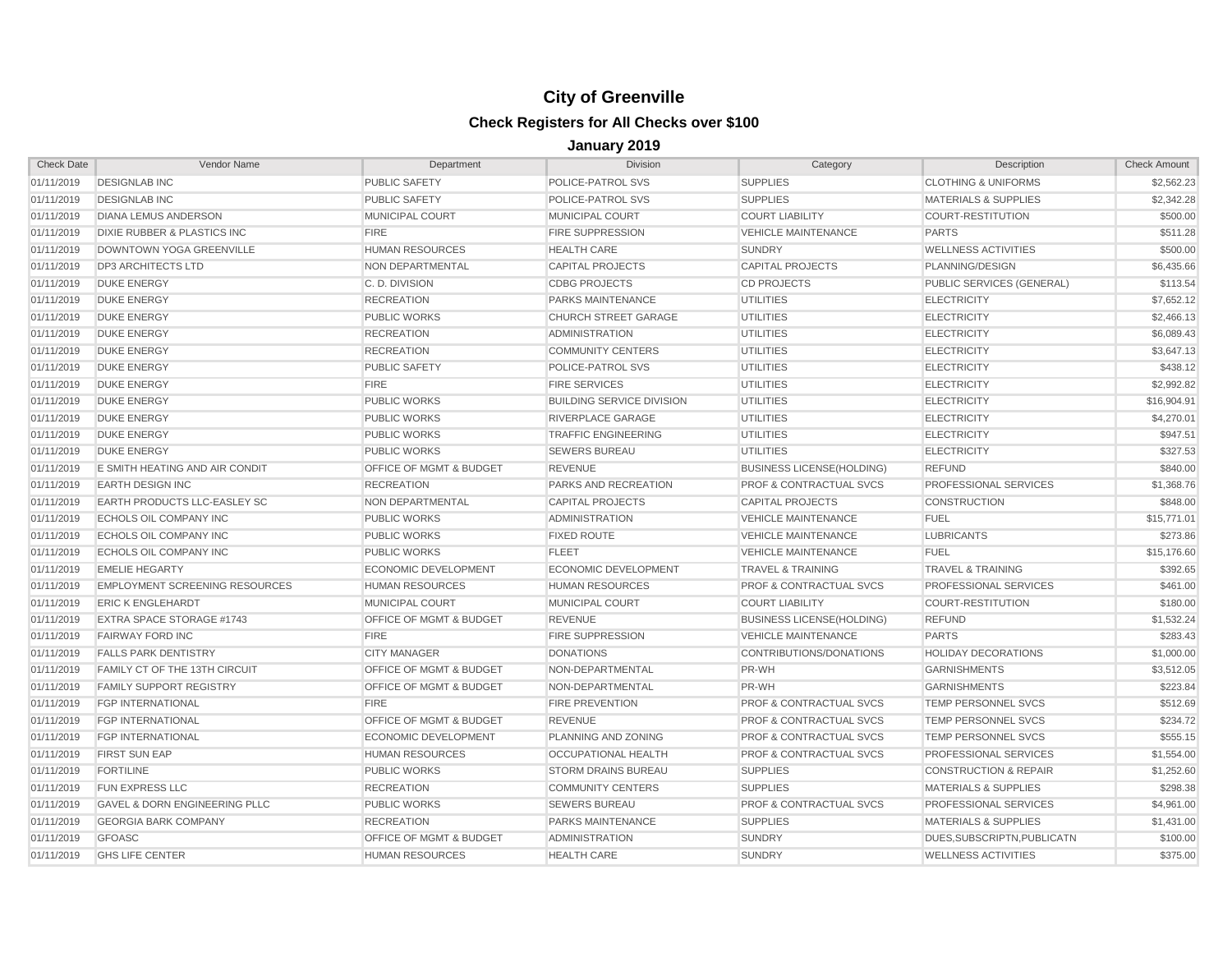# City of Greenville

## Check Registers for All Checks over $100

### January 2019

| Check Date | Vendor Name | Department | Division | Category | Description | Check Amount |
|---|---|---|---|---|---|---|
| 01/11/2019 | DESIGNLAB INC | PUBLIC SAFETY | POLICE-PATROL SVS | SUPPLIES | CLOTHING & UNIFORMS | $2,562.23 |
| 01/11/2019 | DESIGNLAB INC | PUBLIC SAFETY | POLICE-PATROL SVS | SUPPLIES | MATERIALS & SUPPLIES | $2,342.28 |
| 01/11/2019 | DIANA LEMUS ANDERSON | MUNICIPAL COURT | MUNICIPAL COURT | COURT LIABILITY | COURT-RESTITUTION | $500.00 |
| 01/11/2019 | DIXIE RUBBER & PLASTICS INC | FIRE | FIRE SUPPRESSION | VEHICLE MAINTENANCE | PARTS | $511.28 |
| 01/11/2019 | DOWNTOWN YOGA GREENVILLE | HUMAN RESOURCES | HEALTH CARE | SUNDRY | WELLNESS ACTIVITIES | $500.00 |
| 01/11/2019 | DP3 ARCHITECTS LTD | NON DEPARTMENTAL | CAPITAL PROJECTS | CAPITAL PROJECTS | PLANNING/DESIGN | $6,435.66 |
| 01/11/2019 | DUKE ENERGY | C. D. DIVISION | CDBG PROJECTS | CD PROJECTS | PUBLIC SERVICES (GENERAL) | $113.54 |
| 01/11/2019 | DUKE ENERGY | RECREATION | PARKS MAINTENANCE | UTILITIES | ELECTRICITY | $7,652.12 |
| 01/11/2019 | DUKE ENERGY | PUBLIC WORKS | CHURCH STREET GARAGE | UTILITIES | ELECTRICITY | $2,466.13 |
| 01/11/2019 | DUKE ENERGY | RECREATION | ADMINISTRATION | UTILITIES | ELECTRICITY | $6,089.43 |
| 01/11/2019 | DUKE ENERGY | RECREATION | COMMUNITY CENTERS | UTILITIES | ELECTRICITY | $3,647.13 |
| 01/11/2019 | DUKE ENERGY | PUBLIC SAFETY | POLICE-PATROL SVS | UTILITIES | ELECTRICITY | $438.12 |
| 01/11/2019 | DUKE ENERGY | FIRE | FIRE SERVICES | UTILITIES | ELECTRICITY | $2,992.82 |
| 01/11/2019 | DUKE ENERGY | PUBLIC WORKS | BUILDING SERVICE DIVISION | UTILITIES | ELECTRICITY | $16,904.91 |
| 01/11/2019 | DUKE ENERGY | PUBLIC WORKS | RIVERPLACE GARAGE | UTILITIES | ELECTRICITY | $4,270.01 |
| 01/11/2019 | DUKE ENERGY | PUBLIC WORKS | TRAFFIC ENGINEERING | UTILITIES | ELECTRICITY | $947.51 |
| 01/11/2019 | DUKE ENERGY | PUBLIC WORKS | SEWERS BUREAU | UTILITIES | ELECTRICITY | $327.53 |
| 01/11/2019 | E SMITH HEATING AND AIR CONDIT | OFFICE OF MGMT & BUDGET | REVENUE | BUSINESS LICENSE(HOLDING) | REFUND | $840.00 |
| 01/11/2019 | EARTH DESIGN INC | RECREATION | PARKS AND RECREATION | PROF & CONTRACTUAL SVCS | PROFESSIONAL SERVICES | $1,368.76 |
| 01/11/2019 | EARTH PRODUCTS LLC-EASLEY SC | NON DEPARTMENTAL | CAPITAL PROJECTS | CAPITAL PROJECTS | CONSTRUCTION | $848.00 |
| 01/11/2019 | ECHOLS OIL COMPANY INC | PUBLIC WORKS | ADMINISTRATION | VEHICLE MAINTENANCE | FUEL | $15,771.01 |
| 01/11/2019 | ECHOLS OIL COMPANY INC | PUBLIC WORKS | FIXED ROUTE | VEHICLE MAINTENANCE | LUBRICANTS | $273.86 |
| 01/11/2019 | ECHOLS OIL COMPANY INC | PUBLIC WORKS | FLEET | VEHICLE MAINTENANCE | FUEL | $15,176.60 |
| 01/11/2019 | EMELIE HEGARTY | ECONOMIC DEVELOPMENT | ECONOMIC DEVELOPMENT | TRAVEL & TRAINING | TRAVEL & TRAINING | $392.65 |
| 01/11/2019 | EMPLOYMENT SCREENING RESOURCES | HUMAN RESOURCES | HUMAN RESOURCES | PROF & CONTRACTUAL SVCS | PROFESSIONAL SERVICES | $461.00 |
| 01/11/2019 | ERIC K ENGLEHARDT | MUNICIPAL COURT | MUNICIPAL COURT | COURT LIABILITY | COURT-RESTITUTION | $180.00 |
| 01/11/2019 | EXTRA SPACE STORAGE #1743 | OFFICE OF MGMT & BUDGET | REVENUE | BUSINESS LICENSE(HOLDING) | REFUND | $1,532.24 |
| 01/11/2019 | FAIRWAY FORD INC | FIRE | FIRE SUPPRESSION | VEHICLE MAINTENANCE | PARTS | $283.43 |
| 01/11/2019 | FALLS PARK DENTISTRY | CITY MANAGER | DONATIONS | CONTRIBUTIONS/DONATIONS | HOLIDAY DECORATIONS | $1,000.00 |
| 01/11/2019 | FAMILY CT OF THE 13TH CIRCUIT | OFFICE OF MGMT & BUDGET | NON-DEPARTMENTAL | PR-WH | GARNISHMENTS | $3,512.05 |
| 01/11/2019 | FAMILY SUPPORT REGISTRY | OFFICE OF MGMT & BUDGET | NON-DEPARTMENTAL | PR-WH | GARNISHMENTS | $223.84 |
| 01/11/2019 | FGP INTERNATIONAL | FIRE | FIRE PREVENTION | PROF & CONTRACTUAL SVCS | TEMP PERSONNEL SVCS | $512.69 |
| 01/11/2019 | FGP INTERNATIONAL | OFFICE OF MGMT & BUDGET | REVENUE | PROF & CONTRACTUAL SVCS | TEMP PERSONNEL SVCS | $234.72 |
| 01/11/2019 | FGP INTERNATIONAL | ECONOMIC DEVELOPMENT | PLANNING AND ZONING | PROF & CONTRACTUAL SVCS | TEMP PERSONNEL SVCS | $555.15 |
| 01/11/2019 | FIRST SUN EAP | HUMAN RESOURCES | OCCUPATIONAL HEALTH | PROF & CONTRACTUAL SVCS | PROFESSIONAL SERVICES | $1,554.00 |
| 01/11/2019 | FORTILINE | PUBLIC WORKS | STORM DRAINS BUREAU | SUPPLIES | CONSTRUCTION & REPAIR | $1,252.60 |
| 01/11/2019 | FUN EXPRESS LLC | RECREATION | COMMUNITY CENTERS | SUPPLIES | MATERIALS & SUPPLIES | $298.38 |
| 01/11/2019 | GAVEL & DORN ENGINEERING PLLC | PUBLIC WORKS | SEWERS BUREAU | PROF & CONTRACTUAL SVCS | PROFESSIONAL SERVICES | $4,961.00 |
| 01/11/2019 | GEORGIA BARK COMPANY | RECREATION | PARKS MAINTENANCE | SUPPLIES | MATERIALS & SUPPLIES | $1,431.00 |
| 01/11/2019 | GFOASC | OFFICE OF MGMT & BUDGET | ADMINISTRATION | SUNDRY | DUES,SUBSCRIPTN,PUBLICATN | $100.00 |
| 01/11/2019 | GHS LIFE CENTER | HUMAN RESOURCES | HEALTH CARE | SUNDRY | WELLNESS ACTIVITIES | $375.00 |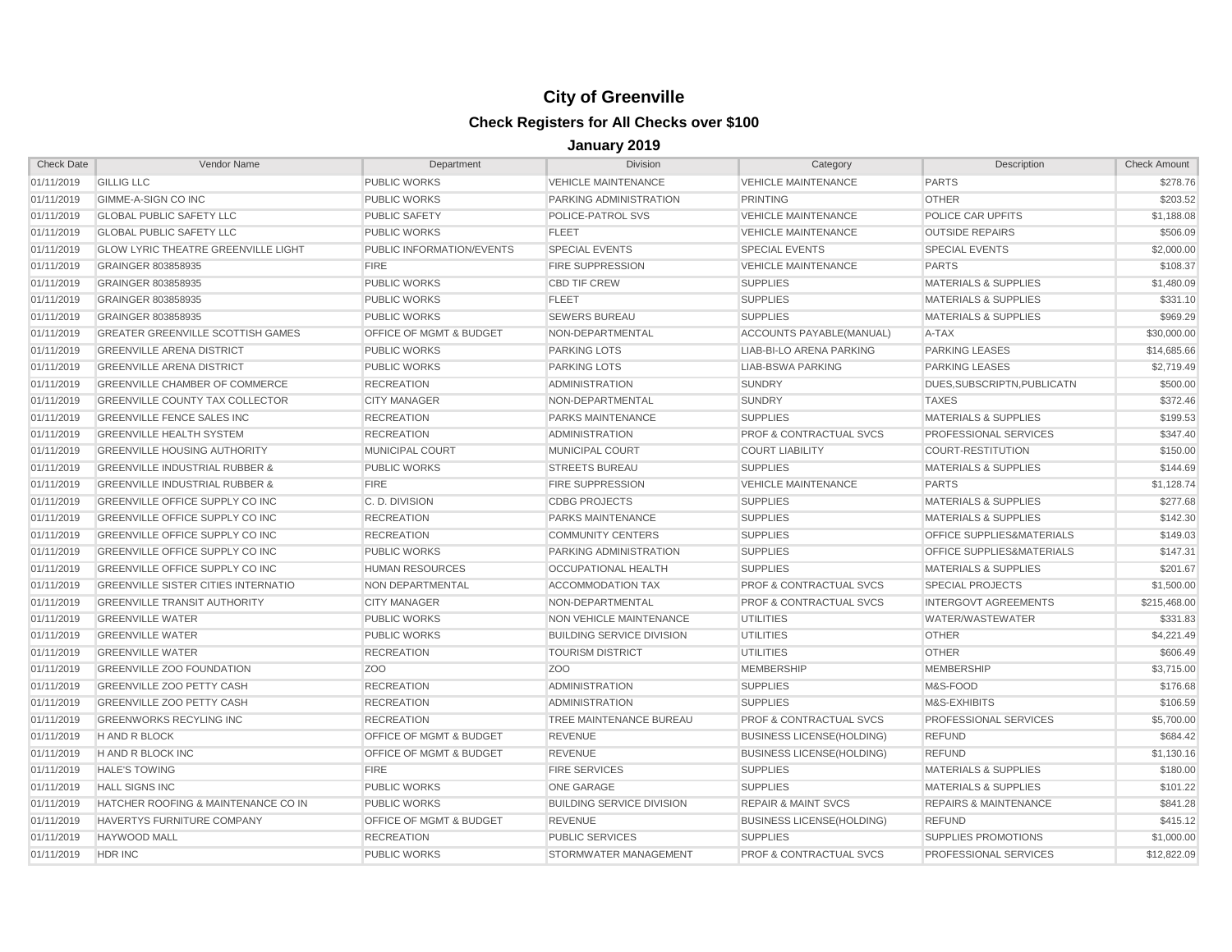# City of Greenville

## Check Registers for All Checks over $100

### January 2019

| Check Date | Vendor Name | Department | Division | Category | Description | Check Amount |
|---|---|---|---|---|---|---|
| 01/11/2019 | GILLIG LLC | PUBLIC WORKS | VEHICLE MAINTENANCE | VEHICLE MAINTENANCE | PARTS | $278.76 |
| 01/11/2019 | GIMME-A-SIGN CO INC | PUBLIC WORKS | PARKING ADMINISTRATION | PRINTING | OTHER | $203.52 |
| 01/11/2019 | GLOBAL PUBLIC SAFETY LLC | PUBLIC SAFETY | POLICE-PATROL SVS | VEHICLE MAINTENANCE | POLICE CAR UPFITS | $1,188.08 |
| 01/11/2019 | GLOBAL PUBLIC SAFETY LLC | PUBLIC WORKS | FLEET | VEHICLE MAINTENANCE | OUTSIDE REPAIRS | $506.09 |
| 01/11/2019 | GLOW LYRIC THEATRE GREENVILLE LIGHT | PUBLIC INFORMATION/EVENTS | SPECIAL EVENTS | SPECIAL EVENTS | SPECIAL EVENTS | $2,000.00 |
| 01/11/2019 | GRAINGER 803858935 | FIRE | FIRE SUPPRESSION | VEHICLE MAINTENANCE | PARTS | $108.37 |
| 01/11/2019 | GRAINGER 803858935 | PUBLIC WORKS | CBD TIF CREW | SUPPLIES | MATERIALS & SUPPLIES | $1,480.09 |
| 01/11/2019 | GRAINGER 803858935 | PUBLIC WORKS | FLEET | SUPPLIES | MATERIALS & SUPPLIES | $331.10 |
| 01/11/2019 | GRAINGER 803858935 | PUBLIC WORKS | SEWERS BUREAU | SUPPLIES | MATERIALS & SUPPLIES | $969.29 |
| 01/11/2019 | GREATER GREENVILLE SCOTTISH GAMES | OFFICE OF MGMT & BUDGET | NON-DEPARTMENTAL | ACCOUNTS PAYABLE(MANUAL) | A-TAX | $30,000.00 |
| 01/11/2019 | GREENVILLE ARENA DISTRICT | PUBLIC WORKS | PARKING LOTS | LIAB-BI-LO ARENA PARKING | PARKING LEASES | $14,685.66 |
| 01/11/2019 | GREENVILLE ARENA DISTRICT | PUBLIC WORKS | PARKING LOTS | LIAB-BSWA PARKING | PARKING LEASES | $2,719.49 |
| 01/11/2019 | GREENVILLE CHAMBER OF COMMERCE | RECREATION | ADMINISTRATION | SUNDRY | DUES,SUBSCRIPTN,PUBLICATN | $500.00 |
| 01/11/2019 | GREENVILLE COUNTY TAX COLLECTOR | CITY MANAGER | NON-DEPARTMENTAL | SUNDRY | TAXES | $372.46 |
| 01/11/2019 | GREENVILLE FENCE SALES INC | RECREATION | PARKS MAINTENANCE | SUPPLIES | MATERIALS & SUPPLIES | $199.53 |
| 01/11/2019 | GREENVILLE HEALTH SYSTEM | RECREATION | ADMINISTRATION | PROF & CONTRACTUAL SVCS | PROFESSIONAL SERVICES | $347.40 |
| 01/11/2019 | GREENVILLE HOUSING AUTHORITY | MUNICIPAL COURT | MUNICIPAL COURT | COURT LIABILITY | COURT-RESTITUTION | $150.00 |
| 01/11/2019 | GREENVILLE INDUSTRIAL RUBBER & | PUBLIC WORKS | STREETS BUREAU | SUPPLIES | MATERIALS & SUPPLIES | $144.69 |
| 01/11/2019 | GREENVILLE INDUSTRIAL RUBBER & | FIRE | FIRE SUPPRESSION | VEHICLE MAINTENANCE | PARTS | $1,128.74 |
| 01/11/2019 | GREENVILLE OFFICE SUPPLY CO INC | C. D. DIVISION | CDBG PROJECTS | SUPPLIES | MATERIALS & SUPPLIES | $277.68 |
| 01/11/2019 | GREENVILLE OFFICE SUPPLY CO INC | RECREATION | PARKS MAINTENANCE | SUPPLIES | MATERIALS & SUPPLIES | $142.30 |
| 01/11/2019 | GREENVILLE OFFICE SUPPLY CO INC | RECREATION | COMMUNITY CENTERS | SUPPLIES | OFFICE SUPPLIES&MATERIALS | $149.03 |
| 01/11/2019 | GREENVILLE OFFICE SUPPLY CO INC | PUBLIC WORKS | PARKING ADMINISTRATION | SUPPLIES | OFFICE SUPPLIES&MATERIALS | $147.31 |
| 01/11/2019 | GREENVILLE OFFICE SUPPLY CO INC | HUMAN RESOURCES | OCCUPATIONAL HEALTH | SUPPLIES | MATERIALS & SUPPLIES | $201.67 |
| 01/11/2019 | GREENVILLE SISTER CITIES INTERNATIO | NON DEPARTMENTAL | ACCOMMODATION TAX | PROF & CONTRACTUAL SVCS | SPECIAL PROJECTS | $1,500.00 |
| 01/11/2019 | GREENVILLE TRANSIT AUTHORITY | CITY MANAGER | NON-DEPARTMENTAL | PROF & CONTRACTUAL SVCS | INTERGOVT AGREEMENTS | $215,468.00 |
| 01/11/2019 | GREENVILLE WATER | PUBLIC WORKS | NON VEHICLE MAINTENANCE | UTILITIES | WATER/WASTEWATER | $331.83 |
| 01/11/2019 | GREENVILLE WATER | PUBLIC WORKS | BUILDING SERVICE DIVISION | UTILITIES | OTHER | $4,221.49 |
| 01/11/2019 | GREENVILLE WATER | RECREATION | TOURISM DISTRICT | UTILITIES | OTHER | $606.49 |
| 01/11/2019 | GREENVILLE ZOO FOUNDATION | ZOO | ZOO | MEMBERSHIP | MEMBERSHIP | $3,715.00 |
| 01/11/2019 | GREENVILLE ZOO PETTY CASH | RECREATION | ADMINISTRATION | SUPPLIES | M&S-FOOD | $176.68 |
| 01/11/2019 | GREENVILLE ZOO PETTY CASH | RECREATION | ADMINISTRATION | SUPPLIES | M&S-EXHIBITS | $106.59 |
| 01/11/2019 | GREENWORKS RECYLING INC | RECREATION | TREE MAINTENANCE BUREAU | PROF & CONTRACTUAL SVCS | PROFESSIONAL SERVICES | $5,700.00 |
| 01/11/2019 | H AND R BLOCK | OFFICE OF MGMT & BUDGET | REVENUE | BUSINESS LICENSE(HOLDING) | REFUND | $684.42 |
| 01/11/2019 | H AND R BLOCK INC | OFFICE OF MGMT & BUDGET | REVENUE | BUSINESS LICENSE(HOLDING) | REFUND | $1,130.16 |
| 01/11/2019 | HALE'S TOWING | FIRE | FIRE SERVICES | SUPPLIES | MATERIALS & SUPPLIES | $180.00 |
| 01/11/2019 | HALL SIGNS INC | PUBLIC WORKS | ONE GARAGE | SUPPLIES | MATERIALS & SUPPLIES | $101.22 |
| 01/11/2019 | HATCHER ROOFING & MAINTENANCE CO IN | PUBLIC WORKS | BUILDING SERVICE DIVISION | REPAIR & MAINT SVCS | REPAIRS & MAINTENANCE | $841.28 |
| 01/11/2019 | HAVERTYS FURNITURE COMPANY | OFFICE OF MGMT & BUDGET | REVENUE | BUSINESS LICENSE(HOLDING) | REFUND | $415.12 |
| 01/11/2019 | HAYWOOD MALL | RECREATION | PUBLIC SERVICES | SUPPLIES | SUPPLIES PROMOTIONS | $1,000.00 |
| 01/11/2019 | HDR INC | PUBLIC WORKS | STORMWATER MANAGEMENT | PROF & CONTRACTUAL SVCS | PROFESSIONAL SERVICES | $12,822.09 |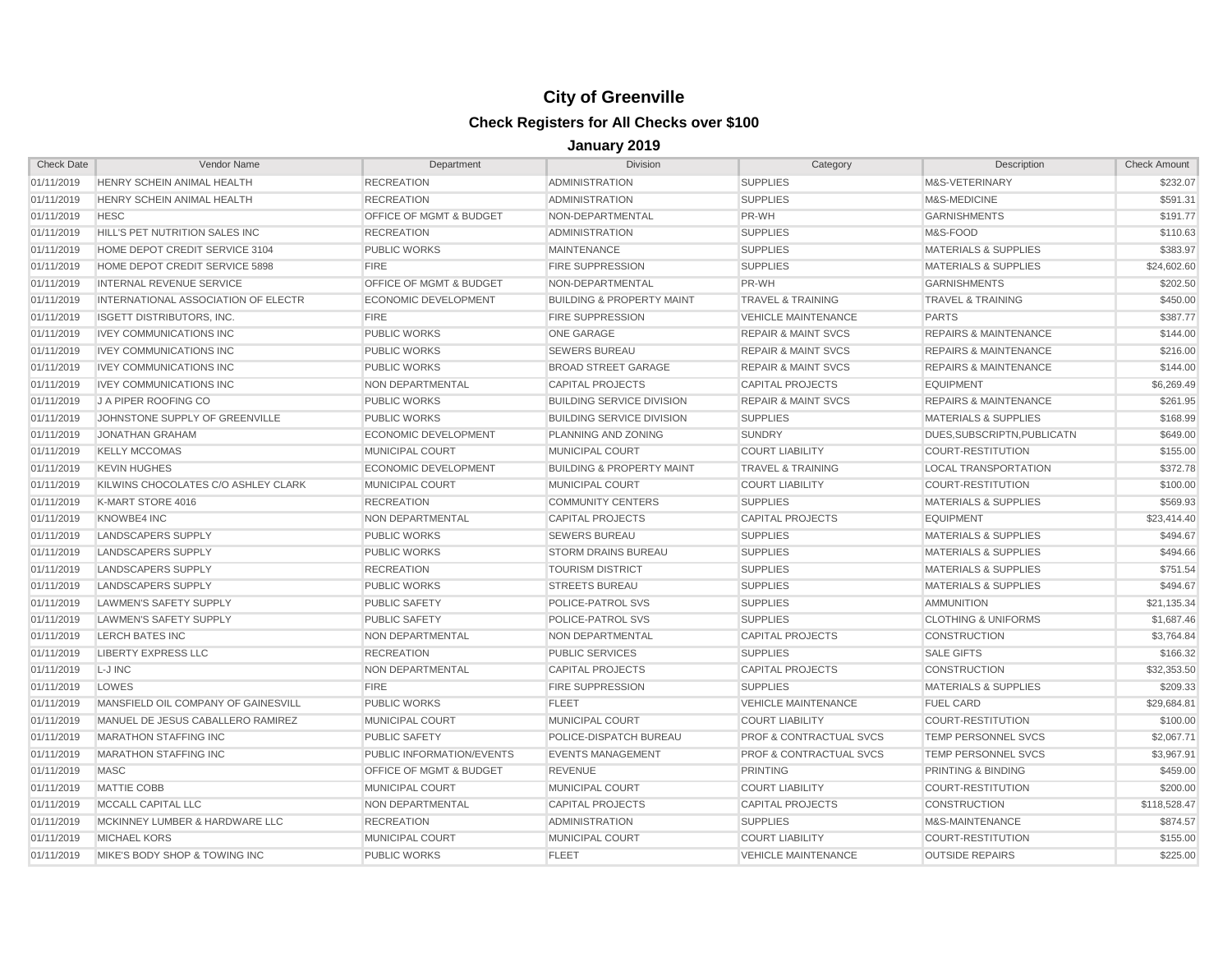# City of Greenville

## Check Registers for All Checks over $100

### January 2019

| Check Date | Vendor Name | Department | Division | Category | Description | Check Amount |
|---|---|---|---|---|---|---|
| 01/11/2019 | HENRY SCHEIN ANIMAL HEALTH | RECREATION | ADMINISTRATION | SUPPLIES | M&S-VETERINARY | $232.07 |
| 01/11/2019 | HENRY SCHEIN ANIMAL HEALTH | RECREATION | ADMINISTRATION | SUPPLIES | M&S-MEDICINE | $591.31 |
| 01/11/2019 | HESC | OFFICE OF MGMT & BUDGET | NON-DEPARTMENTAL | PR-WH | GARNISHMENTS | $191.77 |
| 01/11/2019 | HILL'S PET NUTRITION SALES INC | RECREATION | ADMINISTRATION | SUPPLIES | M&S-FOOD | $110.63 |
| 01/11/2019 | HOME DEPOT CREDIT SERVICE 3104 | PUBLIC WORKS | MAINTENANCE | SUPPLIES | MATERIALS & SUPPLIES | $383.97 |
| 01/11/2019 | HOME DEPOT CREDIT SERVICE 5898 | FIRE | FIRE SUPPRESSION | SUPPLIES | MATERIALS & SUPPLIES | $24,602.60 |
| 01/11/2019 | INTERNAL REVENUE SERVICE | OFFICE OF MGMT & BUDGET | NON-DEPARTMENTAL | PR-WH | GARNISHMENTS | $202.50 |
| 01/11/2019 | INTERNATIONAL ASSOCIATION OF ELECTR | ECONOMIC DEVELOPMENT | BUILDING & PROPERTY MAINT | TRAVEL & TRAINING | TRAVEL & TRAINING | $450.00 |
| 01/11/2019 | ISGETT DISTRIBUTORS, INC. | FIRE | FIRE SUPPRESSION | VEHICLE MAINTENANCE | PARTS | $387.77 |
| 01/11/2019 | IVEY COMMUNICATIONS INC | PUBLIC WORKS | ONE GARAGE | REPAIR & MAINT SVCS | REPAIRS & MAINTENANCE | $144.00 |
| 01/11/2019 | IVEY COMMUNICATIONS INC | PUBLIC WORKS | SEWERS BUREAU | REPAIR & MAINT SVCS | REPAIRS & MAINTENANCE | $216.00 |
| 01/11/2019 | IVEY COMMUNICATIONS INC | PUBLIC WORKS | BROAD STREET GARAGE | REPAIR & MAINT SVCS | REPAIRS & MAINTENANCE | $144.00 |
| 01/11/2019 | IVEY COMMUNICATIONS INC | NON DEPARTMENTAL | CAPITAL PROJECTS | CAPITAL PROJECTS | EQUIPMENT | $6,269.49 |
| 01/11/2019 | J A PIPER ROOFING CO | PUBLIC WORKS | BUILDING SERVICE DIVISION | REPAIR & MAINT SVCS | REPAIRS & MAINTENANCE | $261.95 |
| 01/11/2019 | JOHNSTONE SUPPLY OF GREENVILLE | PUBLIC WORKS | BUILDING SERVICE DIVISION | SUPPLIES | MATERIALS & SUPPLIES | $168.99 |
| 01/11/2019 | JONATHAN GRAHAM | ECONOMIC DEVELOPMENT | PLANNING AND ZONING | SUNDRY | DUES,SUBSCRIPTN,PUBLICATN | $649.00 |
| 01/11/2019 | KELLY MCCOMAS | MUNICIPAL COURT | MUNICIPAL COURT | COURT LIABILITY | COURT-RESTITUTION | $155.00 |
| 01/11/2019 | KEVIN HUGHES | ECONOMIC DEVELOPMENT | BUILDING & PROPERTY MAINT | TRAVEL & TRAINING | LOCAL TRANSPORTATION | $372.78 |
| 01/11/2019 | KILWINS CHOCOLATES C/O ASHLEY CLARK | MUNICIPAL COURT | MUNICIPAL COURT | COURT LIABILITY | COURT-RESTITUTION | $100.00 |
| 01/11/2019 | K-MART STORE 4016 | RECREATION | COMMUNITY CENTERS | SUPPLIES | MATERIALS & SUPPLIES | $569.93 |
| 01/11/2019 | KNOWBE4 INC | NON DEPARTMENTAL | CAPITAL PROJECTS | CAPITAL PROJECTS | EQUIPMENT | $23,414.40 |
| 01/11/2019 | LANDSCAPERS SUPPLY | PUBLIC WORKS | SEWERS BUREAU | SUPPLIES | MATERIALS & SUPPLIES | $494.67 |
| 01/11/2019 | LANDSCAPERS SUPPLY | PUBLIC WORKS | STORM DRAINS BUREAU | SUPPLIES | MATERIALS & SUPPLIES | $494.66 |
| 01/11/2019 | LANDSCAPERS SUPPLY | RECREATION | TOURISM DISTRICT | SUPPLIES | MATERIALS & SUPPLIES | $751.54 |
| 01/11/2019 | LANDSCAPERS SUPPLY | PUBLIC WORKS | STREETS BUREAU | SUPPLIES | MATERIALS & SUPPLIES | $494.67 |
| 01/11/2019 | LAWMEN'S SAFETY SUPPLY | PUBLIC SAFETY | POLICE-PATROL SVS | SUPPLIES | AMMUNITION | $21,135.34 |
| 01/11/2019 | LAWMEN'S SAFETY SUPPLY | PUBLIC SAFETY | POLICE-PATROL SVS | SUPPLIES | CLOTHING & UNIFORMS | $1,687.46 |
| 01/11/2019 | LERCH BATES INC | NON DEPARTMENTAL | NON DEPARTMENTAL | CAPITAL PROJECTS | CONSTRUCTION | $3,764.84 |
| 01/11/2019 | LIBERTY EXPRESS LLC | RECREATION | PUBLIC SERVICES | SUPPLIES | SALE GIFTS | $166.32 |
| 01/11/2019 | L-J INC | NON DEPARTMENTAL | CAPITAL PROJECTS | CAPITAL PROJECTS | CONSTRUCTION | $32,353.50 |
| 01/11/2019 | LOWES | FIRE | FIRE SUPPRESSION | SUPPLIES | MATERIALS & SUPPLIES | $209.33 |
| 01/11/2019 | MANSFIELD OIL COMPANY OF GAINESVILL | PUBLIC WORKS | FLEET | VEHICLE MAINTENANCE | FUEL CARD | $29,684.81 |
| 01/11/2019 | MANUEL DE JESUS CABALLERO RAMIREZ | MUNICIPAL COURT | MUNICIPAL COURT | COURT LIABILITY | COURT-RESTITUTION | $100.00 |
| 01/11/2019 | MARATHON STAFFING INC | PUBLIC SAFETY | POLICE-DISPATCH BUREAU | PROF & CONTRACTUAL SVCS | TEMP PERSONNEL SVCS | $2,067.71 |
| 01/11/2019 | MARATHON STAFFING INC | PUBLIC INFORMATION/EVENTS | EVENTS MANAGEMENT | PROF & CONTRACTUAL SVCS | TEMP PERSONNEL SVCS | $3,967.91 |
| 01/11/2019 | MASC | OFFICE OF MGMT & BUDGET | REVENUE | PRINTING | PRINTING & BINDING | $459.00 |
| 01/11/2019 | MATTIE COBB | MUNICIPAL COURT | MUNICIPAL COURT | COURT LIABILITY | COURT-RESTITUTION | $200.00 |
| 01/11/2019 | MCCALL CAPITAL LLC | NON DEPARTMENTAL | CAPITAL PROJECTS | CAPITAL PROJECTS | CONSTRUCTION | $118,528.47 |
| 01/11/2019 | MCKINNEY LUMBER & HARDWARE LLC | RECREATION | ADMINISTRATION | SUPPLIES | M&S-MAINTENANCE | $874.57 |
| 01/11/2019 | MICHAEL KORS | MUNICIPAL COURT | MUNICIPAL COURT | COURT LIABILITY | COURT-RESTITUTION | $155.00 |
| 01/11/2019 | MIKE'S BODY SHOP & TOWING INC | PUBLIC WORKS | FLEET | VEHICLE MAINTENANCE | OUTSIDE REPAIRS | $225.00 |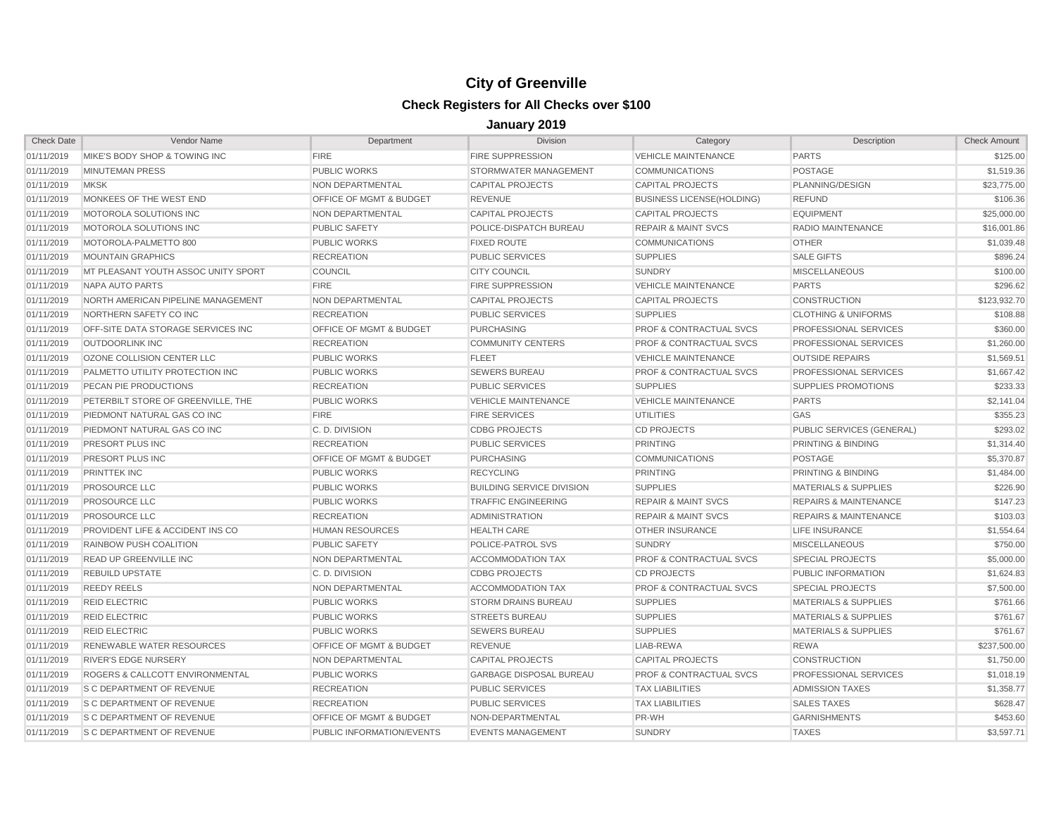# City of Greenville

## Check Registers for All Checks over $100

### January 2019

| Check Date | Vendor Name | Department | Division | Category | Description | Check Amount |
|---|---|---|---|---|---|---|
| 01/11/2019 | MIKE'S BODY SHOP & TOWING INC | FIRE | FIRE SUPPRESSION | VEHICLE MAINTENANCE | PARTS | $125.00 |
| 01/11/2019 | MINUTEMAN PRESS | PUBLIC WORKS | STORMWATER MANAGEMENT | COMMUNICATIONS | POSTAGE | $1,519.36 |
| 01/11/2019 | MKSK | NON DEPARTMENTAL | CAPITAL PROJECTS | CAPITAL PROJECTS | PLANNING/DESIGN | $23,775.00 |
| 01/11/2019 | MONKEES OF THE WEST END | OFFICE OF MGMT & BUDGET | REVENUE | BUSINESS LICENSE(HOLDING) | REFUND | $106.36 |
| 01/11/2019 | MOTOROLA SOLUTIONS INC | NON DEPARTMENTAL | CAPITAL PROJECTS | CAPITAL PROJECTS | EQUIPMENT | $25,000.00 |
| 01/11/2019 | MOTOROLA SOLUTIONS INC | PUBLIC SAFETY | POLICE-DISPATCH BUREAU | REPAIR & MAINT SVCS | RADIO MAINTENANCE | $16,001.86 |
| 01/11/2019 | MOTOROLA-PALMETTO 800 | PUBLIC WORKS | FIXED ROUTE | COMMUNICATIONS | OTHER | $1,039.48 |
| 01/11/2019 | MOUNTAIN GRAPHICS | RECREATION | PUBLIC SERVICES | SUPPLIES | SALE GIFTS | $896.24 |
| 01/11/2019 | MT PLEASANT YOUTH ASSOC UNITY SPORT | COUNCIL | CITY COUNCIL | SUNDRY | MISCELLANEOUS | $100.00 |
| 01/11/2019 | NAPA AUTO PARTS | FIRE | FIRE SUPPRESSION | VEHICLE MAINTENANCE | PARTS | $296.62 |
| 01/11/2019 | NORTH AMERICAN PIPELINE MANAGEMENT | NON DEPARTMENTAL | CAPITAL PROJECTS | CAPITAL PROJECTS | CONSTRUCTION | $123,932.70 |
| 01/11/2019 | NORTHERN SAFETY CO INC | RECREATION | PUBLIC SERVICES | SUPPLIES | CLOTHING & UNIFORMS | $108.88 |
| 01/11/2019 | OFF-SITE DATA STORAGE SERVICES INC | OFFICE OF MGMT & BUDGET | PURCHASING | PROF & CONTRACTUAL SVCS | PROFESSIONAL SERVICES | $360.00 |
| 01/11/2019 | OUTDOORLINK INC | RECREATION | COMMUNITY CENTERS | PROF & CONTRACTUAL SVCS | PROFESSIONAL SERVICES | $1,260.00 |
| 01/11/2019 | OZONE COLLISION CENTER LLC | PUBLIC WORKS | FLEET | VEHICLE MAINTENANCE | OUTSIDE REPAIRS | $1,569.51 |
| 01/11/2019 | PALMETTO UTILITY PROTECTION INC | PUBLIC WORKS | SEWERS BUREAU | PROF & CONTRACTUAL SVCS | PROFESSIONAL SERVICES | $1,667.42 |
| 01/11/2019 | PECAN PIE PRODUCTIONS | RECREATION | PUBLIC SERVICES | SUPPLIES | SUPPLIES PROMOTIONS | $233.33 |
| 01/11/2019 | PETERBILT STORE OF GREENVILLE, THE | PUBLIC WORKS | VEHICLE MAINTENANCE | VEHICLE MAINTENANCE | PARTS | $2,141.04 |
| 01/11/2019 | PIEDMONT NATURAL GAS CO INC | FIRE | FIRE SERVICES | UTILITIES | GAS | $355.23 |
| 01/11/2019 | PIEDMONT NATURAL GAS CO INC | C. D. DIVISION | CDBG PROJECTS | CD PROJECTS | PUBLIC SERVICES (GENERAL) | $293.02 |
| 01/11/2019 | PRESORT PLUS INC | RECREATION | PUBLIC SERVICES | PRINTING | PRINTING & BINDING | $1,314.40 |
| 01/11/2019 | PRESORT PLUS INC | OFFICE OF MGMT & BUDGET | PURCHASING | COMMUNICATIONS | POSTAGE | $5,370.87 |
| 01/11/2019 | PRINTTEK INC | PUBLIC WORKS | RECYCLING | PRINTING | PRINTING & BINDING | $1,484.00 |
| 01/11/2019 | PROSOURCE LLC | PUBLIC WORKS | BUILDING SERVICE DIVISION | SUPPLIES | MATERIALS & SUPPLIES | $226.90 |
| 01/11/2019 | PROSOURCE LLC | PUBLIC WORKS | TRAFFIC ENGINEERING | REPAIR & MAINT SVCS | REPAIRS & MAINTENANCE | $147.23 |
| 01/11/2019 | PROSOURCE LLC | RECREATION | ADMINISTRATION | REPAIR & MAINT SVCS | REPAIRS & MAINTENANCE | $103.03 |
| 01/11/2019 | PROVIDENT LIFE & ACCIDENT INS CO | HUMAN RESOURCES | HEALTH CARE | OTHER INSURANCE | LIFE INSURANCE | $1,554.64 |
| 01/11/2019 | RAINBOW PUSH COALITION | PUBLIC SAFETY | POLICE-PATROL SVS | SUNDRY | MISCELLANEOUS | $750.00 |
| 01/11/2019 | READ UP GREENVILLE INC | NON DEPARTMENTAL | ACCOMMODATION TAX | PROF & CONTRACTUAL SVCS | SPECIAL PROJECTS | $5,000.00 |
| 01/11/2019 | REBUILD UPSTATE | C. D. DIVISION | CDBG PROJECTS | CD PROJECTS | PUBLIC INFORMATION | $1,624.83 |
| 01/11/2019 | REEDY REELS | NON DEPARTMENTAL | ACCOMMODATION TAX | PROF & CONTRACTUAL SVCS | SPECIAL PROJECTS | $7,500.00 |
| 01/11/2019 | REID ELECTRIC | PUBLIC WORKS | STORM DRAINS BUREAU | SUPPLIES | MATERIALS & SUPPLIES | $761.66 |
| 01/11/2019 | REID ELECTRIC | PUBLIC WORKS | STREETS BUREAU | SUPPLIES | MATERIALS & SUPPLIES | $761.67 |
| 01/11/2019 | REID ELECTRIC | PUBLIC WORKS | SEWERS BUREAU | SUPPLIES | MATERIALS & SUPPLIES | $761.67 |
| 01/11/2019 | RENEWABLE WATER RESOURCES | OFFICE OF MGMT & BUDGET | REVENUE | LIAB-REWA | REWA | $237,500.00 |
| 01/11/2019 | RIVER'S EDGE NURSERY | NON DEPARTMENTAL | CAPITAL PROJECTS | CAPITAL PROJECTS | CONSTRUCTION | $1,750.00 |
| 01/11/2019 | ROGERS & CALLCOTT ENVIRONMENTAL | PUBLIC WORKS | GARBAGE DISPOSAL BUREAU | PROF & CONTRACTUAL SVCS | PROFESSIONAL SERVICES | $1,018.19 |
| 01/11/2019 | S C DEPARTMENT OF REVENUE | RECREATION | PUBLIC SERVICES | TAX LIABILITIES | ADMISSION TAXES | $1,358.77 |
| 01/11/2019 | S C DEPARTMENT OF REVENUE | RECREATION | PUBLIC SERVICES | TAX LIABILITIES | SALES TAXES | $628.47 |
| 01/11/2019 | S C DEPARTMENT OF REVENUE | OFFICE OF MGMT & BUDGET | NON-DEPARTMENTAL | PR-WH | GARNISHMENTS | $453.60 |
| 01/11/2019 | S C DEPARTMENT OF REVENUE | PUBLIC INFORMATION/EVENTS | EVENTS MANAGEMENT | SUNDRY | TAXES | $3,597.71 |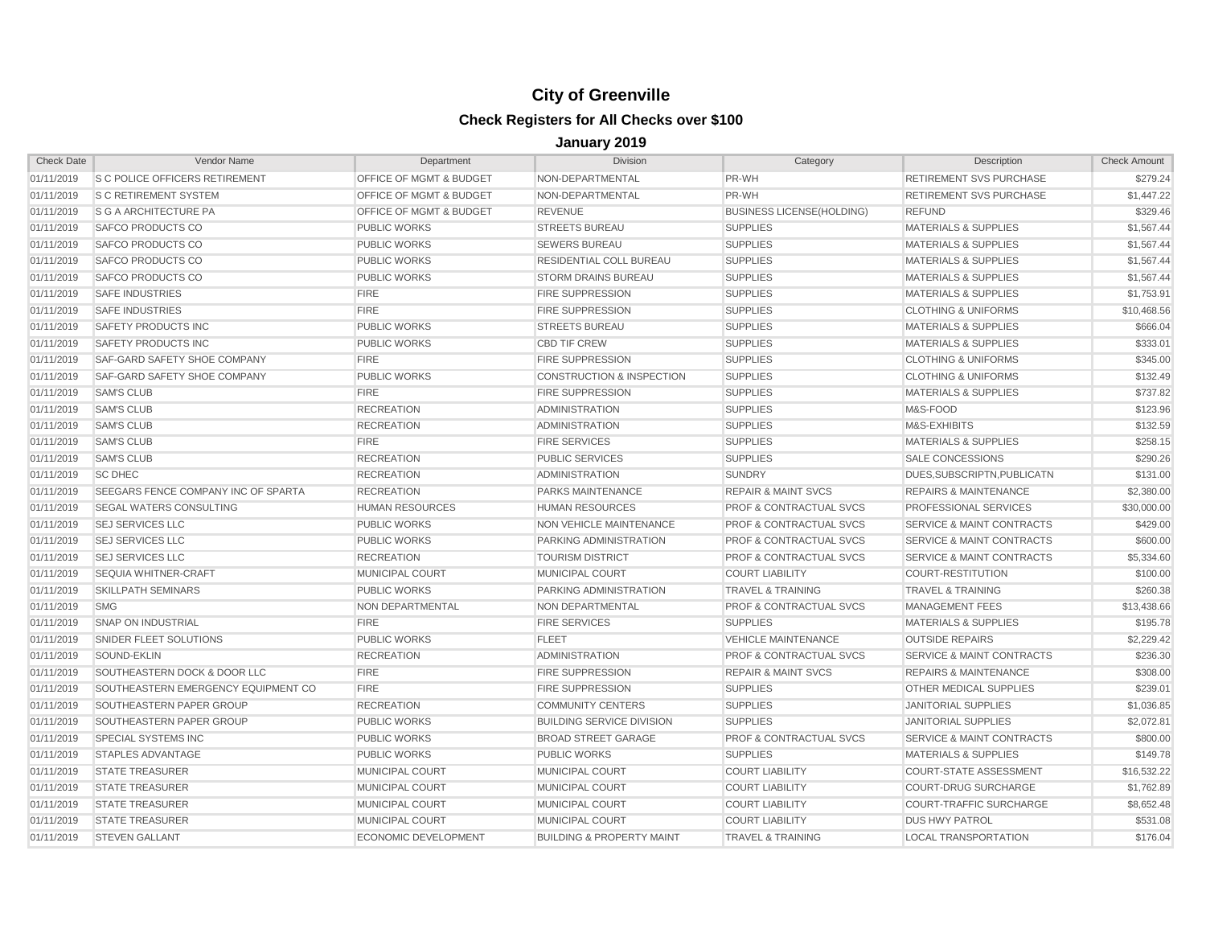# City of Greenville

## Check Registers for All Checks over $100

### January 2019

| Check Date | Vendor Name | Department | Division | Category | Description | Check Amount |
|---|---|---|---|---|---|---|
| 01/11/2019 | S C POLICE OFFICERS RETIREMENT | OFFICE OF MGMT & BUDGET | NON-DEPARTMENTAL | PR-WH | RETIREMENT SVS PURCHASE | $279.24 |
| 01/11/2019 | S C RETIREMENT SYSTEM | OFFICE OF MGMT & BUDGET | NON-DEPARTMENTAL | PR-WH | RETIREMENT SVS PURCHASE | $1,447.22 |
| 01/11/2019 | S G A ARCHITECTURE PA | OFFICE OF MGMT & BUDGET | REVENUE | BUSINESS LICENSE(HOLDING) | REFUND | $329.46 |
| 01/11/2019 | SAFCO PRODUCTS CO | PUBLIC WORKS | STREETS BUREAU | SUPPLIES | MATERIALS & SUPPLIES | $1,567.44 |
| 01/11/2019 | SAFCO PRODUCTS CO | PUBLIC WORKS | SEWERS BUREAU | SUPPLIES | MATERIALS & SUPPLIES | $1,567.44 |
| 01/11/2019 | SAFCO PRODUCTS CO | PUBLIC WORKS | RESIDENTIAL COLL BUREAU | SUPPLIES | MATERIALS & SUPPLIES | $1,567.44 |
| 01/11/2019 | SAFCO PRODUCTS CO | PUBLIC WORKS | STORM DRAINS BUREAU | SUPPLIES | MATERIALS & SUPPLIES | $1,567.44 |
| 01/11/2019 | SAFE INDUSTRIES | FIRE | FIRE SUPPRESSION | SUPPLIES | MATERIALS & SUPPLIES | $1,753.91 |
| 01/11/2019 | SAFE INDUSTRIES | FIRE | FIRE SUPPRESSION | SUPPLIES | CLOTHING & UNIFORMS | $10,468.56 |
| 01/11/2019 | SAFETY PRODUCTS INC | PUBLIC WORKS | STREETS BUREAU | SUPPLIES | MATERIALS & SUPPLIES | $666.04 |
| 01/11/2019 | SAFETY PRODUCTS INC | PUBLIC WORKS | CBD TIF CREW | SUPPLIES | MATERIALS & SUPPLIES | $333.01 |
| 01/11/2019 | SAF-GARD SAFETY SHOE COMPANY | FIRE | FIRE SUPPRESSION | SUPPLIES | CLOTHING & UNIFORMS | $345.00 |
| 01/11/2019 | SAF-GARD SAFETY SHOE COMPANY | PUBLIC WORKS | CONSTRUCTION & INSPECTION | SUPPLIES | CLOTHING & UNIFORMS | $132.49 |
| 01/11/2019 | SAM'S CLUB | FIRE | FIRE SUPPRESSION | SUPPLIES | MATERIALS & SUPPLIES | $737.82 |
| 01/11/2019 | SAM'S CLUB | RECREATION | ADMINISTRATION | SUPPLIES | M&S-FOOD | $123.96 |
| 01/11/2019 | SAM'S CLUB | RECREATION | ADMINISTRATION | SUPPLIES | M&S-EXHIBITS | $132.59 |
| 01/11/2019 | SAM'S CLUB | FIRE | FIRE SERVICES | SUPPLIES | MATERIALS & SUPPLIES | $258.15 |
| 01/11/2019 | SAM'S CLUB | RECREATION | PUBLIC SERVICES | SUPPLIES | SALE CONCESSIONS | $290.26 |
| 01/11/2019 | SC DHEC | RECREATION | ADMINISTRATION | SUNDRY | DUES,SUBSCRIPTN,PUBLICATN | $131.00 |
| 01/11/2019 | SEEGARS FENCE COMPANY INC OF SPARTA | RECREATION | PARKS MAINTENANCE | REPAIR & MAINT SVCS | REPAIRS & MAINTENANCE | $2,380.00 |
| 01/11/2019 | SEGAL WATERS CONSULTING | HUMAN RESOURCES | HUMAN RESOURCES | PROF & CONTRACTUAL SVCS | PROFESSIONAL SERVICES | $30,000.00 |
| 01/11/2019 | SEJ SERVICES LLC | PUBLIC WORKS | NON VEHICLE MAINTENANCE | PROF & CONTRACTUAL SVCS | SERVICE & MAINT CONTRACTS | $429.00 |
| 01/11/2019 | SEJ SERVICES LLC | PUBLIC WORKS | PARKING ADMINISTRATION | PROF & CONTRACTUAL SVCS | SERVICE & MAINT CONTRACTS | $600.00 |
| 01/11/2019 | SEJ SERVICES LLC | RECREATION | TOURISM DISTRICT | PROF & CONTRACTUAL SVCS | SERVICE & MAINT CONTRACTS | $5,334.60 |
| 01/11/2019 | SEQUIA WHITNER-CRAFT | MUNICIPAL COURT | MUNICIPAL COURT | COURT LIABILITY | COURT-RESTITUTION | $100.00 |
| 01/11/2019 | SKILLPATH SEMINARS | PUBLIC WORKS | PARKING ADMINISTRATION | TRAVEL & TRAINING | TRAVEL & TRAINING | $260.38 |
| 01/11/2019 | SMG | NON DEPARTMENTAL | NON DEPARTMENTAL | PROF & CONTRACTUAL SVCS | MANAGEMENT FEES | $13,438.66 |
| 01/11/2019 | SNAP ON INDUSTRIAL | FIRE | FIRE SERVICES | SUPPLIES | MATERIALS & SUPPLIES | $195.78 |
| 01/11/2019 | SNIDER FLEET SOLUTIONS | PUBLIC WORKS | FLEET | VEHICLE MAINTENANCE | OUTSIDE REPAIRS | $2,229.42 |
| 01/11/2019 | SOUND-EKLIN | RECREATION | ADMINISTRATION | PROF & CONTRACTUAL SVCS | SERVICE & MAINT CONTRACTS | $236.30 |
| 01/11/2019 | SOUTHEASTERN DOCK & DOOR LLC | FIRE | FIRE SUPPRESSION | REPAIR & MAINT SVCS | REPAIRS & MAINTENANCE | $308.00 |
| 01/11/2019 | SOUTHEASTERN EMERGENCY EQUIPMENT CO | FIRE | FIRE SUPPRESSION | SUPPLIES | OTHER MEDICAL SUPPLIES | $239.01 |
| 01/11/2019 | SOUTHEASTERN PAPER GROUP | RECREATION | COMMUNITY CENTERS | SUPPLIES | JANITORIAL SUPPLIES | $1,036.85 |
| 01/11/2019 | SOUTHEASTERN PAPER GROUP | PUBLIC WORKS | BUILDING SERVICE DIVISION | SUPPLIES | JANITORIAL SUPPLIES | $2,072.81 |
| 01/11/2019 | SPECIAL SYSTEMS INC | PUBLIC WORKS | BROAD STREET GARAGE | PROF & CONTRACTUAL SVCS | SERVICE & MAINT CONTRACTS | $800.00 |
| 01/11/2019 | STAPLES ADVANTAGE | PUBLIC WORKS | PUBLIC WORKS | SUPPLIES | MATERIALS & SUPPLIES | $149.78 |
| 01/11/2019 | STATE TREASURER | MUNICIPAL COURT | MUNICIPAL COURT | COURT LIABILITY | COURT-STATE ASSESSMENT | $16,532.22 |
| 01/11/2019 | STATE TREASURER | MUNICIPAL COURT | MUNICIPAL COURT | COURT LIABILITY | COURT-DRUG SURCHARGE | $1,762.89 |
| 01/11/2019 | STATE TREASURER | MUNICIPAL COURT | MUNICIPAL COURT | COURT LIABILITY | COURT-TRAFFIC SURCHARGE | $8,652.48 |
| 01/11/2019 | STATE TREASURER | MUNICIPAL COURT | MUNICIPAL COURT | COURT LIABILITY | DUS HWY PATROL | $531.08 |
| 01/11/2019 | STEVEN GALLANT | ECONOMIC DEVELOPMENT | BUILDING & PROPERTY MAINT | TRAVEL & TRAINING | LOCAL TRANSPORTATION | $176.04 |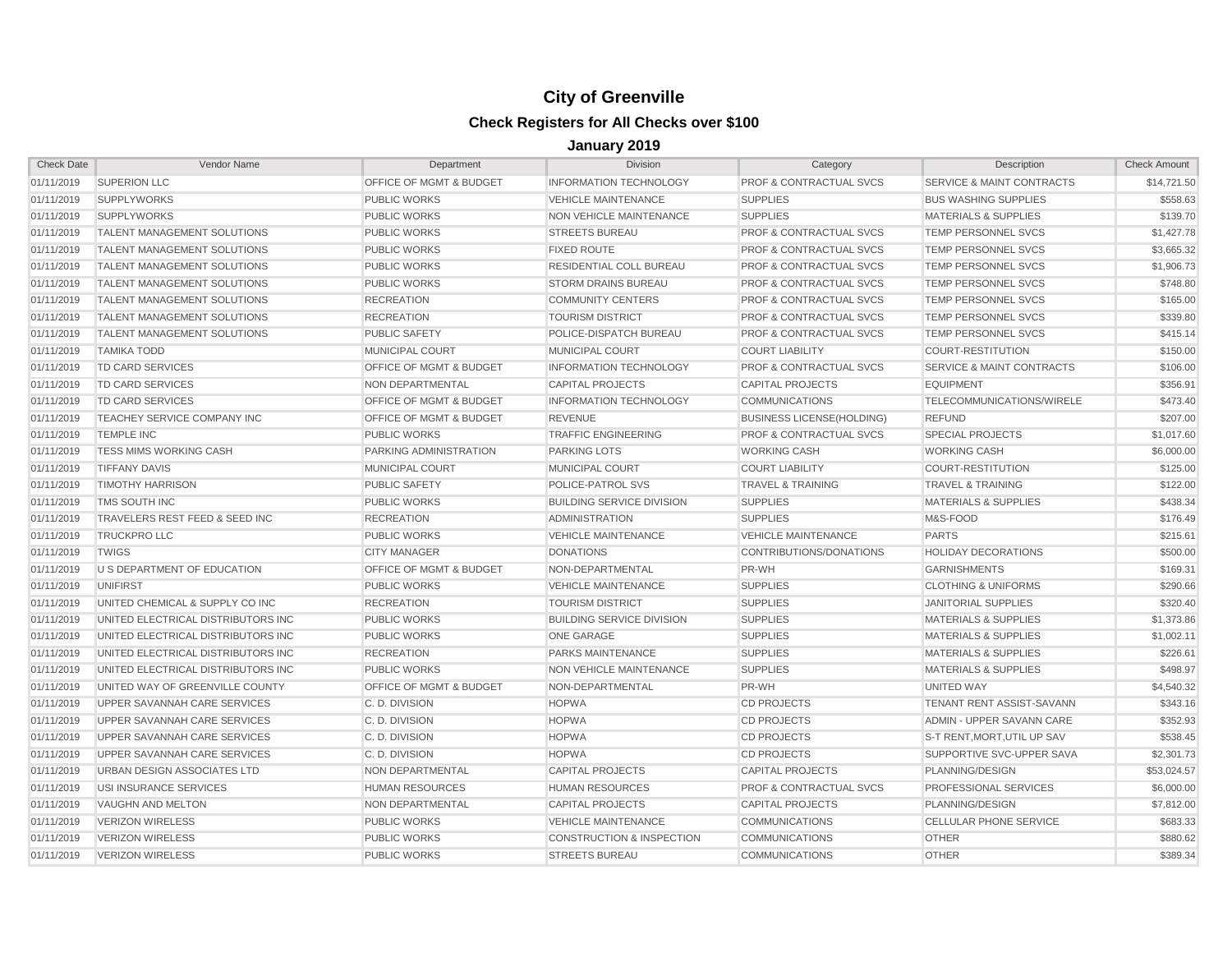# City of Greenville

## Check Registers for All Checks over $100

### January 2019

| Check Date | Vendor Name | Department | Division | Category | Description | Check Amount |
|---|---|---|---|---|---|---|
| 01/11/2019 | SUPERION LLC | OFFICE OF MGMT & BUDGET | INFORMATION TECHNOLOGY | PROF & CONTRACTUAL SVCS | SERVICE & MAINT CONTRACTS | $14,721.50 |
| 01/11/2019 | SUPPLYWORKS | PUBLIC WORKS | VEHICLE MAINTENANCE | SUPPLIES | BUS WASHING SUPPLIES | $558.63 |
| 01/11/2019 | SUPPLYWORKS | PUBLIC WORKS | NON VEHICLE MAINTENANCE | SUPPLIES | MATERIALS & SUPPLIES | $139.70 |
| 01/11/2019 | TALENT MANAGEMENT SOLUTIONS | PUBLIC WORKS | STREETS BUREAU | PROF & CONTRACTUAL SVCS | TEMP PERSONNEL SVCS | $1,427.78 |
| 01/11/2019 | TALENT MANAGEMENT SOLUTIONS | PUBLIC WORKS | FIXED ROUTE | PROF & CONTRACTUAL SVCS | TEMP PERSONNEL SVCS | $3,665.32 |
| 01/11/2019 | TALENT MANAGEMENT SOLUTIONS | PUBLIC WORKS | RESIDENTIAL COLL BUREAU | PROF & CONTRACTUAL SVCS | TEMP PERSONNEL SVCS | $1,906.73 |
| 01/11/2019 | TALENT MANAGEMENT SOLUTIONS | PUBLIC WORKS | STORM DRAINS BUREAU | PROF & CONTRACTUAL SVCS | TEMP PERSONNEL SVCS | $748.80 |
| 01/11/2019 | TALENT MANAGEMENT SOLUTIONS | RECREATION | COMMUNITY CENTERS | PROF & CONTRACTUAL SVCS | TEMP PERSONNEL SVCS | $165.00 |
| 01/11/2019 | TALENT MANAGEMENT SOLUTIONS | RECREATION | TOURISM DISTRICT | PROF & CONTRACTUAL SVCS | TEMP PERSONNEL SVCS | $339.80 |
| 01/11/2019 | TALENT MANAGEMENT SOLUTIONS | PUBLIC SAFETY | POLICE-DISPATCH BUREAU | PROF & CONTRACTUAL SVCS | TEMP PERSONNEL SVCS | $415.14 |
| 01/11/2019 | TAMIKA TODD | MUNICIPAL COURT | MUNICIPAL COURT | COURT LIABILITY | COURT-RESTITUTION | $150.00 |
| 01/11/2019 | TD CARD SERVICES | OFFICE OF MGMT & BUDGET | INFORMATION TECHNOLOGY | PROF & CONTRACTUAL SVCS | SERVICE & MAINT CONTRACTS | $106.00 |
| 01/11/2019 | TD CARD SERVICES | NON DEPARTMENTAL | CAPITAL PROJECTS | CAPITAL PROJECTS | EQUIPMENT | $356.91 |
| 01/11/2019 | TD CARD SERVICES | OFFICE OF MGMT & BUDGET | INFORMATION TECHNOLOGY | COMMUNICATIONS | TELECOMMUNICATIONS/WIRELE | $473.40 |
| 01/11/2019 | TEACHEY SERVICE COMPANY INC | OFFICE OF MGMT & BUDGET | REVENUE | BUSINESS LICENSE(HOLDING) | REFUND | $207.00 |
| 01/11/2019 | TEMPLE INC | PUBLIC WORKS | TRAFFIC ENGINEERING | PROF & CONTRACTUAL SVCS | SPECIAL PROJECTS | $1,017.60 |
| 01/11/2019 | TESS MIMS WORKING CASH | PARKING ADMINISTRATION | PARKING LOTS | WORKING CASH | WORKING CASH | $6,000.00 |
| 01/11/2019 | TIFFANY DAVIS | MUNICIPAL COURT | MUNICIPAL COURT | COURT LIABILITY | COURT-RESTITUTION | $125.00 |
| 01/11/2019 | TIMOTHY HARRISON | PUBLIC SAFETY | POLICE-PATROL SVS | TRAVEL & TRAINING | TRAVEL & TRAINING | $122.00 |
| 01/11/2019 | TMS SOUTH INC | PUBLIC WORKS | BUILDING SERVICE DIVISION | SUPPLIES | MATERIALS & SUPPLIES | $438.34 |
| 01/11/2019 | TRAVELERS REST FEED & SEED INC | RECREATION | ADMINISTRATION | SUPPLIES | M&S-FOOD | $176.49 |
| 01/11/2019 | TRUCKPRO LLC | PUBLIC WORKS | VEHICLE MAINTENANCE | VEHICLE MAINTENANCE | PARTS | $215.61 |
| 01/11/2019 | TWIGS | CITY MANAGER | DONATIONS | CONTRIBUTIONS/DONATIONS | HOLIDAY DECORATIONS | $500.00 |
| 01/11/2019 | U S DEPARTMENT OF EDUCATION | OFFICE OF MGMT & BUDGET | NON-DEPARTMENTAL | PR-WH | GARNISHMENTS | $169.31 |
| 01/11/2019 | UNIFIRST | PUBLIC WORKS | VEHICLE MAINTENANCE | SUPPLIES | CLOTHING & UNIFORMS | $290.66 |
| 01/11/2019 | UNITED CHEMICAL & SUPPLY CO INC | RECREATION | TOURISM DISTRICT | SUPPLIES | JANITORIAL SUPPLIES | $320.40 |
| 01/11/2019 | UNITED ELECTRICAL DISTRIBUTORS INC | PUBLIC WORKS | BUILDING SERVICE DIVISION | SUPPLIES | MATERIALS & SUPPLIES | $1,373.86 |
| 01/11/2019 | UNITED ELECTRICAL DISTRIBUTORS INC | PUBLIC WORKS | ONE GARAGE | SUPPLIES | MATERIALS & SUPPLIES | $1,002.11 |
| 01/11/2019 | UNITED ELECTRICAL DISTRIBUTORS INC | RECREATION | PARKS MAINTENANCE | SUPPLIES | MATERIALS & SUPPLIES | $226.61 |
| 01/11/2019 | UNITED ELECTRICAL DISTRIBUTORS INC | PUBLIC WORKS | NON VEHICLE MAINTENANCE | SUPPLIES | MATERIALS & SUPPLIES | $498.97 |
| 01/11/2019 | UNITED WAY OF GREENVILLE COUNTY | OFFICE OF MGMT & BUDGET | NON-DEPARTMENTAL | PR-WH | UNITED WAY | $4,540.32 |
| 01/11/2019 | UPPER SAVANNAH CARE SERVICES | C. D. DIVISION | HOPWA | CD PROJECTS | TENANT RENT ASSIST-SAVANN | $343.16 |
| 01/11/2019 | UPPER SAVANNAH CARE SERVICES | C. D. DIVISION | HOPWA | CD PROJECTS | ADMIN - UPPER SAVANN CARE | $352.93 |
| 01/11/2019 | UPPER SAVANNAH CARE SERVICES | C. D. DIVISION | HOPWA | CD PROJECTS | S-T RENT,MORT,UTIL UP SAV | $538.45 |
| 01/11/2019 | UPPER SAVANNAH CARE SERVICES | C. D. DIVISION | HOPWA | CD PROJECTS | SUPPORTIVE SVC-UPPER SAVA | $2,301.73 |
| 01/11/2019 | URBAN DESIGN ASSOCIATES LTD | NON DEPARTMENTAL | CAPITAL PROJECTS | CAPITAL PROJECTS | PLANNING/DESIGN | $53,024.57 |
| 01/11/2019 | USI INSURANCE SERVICES | HUMAN RESOURCES | HUMAN RESOURCES | PROF & CONTRACTUAL SVCS | PROFESSIONAL SERVICES | $6,000.00 |
| 01/11/2019 | VAUGHN AND MELTON | NON DEPARTMENTAL | CAPITAL PROJECTS | CAPITAL PROJECTS | PLANNING/DESIGN | $7,812.00 |
| 01/11/2019 | VERIZON WIRELESS | PUBLIC WORKS | VEHICLE MAINTENANCE | COMMUNICATIONS | CELLULAR PHONE SERVICE | $683.33 |
| 01/11/2019 | VERIZON WIRELESS | PUBLIC WORKS | CONSTRUCTION & INSPECTION | COMMUNICATIONS | OTHER | $880.62 |
| 01/11/2019 | VERIZON WIRELESS | PUBLIC WORKS | STREETS BUREAU | COMMUNICATIONS | OTHER | $389.34 |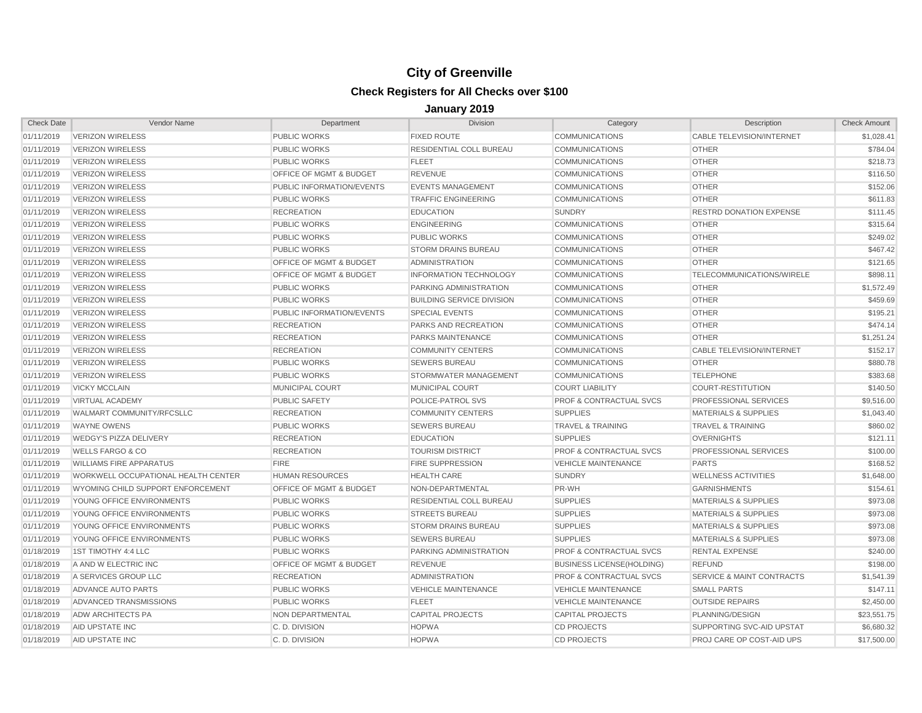# City of Greenville

## Check Registers for All Checks over $100

### January 2019

| Check Date | Vendor Name | Department | Division | Category | Description | Check Amount |
|---|---|---|---|---|---|---|
| 01/11/2019 | VERIZON WIRELESS | PUBLIC WORKS | FIXED ROUTE | COMMUNICATIONS | CABLE TELEVISION/INTERNET | $1,028.41 |
| 01/11/2019 | VERIZON WIRELESS | PUBLIC WORKS | RESIDENTIAL COLL BUREAU | COMMUNICATIONS | OTHER | $784.04 |
| 01/11/2019 | VERIZON WIRELESS | PUBLIC WORKS | FLEET | COMMUNICATIONS | OTHER | $218.73 |
| 01/11/2019 | VERIZON WIRELESS | OFFICE OF MGMT & BUDGET | REVENUE | COMMUNICATIONS | OTHER | $116.50 |
| 01/11/2019 | VERIZON WIRELESS | PUBLIC INFORMATION/EVENTS | EVENTS MANAGEMENT | COMMUNICATIONS | OTHER | $152.06 |
| 01/11/2019 | VERIZON WIRELESS | PUBLIC WORKS | TRAFFIC ENGINEERING | COMMUNICATIONS | OTHER | $611.83 |
| 01/11/2019 | VERIZON WIRELESS | RECREATION | EDUCATION | SUNDRY | RESTRD DONATION EXPENSE | $111.45 |
| 01/11/2019 | VERIZON WIRELESS | PUBLIC WORKS | ENGINEERING | COMMUNICATIONS | OTHER | $315.64 |
| 01/11/2019 | VERIZON WIRELESS | PUBLIC WORKS | PUBLIC WORKS | COMMUNICATIONS | OTHER | $249.02 |
| 01/11/2019 | VERIZON WIRELESS | PUBLIC WORKS | STORM DRAINS BUREAU | COMMUNICATIONS | OTHER | $467.42 |
| 01/11/2019 | VERIZON WIRELESS | OFFICE OF MGMT & BUDGET | ADMINISTRATION | COMMUNICATIONS | OTHER | $121.65 |
| 01/11/2019 | VERIZON WIRELESS | OFFICE OF MGMT & BUDGET | INFORMATION TECHNOLOGY | COMMUNICATIONS | TELECOMMUNICATIONS/WIRELE | $898.11 |
| 01/11/2019 | VERIZON WIRELESS | PUBLIC WORKS | PARKING ADMINISTRATION | COMMUNICATIONS | OTHER | $1,572.49 |
| 01/11/2019 | VERIZON WIRELESS | PUBLIC WORKS | BUILDING SERVICE DIVISION | COMMUNICATIONS | OTHER | $459.69 |
| 01/11/2019 | VERIZON WIRELESS | PUBLIC INFORMATION/EVENTS | SPECIAL EVENTS | COMMUNICATIONS | OTHER | $195.21 |
| 01/11/2019 | VERIZON WIRELESS | RECREATION | PARKS AND RECREATION | COMMUNICATIONS | OTHER | $474.14 |
| 01/11/2019 | VERIZON WIRELESS | RECREATION | PARKS MAINTENANCE | COMMUNICATIONS | OTHER | $1,251.24 |
| 01/11/2019 | VERIZON WIRELESS | RECREATION | COMMUNITY CENTERS | COMMUNICATIONS | CABLE TELEVISION/INTERNET | $152.17 |
| 01/11/2019 | VERIZON WIRELESS | PUBLIC WORKS | SEWERS BUREAU | COMMUNICATIONS | OTHER | $880.78 |
| 01/11/2019 | VERIZON WIRELESS | PUBLIC WORKS | STORMWATER MANAGEMENT | COMMUNICATIONS | TELEPHONE | $383.68 |
| 01/11/2019 | VICKY MCCLAIN | MUNICIPAL COURT | MUNICIPAL COURT | COURT LIABILITY | COURT-RESTITUTION | $140.50 |
| 01/11/2019 | VIRTUAL ACADEMY | PUBLIC SAFETY | POLICE-PATROL SVS | PROF & CONTRACTUAL SVCS | PROFESSIONAL SERVICES | $9,516.00 |
| 01/11/2019 | WALMART COMMUNITY/RFCSLLC | RECREATION | COMMUNITY CENTERS | SUPPLIES | MATERIALS & SUPPLIES | $1,043.40 |
| 01/11/2019 | WAYNE OWENS | PUBLIC WORKS | SEWERS BUREAU | TRAVEL & TRAINING | TRAVEL & TRAINING | $860.02 |
| 01/11/2019 | WEDGY'S PIZZA DELIVERY | RECREATION | EDUCATION | SUPPLIES | OVERNIGHTS | $121.11 |
| 01/11/2019 | WELLS FARGO & CO | RECREATION | TOURISM DISTRICT | PROF & CONTRACTUAL SVCS | PROFESSIONAL SERVICES | $100.00 |
| 01/11/2019 | WILLIAMS FIRE APPARATUS | FIRE | FIRE SUPPRESSION | VEHICLE MAINTENANCE | PARTS | $168.52 |
| 01/11/2019 | WORKWELL OCCUPATIONAL HEALTH CENTER | HUMAN RESOURCES | HEALTH CARE | SUNDRY | WELLNESS ACTIVITIES | $1,648.00 |
| 01/11/2019 | WYOMING CHILD SUPPORT ENFORCEMENT | OFFICE OF MGMT & BUDGET | NON-DEPARTMENTAL | PR-WH | GARNISHMENTS | $154.61 |
| 01/11/2019 | YOUNG OFFICE ENVIRONMENTS | PUBLIC WORKS | RESIDENTIAL COLL BUREAU | SUPPLIES | MATERIALS & SUPPLIES | $973.08 |
| 01/11/2019 | YOUNG OFFICE ENVIRONMENTS | PUBLIC WORKS | STREETS BUREAU | SUPPLIES | MATERIALS & SUPPLIES | $973.08 |
| 01/11/2019 | YOUNG OFFICE ENVIRONMENTS | PUBLIC WORKS | STORM DRAINS BUREAU | SUPPLIES | MATERIALS & SUPPLIES | $973.08 |
| 01/11/2019 | YOUNG OFFICE ENVIRONMENTS | PUBLIC WORKS | SEWERS BUREAU | SUPPLIES | MATERIALS & SUPPLIES | $973.08 |
| 01/18/2019 | 1ST TIMOTHY 4:4 LLC | PUBLIC WORKS | PARKING ADMINISTRATION | PROF & CONTRACTUAL SVCS | RENTAL EXPENSE | $240.00 |
| 01/18/2019 | A AND W ELECTRIC INC | OFFICE OF MGMT & BUDGET | REVENUE | BUSINESS LICENSE(HOLDING) | REFUND | $198.00 |
| 01/18/2019 | A SERVICES GROUP LLC | RECREATION | ADMINISTRATION | PROF & CONTRACTUAL SVCS | SERVICE & MAINT CONTRACTS | $1,541.39 |
| 01/18/2019 | ADVANCE AUTO PARTS | PUBLIC WORKS | VEHICLE MAINTENANCE | VEHICLE MAINTENANCE | SMALL PARTS | $147.11 |
| 01/18/2019 | ADVANCED TRANSMISSIONS | PUBLIC WORKS | FLEET | VEHICLE MAINTENANCE | OUTSIDE REPAIRS | $2,450.00 |
| 01/18/2019 | ADW ARCHITECTS PA | NON DEPARTMENTAL | CAPITAL PROJECTS | CAPITAL PROJECTS | PLANNING/DESIGN | $23,551.75 |
| 01/18/2019 | AID UPSTATE INC | C. D. DIVISION | HOPWA | CD PROJECTS | SUPPORTING SVC-AID UPSTAT | $6,680.32 |
| 01/18/2019 | AID UPSTATE INC | C. D. DIVISION | HOPWA | CD PROJECTS | PROJ CARE OP COST-AID UPS | $17,500.00 |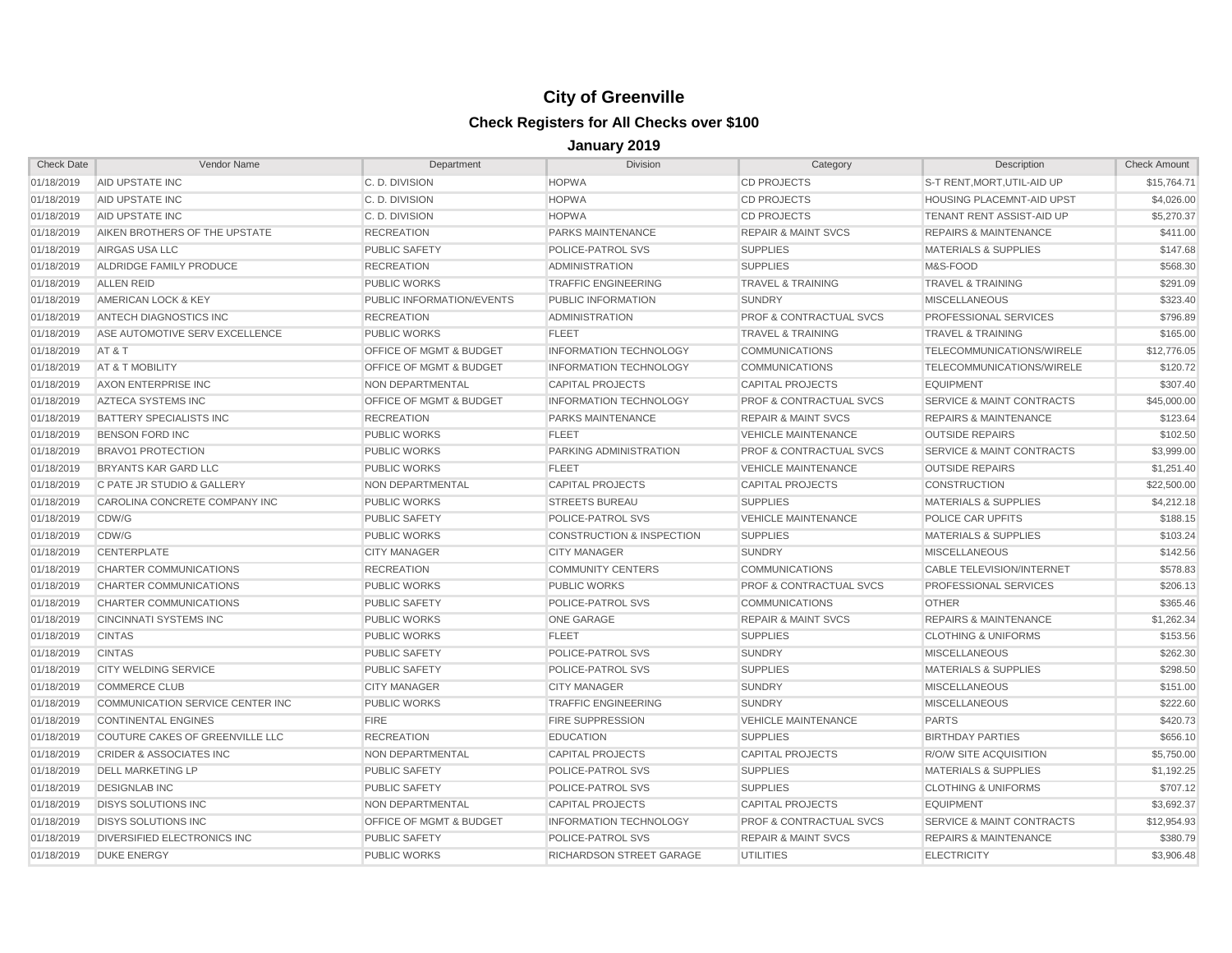# City of Greenville

## Check Registers for All Checks over $100

### January 2019

| Check Date | Vendor Name | Department | Division | Category | Description | Check Amount |
|---|---|---|---|---|---|---|
| 01/18/2019 | AID UPSTATE INC | C. D. DIVISION | HOPWA | CD PROJECTS | S-T RENT,MORT,UTIL-AID UP | $15,764.71 |
| 01/18/2019 | AID UPSTATE INC | C. D. DIVISION | HOPWA | CD PROJECTS | HOUSING PLACEMNT-AID UPST | $4,026.00 |
| 01/18/2019 | AID UPSTATE INC | C. D. DIVISION | HOPWA | CD PROJECTS | TENANT RENT ASSIST-AID UP | $5,270.37 |
| 01/18/2019 | AIKEN BROTHERS OF THE UPSTATE | RECREATION | PARKS MAINTENANCE | REPAIR & MAINT SVCS | REPAIRS & MAINTENANCE | $411.00 |
| 01/18/2019 | AIRGAS USA LLC | PUBLIC SAFETY | POLICE-PATROL SVS | SUPPLIES | MATERIALS & SUPPLIES | $147.68 |
| 01/18/2019 | ALDRIDGE FAMILY PRODUCE | RECREATION | ADMINISTRATION | SUPPLIES | M&S-FOOD | $568.30 |
| 01/18/2019 | ALLEN REID | PUBLIC WORKS | TRAFFIC ENGINEERING | TRAVEL & TRAINING | TRAVEL & TRAINING | $291.09 |
| 01/18/2019 | AMERICAN LOCK & KEY | PUBLIC INFORMATION/EVENTS | PUBLIC INFORMATION | SUNDRY | MISCELLANEOUS | $323.40 |
| 01/18/2019 | ANTECH DIAGNOSTICS INC | RECREATION | ADMINISTRATION | PROF & CONTRACTUAL SVCS | PROFESSIONAL SERVICES | $796.89 |
| 01/18/2019 | ASE AUTOMOTIVE SERV EXCELLENCE | PUBLIC WORKS | FLEET | TRAVEL & TRAINING | TRAVEL & TRAINING | $165.00 |
| 01/18/2019 | AT & T | OFFICE OF MGMT & BUDGET | INFORMATION TECHNOLOGY | COMMUNICATIONS | TELECOMMUNICATIONS/WIRELE | $12,776.05 |
| 01/18/2019 | AT & T MOBILITY | OFFICE OF MGMT & BUDGET | INFORMATION TECHNOLOGY | COMMUNICATIONS | TELECOMMUNICATIONS/WIRELE | $120.72 |
| 01/18/2019 | AXON ENTERPRISE INC | NON DEPARTMENTAL | CAPITAL PROJECTS | CAPITAL PROJECTS | EQUIPMENT | $307.40 |
| 01/18/2019 | AZTECA SYSTEMS INC | OFFICE OF MGMT & BUDGET | INFORMATION TECHNOLOGY | PROF & CONTRACTUAL SVCS | SERVICE & MAINT CONTRACTS | $45,000.00 |
| 01/18/2019 | BATTERY SPECIALISTS INC | RECREATION | PARKS MAINTENANCE | REPAIR & MAINT SVCS | REPAIRS & MAINTENANCE | $123.64 |
| 01/18/2019 | BENSON FORD INC | PUBLIC WORKS | FLEET | VEHICLE MAINTENANCE | OUTSIDE REPAIRS | $102.50 |
| 01/18/2019 | BRAVO1 PROTECTION | PUBLIC WORKS | PARKING ADMINISTRATION | PROF & CONTRACTUAL SVCS | SERVICE & MAINT CONTRACTS | $3,999.00 |
| 01/18/2019 | BRYANTS KAR GARD LLC | PUBLIC WORKS | FLEET | VEHICLE MAINTENANCE | OUTSIDE REPAIRS | $1,251.40 |
| 01/18/2019 | C PATE JR STUDIO & GALLERY | NON DEPARTMENTAL | CAPITAL PROJECTS | CAPITAL PROJECTS | CONSTRUCTION | $22,500.00 |
| 01/18/2019 | CAROLINA CONCRETE COMPANY INC | PUBLIC WORKS | STREETS BUREAU | SUPPLIES | MATERIALS & SUPPLIES | $4,212.18 |
| 01/18/2019 | CDW/G | PUBLIC SAFETY | POLICE-PATROL SVS | VEHICLE MAINTENANCE | POLICE CAR UPFITS | $188.15 |
| 01/18/2019 | CDW/G | PUBLIC WORKS | CONSTRUCTION & INSPECTION | SUPPLIES | MATERIALS & SUPPLIES | $103.24 |
| 01/18/2019 | CENTERPLATE | CITY MANAGER | CITY MANAGER | SUNDRY | MISCELLANEOUS | $142.56 |
| 01/18/2019 | CHARTER COMMUNICATIONS | RECREATION | COMMUNITY CENTERS | COMMUNICATIONS | CABLE TELEVISION/INTERNET | $578.83 |
| 01/18/2019 | CHARTER COMMUNICATIONS | PUBLIC WORKS | PUBLIC WORKS | PROF & CONTRACTUAL SVCS | PROFESSIONAL SERVICES | $206.13 |
| 01/18/2019 | CHARTER COMMUNICATIONS | PUBLIC SAFETY | POLICE-PATROL SVS | COMMUNICATIONS | OTHER | $365.46 |
| 01/18/2019 | CINCINNATI SYSTEMS INC | PUBLIC WORKS | ONE GARAGE | REPAIR & MAINT SVCS | REPAIRS & MAINTENANCE | $1,262.34 |
| 01/18/2019 | CINTAS | PUBLIC WORKS | FLEET | SUPPLIES | CLOTHING & UNIFORMS | $153.56 |
| 01/18/2019 | CINTAS | PUBLIC SAFETY | POLICE-PATROL SVS | SUNDRY | MISCELLANEOUS | $262.30 |
| 01/18/2019 | CITY WELDING SERVICE | PUBLIC SAFETY | POLICE-PATROL SVS | SUPPLIES | MATERIALS & SUPPLIES | $298.50 |
| 01/18/2019 | COMMERCE CLUB | CITY MANAGER | CITY MANAGER | SUNDRY | MISCELLANEOUS | $151.00 |
| 01/18/2019 | COMMUNICATION SERVICE CENTER INC | PUBLIC WORKS | TRAFFIC ENGINEERING | SUNDRY | MISCELLANEOUS | $222.60 |
| 01/18/2019 | CONTINENTAL ENGINES | FIRE | FIRE SUPPRESSION | VEHICLE MAINTENANCE | PARTS | $420.73 |
| 01/18/2019 | COUTURE CAKES OF GREENVILLE LLC | RECREATION | EDUCATION | SUPPLIES | BIRTHDAY PARTIES | $656.10 |
| 01/18/2019 | CRIDER & ASSOCIATES INC | NON DEPARTMENTAL | CAPITAL PROJECTS | CAPITAL PROJECTS | R/O/W SITE ACQUISITION | $5,750.00 |
| 01/18/2019 | DELL MARKETING LP | PUBLIC SAFETY | POLICE-PATROL SVS | SUPPLIES | MATERIALS & SUPPLIES | $1,192.25 |
| 01/18/2019 | DESIGNLAB INC | PUBLIC SAFETY | POLICE-PATROL SVS | SUPPLIES | CLOTHING & UNIFORMS | $707.12 |
| 01/18/2019 | DISYS SOLUTIONS INC | NON DEPARTMENTAL | CAPITAL PROJECTS | CAPITAL PROJECTS | EQUIPMENT | $3,692.37 |
| 01/18/2019 | DISYS SOLUTIONS INC | OFFICE OF MGMT & BUDGET | INFORMATION TECHNOLOGY | PROF & CONTRACTUAL SVCS | SERVICE & MAINT CONTRACTS | $12,954.93 |
| 01/18/2019 | DIVERSIFIED ELECTRONICS INC | PUBLIC SAFETY | POLICE-PATROL SVS | REPAIR & MAINT SVCS | REPAIRS & MAINTENANCE | $380.79 |
| 01/18/2019 | DUKE ENERGY | PUBLIC WORKS | RICHARDSON STREET GARAGE | UTILITIES | ELECTRICITY | $3,906.48 |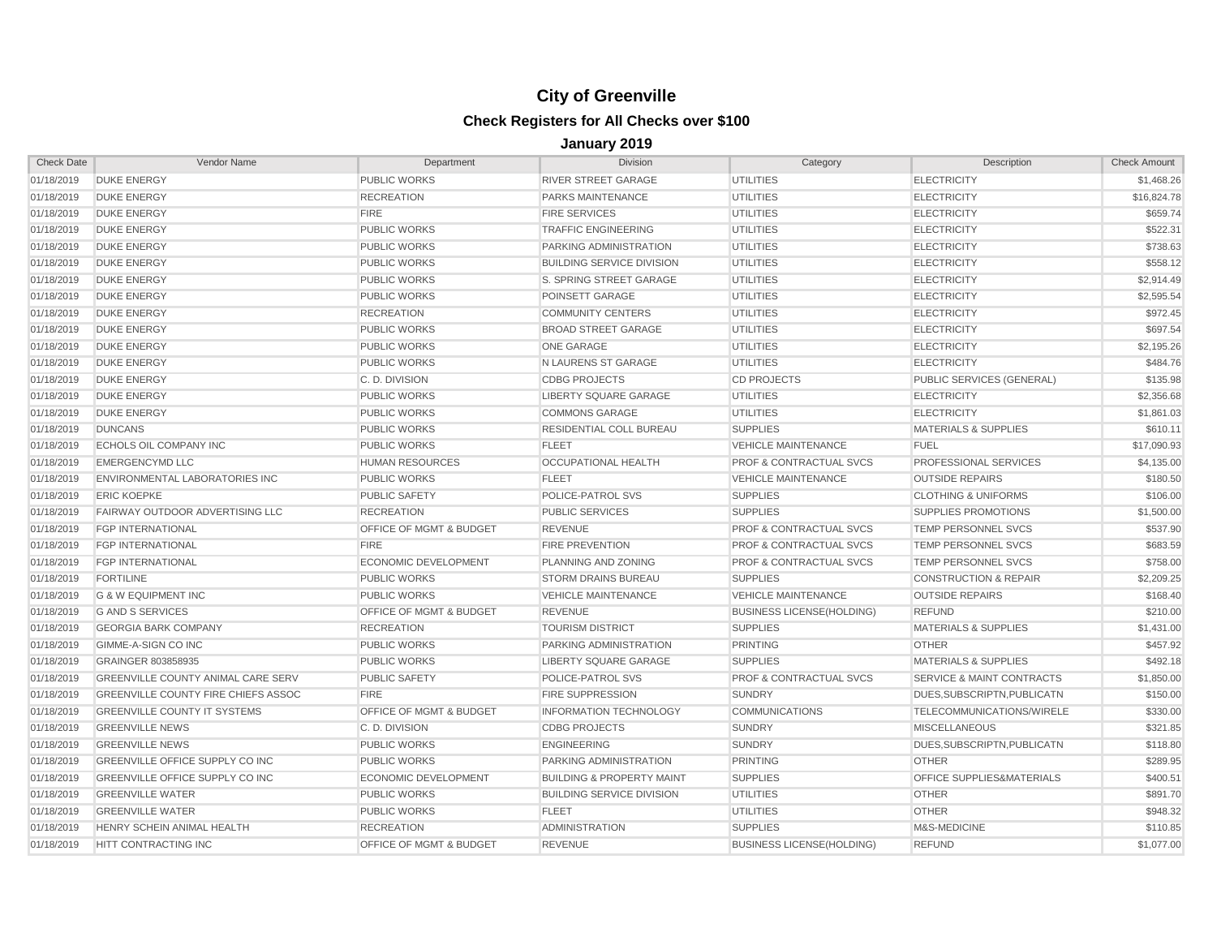# City of Greenville

## Check Registers for All Checks over $100

### January 2019

| Check Date | Vendor Name | Department | Division | Category | Description | Check Amount |
|---|---|---|---|---|---|---|
| 01/18/2019 | DUKE ENERGY | PUBLIC WORKS | RIVER STREET GARAGE | UTILITIES | ELECTRICITY | $1,468.26 |
| 01/18/2019 | DUKE ENERGY | RECREATION | PARKS MAINTENANCE | UTILITIES | ELECTRICITY | $16,824.78 |
| 01/18/2019 | DUKE ENERGY | FIRE | FIRE SERVICES | UTILITIES | ELECTRICITY | $659.74 |
| 01/18/2019 | DUKE ENERGY | PUBLIC WORKS | TRAFFIC ENGINEERING | UTILITIES | ELECTRICITY | $522.31 |
| 01/18/2019 | DUKE ENERGY | PUBLIC WORKS | PARKING ADMINISTRATION | UTILITIES | ELECTRICITY | $738.63 |
| 01/18/2019 | DUKE ENERGY | PUBLIC WORKS | BUILDING SERVICE DIVISION | UTILITIES | ELECTRICITY | $558.12 |
| 01/18/2019 | DUKE ENERGY | PUBLIC WORKS | S. SPRING STREET GARAGE | UTILITIES | ELECTRICITY | $2,914.49 |
| 01/18/2019 | DUKE ENERGY | PUBLIC WORKS | POINSETT GARAGE | UTILITIES | ELECTRICITY | $2,595.54 |
| 01/18/2019 | DUKE ENERGY | RECREATION | COMMUNITY CENTERS | UTILITIES | ELECTRICITY | $972.45 |
| 01/18/2019 | DUKE ENERGY | PUBLIC WORKS | BROAD STREET GARAGE | UTILITIES | ELECTRICITY | $697.54 |
| 01/18/2019 | DUKE ENERGY | PUBLIC WORKS | ONE GARAGE | UTILITIES | ELECTRICITY | $2,195.26 |
| 01/18/2019 | DUKE ENERGY | PUBLIC WORKS | N LAURENS ST GARAGE | UTILITIES | ELECTRICITY | $484.76 |
| 01/18/2019 | DUKE ENERGY | C. D. DIVISION | CDBG PROJECTS | CD PROJECTS | PUBLIC SERVICES (GENERAL) | $135.98 |
| 01/18/2019 | DUKE ENERGY | PUBLIC WORKS | LIBERTY SQUARE GARAGE | UTILITIES | ELECTRICITY | $2,356.68 |
| 01/18/2019 | DUKE ENERGY | PUBLIC WORKS | COMMONS GARAGE | UTILITIES | ELECTRICITY | $1,861.03 |
| 01/18/2019 | DUNCANS | PUBLIC WORKS | RESIDENTIAL COLL BUREAU | SUPPLIES | MATERIALS & SUPPLIES | $610.11 |
| 01/18/2019 | ECHOLS OIL COMPANY INC | PUBLIC WORKS | FLEET | VEHICLE MAINTENANCE | FUEL | $17,090.93 |
| 01/18/2019 | EMERGENCYMD LLC | HUMAN RESOURCES | OCCUPATIONAL HEALTH | PROF & CONTRACTUAL SVCS | PROFESSIONAL SERVICES | $4,135.00 |
| 01/18/2019 | ENVIRONMENTAL LABORATORIES INC | PUBLIC WORKS | FLEET | VEHICLE MAINTENANCE | OUTSIDE REPAIRS | $180.50 |
| 01/18/2019 | ERIC KOEPKE | PUBLIC SAFETY | POLICE-PATROL SVS | SUPPLIES | CLOTHING & UNIFORMS | $106.00 |
| 01/18/2019 | FAIRWAY OUTDOOR ADVERTISING LLC | RECREATION | PUBLIC SERVICES | SUPPLIES | SUPPLIES PROMOTIONS | $1,500.00 |
| 01/18/2019 | FGP INTERNATIONAL | OFFICE OF MGMT & BUDGET | REVENUE | PROF & CONTRACTUAL SVCS | TEMP PERSONNEL SVCS | $537.90 |
| 01/18/2019 | FGP INTERNATIONAL | FIRE | FIRE PREVENTION | PROF & CONTRACTUAL SVCS | TEMP PERSONNEL SVCS | $683.59 |
| 01/18/2019 | FGP INTERNATIONAL | ECONOMIC DEVELOPMENT | PLANNING AND ZONING | PROF & CONTRACTUAL SVCS | TEMP PERSONNEL SVCS | $758.00 |
| 01/18/2019 | FORTILINE | PUBLIC WORKS | STORM DRAINS BUREAU | SUPPLIES | CONSTRUCTION & REPAIR | $2,209.25 |
| 01/18/2019 | G & W EQUIPMENT INC | PUBLIC WORKS | VEHICLE MAINTENANCE | VEHICLE MAINTENANCE | OUTSIDE REPAIRS | $168.40 |
| 01/18/2019 | G AND S SERVICES | OFFICE OF MGMT & BUDGET | REVENUE | BUSINESS LICENSE(HOLDING) | REFUND | $210.00 |
| 01/18/2019 | GEORGIA BARK COMPANY | RECREATION | TOURISM DISTRICT | SUPPLIES | MATERIALS & SUPPLIES | $1,431.00 |
| 01/18/2019 | GIMME-A-SIGN CO INC | PUBLIC WORKS | PARKING ADMINISTRATION | PRINTING | OTHER | $457.92 |
| 01/18/2019 | GRAINGER 803858935 | PUBLIC WORKS | LIBERTY SQUARE GARAGE | SUPPLIES | MATERIALS & SUPPLIES | $492.18 |
| 01/18/2019 | GREENVILLE COUNTY ANIMAL CARE SERV | PUBLIC SAFETY | POLICE-PATROL SVS | PROF & CONTRACTUAL SVCS | SERVICE & MAINT CONTRACTS | $1,850.00 |
| 01/18/2019 | GREENVILLE COUNTY FIRE CHIEFS ASSOC | FIRE | FIRE SUPPRESSION | SUNDRY | DUES,SUBSCRIPTN,PUBLICATN | $150.00 |
| 01/18/2019 | GREENVILLE COUNTY IT SYSTEMS | OFFICE OF MGMT & BUDGET | INFORMATION TECHNOLOGY | COMMUNICATIONS | TELECOMMUNICATIONS/WIRELE | $330.00 |
| 01/18/2019 | GREENVILLE NEWS | C. D. DIVISION | CDBG PROJECTS | SUNDRY | MISCELLANEOUS | $321.85 |
| 01/18/2019 | GREENVILLE NEWS | PUBLIC WORKS | ENGINEERING | SUNDRY | DUES,SUBSCRIPTN,PUBLICATN | $118.80 |
| 01/18/2019 | GREENVILLE OFFICE SUPPLY CO INC | PUBLIC WORKS | PARKING ADMINISTRATION | PRINTING | OTHER | $289.95 |
| 01/18/2019 | GREENVILLE OFFICE SUPPLY CO INC | ECONOMIC DEVELOPMENT | BUILDING & PROPERTY MAINT | SUPPLIES | OFFICE SUPPLIES&MATERIALS | $400.51 |
| 01/18/2019 | GREENVILLE WATER | PUBLIC WORKS | BUILDING SERVICE DIVISION | UTILITIES | OTHER | $891.70 |
| 01/18/2019 | GREENVILLE WATER | PUBLIC WORKS | FLEET | UTILITIES | OTHER | $948.32 |
| 01/18/2019 | HENRY SCHEIN ANIMAL HEALTH | RECREATION | ADMINISTRATION | SUPPLIES | M&S-MEDICINE | $110.85 |
| 01/18/2019 | HITT CONTRACTING INC | OFFICE OF MGMT & BUDGET | REVENUE | BUSINESS LICENSE(HOLDING) | REFUND | $1,077.00 |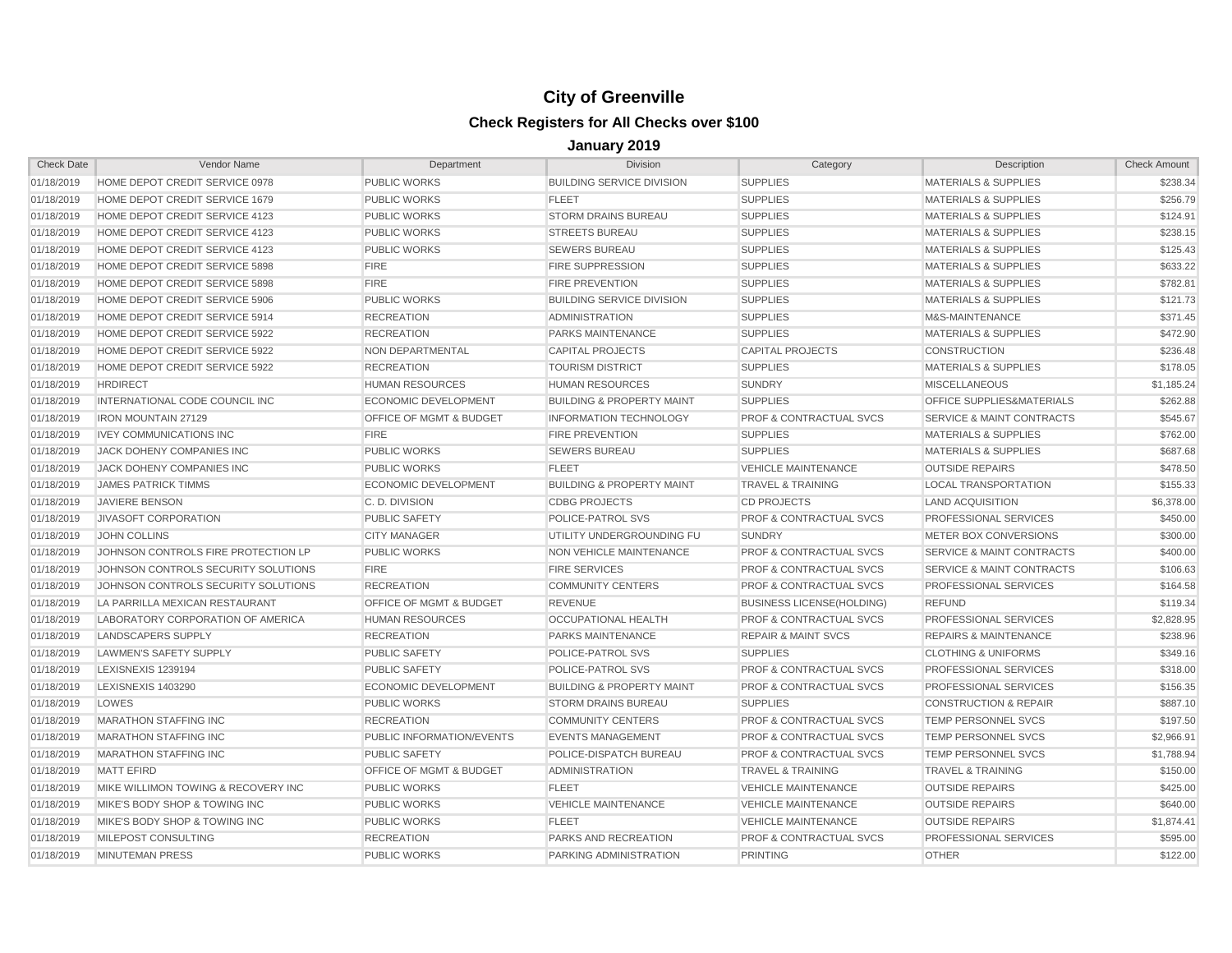# City of Greenville

## Check Registers for All Checks over $100

### January 2019

| Check Date | Vendor Name | Department | Division | Category | Description | Check Amount |
|---|---|---|---|---|---|---|
| 01/18/2019 | HOME DEPOT CREDIT SERVICE 0978 | PUBLIC WORKS | BUILDING SERVICE DIVISION | SUPPLIES | MATERIALS & SUPPLIES | $238.34 |
| 01/18/2019 | HOME DEPOT CREDIT SERVICE 1679 | PUBLIC WORKS | FLEET | SUPPLIES | MATERIALS & SUPPLIES | $256.79 |
| 01/18/2019 | HOME DEPOT CREDIT SERVICE 4123 | PUBLIC WORKS | STORM DRAINS BUREAU | SUPPLIES | MATERIALS & SUPPLIES | $124.91 |
| 01/18/2019 | HOME DEPOT CREDIT SERVICE 4123 | PUBLIC WORKS | STREETS BUREAU | SUPPLIES | MATERIALS & SUPPLIES | $238.15 |
| 01/18/2019 | HOME DEPOT CREDIT SERVICE 4123 | PUBLIC WORKS | SEWERS BUREAU | SUPPLIES | MATERIALS & SUPPLIES | $125.43 |
| 01/18/2019 | HOME DEPOT CREDIT SERVICE 5898 | FIRE | FIRE SUPPRESSION | SUPPLIES | MATERIALS & SUPPLIES | $633.22 |
| 01/18/2019 | HOME DEPOT CREDIT SERVICE 5898 | FIRE | FIRE PREVENTION | SUPPLIES | MATERIALS & SUPPLIES | $782.81 |
| 01/18/2019 | HOME DEPOT CREDIT SERVICE 5906 | PUBLIC WORKS | BUILDING SERVICE DIVISION | SUPPLIES | MATERIALS & SUPPLIES | $121.73 |
| 01/18/2019 | HOME DEPOT CREDIT SERVICE 5914 | RECREATION | ADMINISTRATION | SUPPLIES | M&S-MAINTENANCE | $371.45 |
| 01/18/2019 | HOME DEPOT CREDIT SERVICE 5922 | RECREATION | PARKS MAINTENANCE | SUPPLIES | MATERIALS & SUPPLIES | $472.90 |
| 01/18/2019 | HOME DEPOT CREDIT SERVICE 5922 | NON DEPARTMENTAL | CAPITAL PROJECTS | CAPITAL PROJECTS | CONSTRUCTION | $236.48 |
| 01/18/2019 | HOME DEPOT CREDIT SERVICE 5922 | RECREATION | TOURISM DISTRICT | SUPPLIES | MATERIALS & SUPPLIES | $178.05 |
| 01/18/2019 | HRDIRECT | HUMAN RESOURCES | HUMAN RESOURCES | SUNDRY | MISCELLANEOUS | $1,185.24 |
| 01/18/2019 | INTERNATIONAL CODE COUNCIL INC | ECONOMIC DEVELOPMENT | BUILDING & PROPERTY MAINT | SUPPLIES | OFFICE SUPPLIES&MATERIALS | $262.88 |
| 01/18/2019 | IRON MOUNTAIN 27129 | OFFICE OF MGMT & BUDGET | INFORMATION TECHNOLOGY | PROF & CONTRACTUAL SVCS | SERVICE & MAINT CONTRACTS | $545.67 |
| 01/18/2019 | IVEY COMMUNICATIONS INC | FIRE | FIRE PREVENTION | SUPPLIES | MATERIALS & SUPPLIES | $762.00 |
| 01/18/2019 | JACK DOHENY COMPANIES INC | PUBLIC WORKS | SEWERS BUREAU | SUPPLIES | MATERIALS & SUPPLIES | $687.68 |
| 01/18/2019 | JACK DOHENY COMPANIES INC | PUBLIC WORKS | FLEET | VEHICLE MAINTENANCE | OUTSIDE REPAIRS | $478.50 |
| 01/18/2019 | JAMES PATRICK TIMMS | ECONOMIC DEVELOPMENT | BUILDING & PROPERTY MAINT | TRAVEL & TRAINING | LOCAL TRANSPORTATION | $155.33 |
| 01/18/2019 | JAVIERE BENSON | C. D. DIVISION | CDBG PROJECTS | CD PROJECTS | LAND ACQUISITION | $6,378.00 |
| 01/18/2019 | JIVASOFT CORPORATION | PUBLIC SAFETY | POLICE-PATROL SVS | PROF & CONTRACTUAL SVCS | PROFESSIONAL SERVICES | $450.00 |
| 01/18/2019 | JOHN COLLINS | CITY MANAGER | UTILITY UNDERGROUNDING FU | SUNDRY | METER BOX CONVERSIONS | $300.00 |
| 01/18/2019 | JOHNSON CONTROLS FIRE PROTECTION LP | PUBLIC WORKS | NON VEHICLE MAINTENANCE | PROF & CONTRACTUAL SVCS | SERVICE & MAINT CONTRACTS | $400.00 |
| 01/18/2019 | JOHNSON CONTROLS SECURITY SOLUTIONS | FIRE | FIRE SERVICES | PROF & CONTRACTUAL SVCS | SERVICE & MAINT CONTRACTS | $106.63 |
| 01/18/2019 | JOHNSON CONTROLS SECURITY SOLUTIONS | RECREATION | COMMUNITY CENTERS | PROF & CONTRACTUAL SVCS | PROFESSIONAL SERVICES | $164.58 |
| 01/18/2019 | LA PARRILLA MEXICAN RESTAURANT | OFFICE OF MGMT & BUDGET | REVENUE | BUSINESS LICENSE(HOLDING) | REFUND | $119.34 |
| 01/18/2019 | LABORATORY CORPORATION OF AMERICA | HUMAN RESOURCES | OCCUPATIONAL HEALTH | PROF & CONTRACTUAL SVCS | PROFESSIONAL SERVICES | $2,828.95 |
| 01/18/2019 | LANDSCAPERS SUPPLY | RECREATION | PARKS MAINTENANCE | REPAIR & MAINT SVCS | REPAIRS & MAINTENANCE | $238.96 |
| 01/18/2019 | LAWMEN'S SAFETY SUPPLY | PUBLIC SAFETY | POLICE-PATROL SVS | SUPPLIES | CLOTHING & UNIFORMS | $349.16 |
| 01/18/2019 | LEXISNEXIS 1239194 | PUBLIC SAFETY | POLICE-PATROL SVS | PROF & CONTRACTUAL SVCS | PROFESSIONAL SERVICES | $318.00 |
| 01/18/2019 | LEXISNEXIS 1403290 | ECONOMIC DEVELOPMENT | BUILDING & PROPERTY MAINT | PROF & CONTRACTUAL SVCS | PROFESSIONAL SERVICES | $156.35 |
| 01/18/2019 | LOWES | PUBLIC WORKS | STORM DRAINS BUREAU | SUPPLIES | CONSTRUCTION & REPAIR | $887.10 |
| 01/18/2019 | MARATHON STAFFING INC | RECREATION | COMMUNITY CENTERS | PROF & CONTRACTUAL SVCS | TEMP PERSONNEL SVCS | $197.50 |
| 01/18/2019 | MARATHON STAFFING INC | PUBLIC INFORMATION/EVENTS | EVENTS MANAGEMENT | PROF & CONTRACTUAL SVCS | TEMP PERSONNEL SVCS | $2,966.91 |
| 01/18/2019 | MARATHON STAFFING INC | PUBLIC SAFETY | POLICE-DISPATCH BUREAU | PROF & CONTRACTUAL SVCS | TEMP PERSONNEL SVCS | $1,788.94 |
| 01/18/2019 | MATT EFIRD | OFFICE OF MGMT & BUDGET | ADMINISTRATION | TRAVEL & TRAINING | TRAVEL & TRAINING | $150.00 |
| 01/18/2019 | MIKE WILLIMON TOWING & RECOVERY INC | PUBLIC WORKS | FLEET | VEHICLE MAINTENANCE | OUTSIDE REPAIRS | $425.00 |
| 01/18/2019 | MIKE'S BODY SHOP & TOWING INC | PUBLIC WORKS | VEHICLE MAINTENANCE | VEHICLE MAINTENANCE | OUTSIDE REPAIRS | $640.00 |
| 01/18/2019 | MIKE'S BODY SHOP & TOWING INC | PUBLIC WORKS | FLEET | VEHICLE MAINTENANCE | OUTSIDE REPAIRS | $1,874.41 |
| 01/18/2019 | MILEPOST CONSULTING | RECREATION | PARKS AND RECREATION | PROF & CONTRACTUAL SVCS | PROFESSIONAL SERVICES | $595.00 |
| 01/18/2019 | MINUTEMAN PRESS | PUBLIC WORKS | PARKING ADMINISTRATION | PRINTING | OTHER | $122.00 |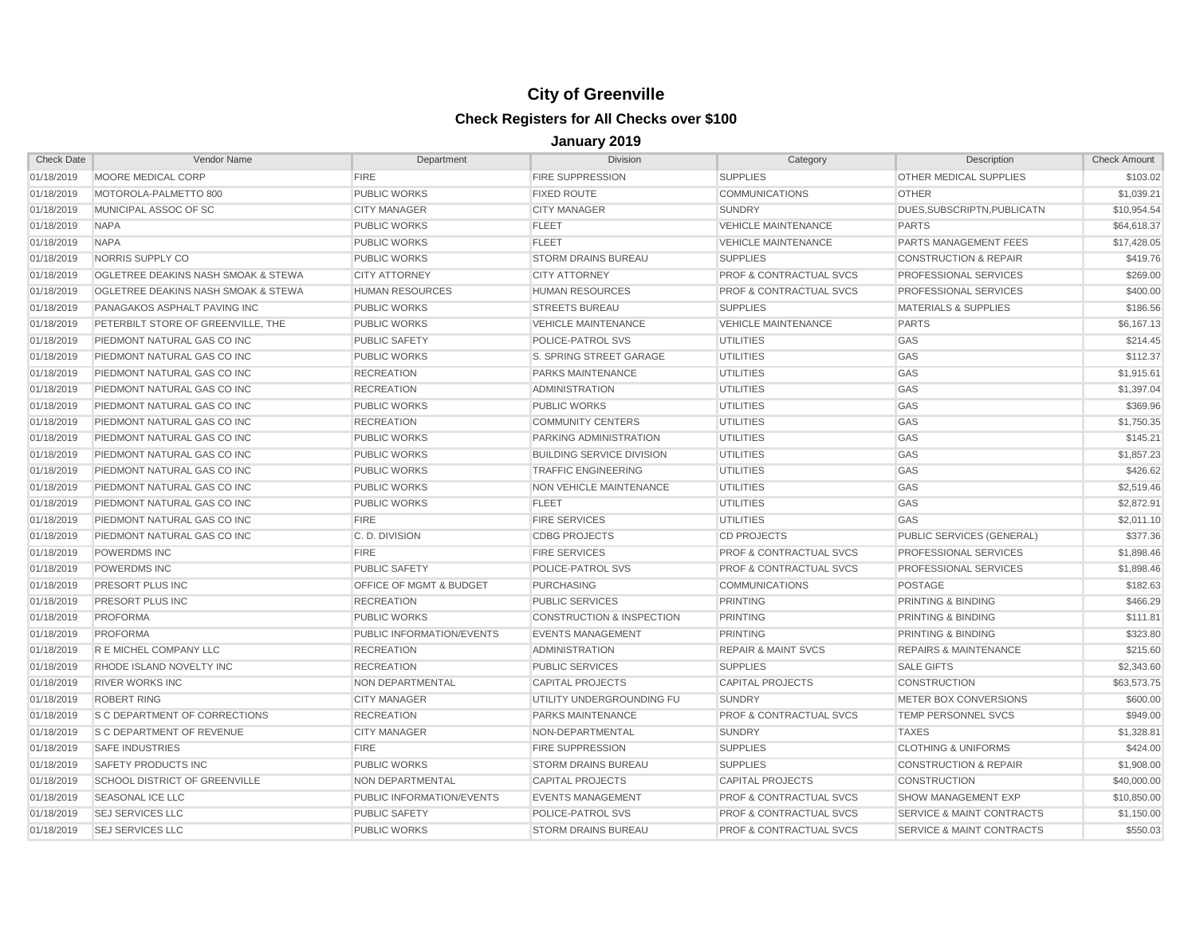# City of Greenville

## Check Registers for All Checks over $100

### January 2019

| Check Date | Vendor Name | Department | Division | Category | Description | Check Amount |
|---|---|---|---|---|---|---|
| 01/18/2019 | MOORE MEDICAL CORP | FIRE | FIRE SUPPRESSION | SUPPLIES | OTHER MEDICAL SUPPLIES | $103.02 |
| 01/18/2019 | MOTOROLA-PALMETTO 800 | PUBLIC WORKS | FIXED ROUTE | COMMUNICATIONS | OTHER | $1,039.21 |
| 01/18/2019 | MUNICIPAL ASSOC OF SC | CITY MANAGER | CITY MANAGER | SUNDRY | DUES,SUBSCRIPTN,PUBLICATN | $10,954.54 |
| 01/18/2019 | NAPA | PUBLIC WORKS | FLEET | VEHICLE MAINTENANCE | PARTS | $64,618.37 |
| 01/18/2019 | NAPA | PUBLIC WORKS | FLEET | VEHICLE MAINTENANCE | PARTS MANAGEMENT FEES | $17,428.05 |
| 01/18/2019 | NORRIS SUPPLY CO | PUBLIC WORKS | STORM DRAINS BUREAU | SUPPLIES | CONSTRUCTION & REPAIR | $419.76 |
| 01/18/2019 | OGLETREE DEAKINS NASH SMOAK & STEWA | CITY ATTORNEY | CITY ATTORNEY | PROF & CONTRACTUAL SVCS | PROFESSIONAL SERVICES | $269.00 |
| 01/18/2019 | OGLETREE DEAKINS NASH SMOAK & STEWA | HUMAN RESOURCES | HUMAN RESOURCES | PROF & CONTRACTUAL SVCS | PROFESSIONAL SERVICES | $400.00 |
| 01/18/2019 | PANAGAKOS ASPHALT PAVING INC | PUBLIC WORKS | STREETS BUREAU | SUPPLIES | MATERIALS & SUPPLIES | $186.56 |
| 01/18/2019 | PETERBILT STORE OF GREENVILLE, THE | PUBLIC WORKS | VEHICLE MAINTENANCE | VEHICLE MAINTENANCE | PARTS | $6,167.13 |
| 01/18/2019 | PIEDMONT NATURAL GAS CO INC | PUBLIC SAFETY | POLICE-PATROL SVS | UTILITIES | GAS | $214.45 |
| 01/18/2019 | PIEDMONT NATURAL GAS CO INC | PUBLIC WORKS | S. SPRING STREET GARAGE | UTILITIES | GAS | $112.37 |
| 01/18/2019 | PIEDMONT NATURAL GAS CO INC | RECREATION | PARKS MAINTENANCE | UTILITIES | GAS | $1,915.61 |
| 01/18/2019 | PIEDMONT NATURAL GAS CO INC | RECREATION | ADMINISTRATION | UTILITIES | GAS | $1,397.04 |
| 01/18/2019 | PIEDMONT NATURAL GAS CO INC | PUBLIC WORKS | PUBLIC WORKS | UTILITIES | GAS | $369.96 |
| 01/18/2019 | PIEDMONT NATURAL GAS CO INC | RECREATION | COMMUNITY CENTERS | UTILITIES | GAS | $1,750.35 |
| 01/18/2019 | PIEDMONT NATURAL GAS CO INC | PUBLIC WORKS | PARKING ADMINISTRATION | UTILITIES | GAS | $145.21 |
| 01/18/2019 | PIEDMONT NATURAL GAS CO INC | PUBLIC WORKS | BUILDING SERVICE DIVISION | UTILITIES | GAS | $1,857.23 |
| 01/18/2019 | PIEDMONT NATURAL GAS CO INC | PUBLIC WORKS | TRAFFIC ENGINEERING | UTILITIES | GAS | $426.62 |
| 01/18/2019 | PIEDMONT NATURAL GAS CO INC | PUBLIC WORKS | NON VEHICLE MAINTENANCE | UTILITIES | GAS | $2,519.46 |
| 01/18/2019 | PIEDMONT NATURAL GAS CO INC | PUBLIC WORKS | FLEET | UTILITIES | GAS | $2,872.91 |
| 01/18/2019 | PIEDMONT NATURAL GAS CO INC | FIRE | FIRE SERVICES | UTILITIES | GAS | $2,011.10 |
| 01/18/2019 | PIEDMONT NATURAL GAS CO INC | C. D. DIVISION | CDBG PROJECTS | CD PROJECTS | PUBLIC SERVICES (GENERAL) | $377.36 |
| 01/18/2019 | POWERDMS INC | FIRE | FIRE SERVICES | PROF & CONTRACTUAL SVCS | PROFESSIONAL SERVICES | $1,898.46 |
| 01/18/2019 | POWERDMS INC | PUBLIC SAFETY | POLICE-PATROL SVS | PROF & CONTRACTUAL SVCS | PROFESSIONAL SERVICES | $1,898.46 |
| 01/18/2019 | PRESORT PLUS INC | OFFICE OF MGMT & BUDGET | PURCHASING | COMMUNICATIONS | POSTAGE | $182.63 |
| 01/18/2019 | PRESORT PLUS INC | RECREATION | PUBLIC SERVICES | PRINTING | PRINTING & BINDING | $466.29 |
| 01/18/2019 | PROFORMA | PUBLIC WORKS | CONSTRUCTION & INSPECTION | PRINTING | PRINTING & BINDING | $111.81 |
| 01/18/2019 | PROFORMA | PUBLIC INFORMATION/EVENTS | EVENTS MANAGEMENT | PRINTING | PRINTING & BINDING | $323.80 |
| 01/18/2019 | R E MICHEL COMPANY LLC | RECREATION | ADMINISTRATION | REPAIR & MAINT SVCS | REPAIRS & MAINTENANCE | $215.60 |
| 01/18/2019 | RHODE ISLAND NOVELTY INC | RECREATION | PUBLIC SERVICES | SUPPLIES | SALE GIFTS | $2,343.60 |
| 01/18/2019 | RIVER WORKS INC | NON DEPARTMENTAL | CAPITAL PROJECTS | CAPITAL PROJECTS | CONSTRUCTION | $63,573.75 |
| 01/18/2019 | ROBERT RING | CITY MANAGER | UTILITY UNDERGROUNDING FU | SUNDRY | METER BOX CONVERSIONS | $600.00 |
| 01/18/2019 | S C DEPARTMENT OF CORRECTIONS | RECREATION | PARKS MAINTENANCE | PROF & CONTRACTUAL SVCS | TEMP PERSONNEL SVCS | $949.00 |
| 01/18/2019 | S C DEPARTMENT OF REVENUE | CITY MANAGER | NON-DEPARTMENTAL | SUNDRY | TAXES | $1,328.81 |
| 01/18/2019 | SAFE INDUSTRIES | FIRE | FIRE SUPPRESSION | SUPPLIES | CLOTHING & UNIFORMS | $424.00 |
| 01/18/2019 | SAFETY PRODUCTS INC | PUBLIC WORKS | STORM DRAINS BUREAU | SUPPLIES | CONSTRUCTION & REPAIR | $1,908.00 |
| 01/18/2019 | SCHOOL DISTRICT OF GREENVILLE | NON DEPARTMENTAL | CAPITAL PROJECTS | CAPITAL PROJECTS | CONSTRUCTION | $40,000.00 |
| 01/18/2019 | SEASONAL ICE LLC | PUBLIC INFORMATION/EVENTS | EVENTS MANAGEMENT | PROF & CONTRACTUAL SVCS | SHOW MANAGEMENT EXP | $10,850.00 |
| 01/18/2019 | SEJ SERVICES LLC | PUBLIC SAFETY | POLICE-PATROL SVS | PROF & CONTRACTUAL SVCS | SERVICE & MAINT CONTRACTS | $1,150.00 |
| 01/18/2019 | SEJ SERVICES LLC | PUBLIC WORKS | STORM DRAINS BUREAU | PROF & CONTRACTUAL SVCS | SERVICE & MAINT CONTRACTS | $550.03 |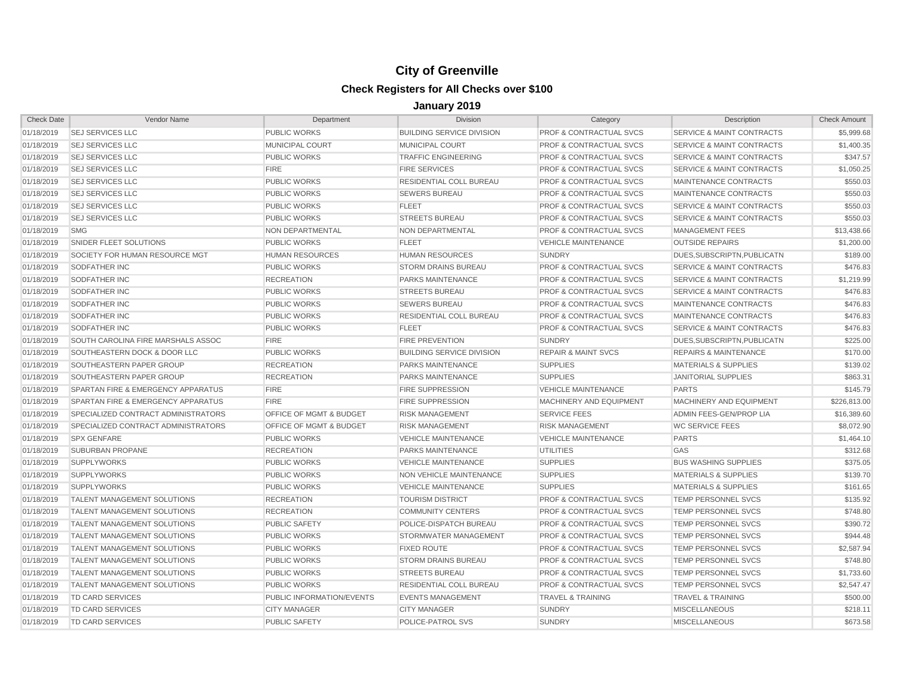# City of Greenville

## Check Registers for All Checks over $100

### January 2019

| Check Date | Vendor Name | Department | Division | Category | Description | Check Amount |
|---|---|---|---|---|---|---|
| 01/18/2019 | SEJ SERVICES LLC | PUBLIC WORKS | BUILDING SERVICE DIVISION | PROF & CONTRACTUAL SVCS | SERVICE & MAINT CONTRACTS | $5,999.68 |
| 01/18/2019 | SEJ SERVICES LLC | MUNICIPAL COURT | MUNICIPAL COURT | PROF & CONTRACTUAL SVCS | SERVICE & MAINT CONTRACTS | $1,400.35 |
| 01/18/2019 | SEJ SERVICES LLC | PUBLIC WORKS | TRAFFIC ENGINEERING | PROF & CONTRACTUAL SVCS | SERVICE & MAINT CONTRACTS | $347.57 |
| 01/18/2019 | SEJ SERVICES LLC | FIRE | FIRE SERVICES | PROF & CONTRACTUAL SVCS | SERVICE & MAINT CONTRACTS | $1,050.25 |
| 01/18/2019 | SEJ SERVICES LLC | PUBLIC WORKS | RESIDENTIAL COLL BUREAU | PROF & CONTRACTUAL SVCS | MAINTENANCE CONTRACTS | $550.03 |
| 01/18/2019 | SEJ SERVICES LLC | PUBLIC WORKS | SEWERS BUREAU | PROF & CONTRACTUAL SVCS | MAINTENANCE CONTRACTS | $550.03 |
| 01/18/2019 | SEJ SERVICES LLC | PUBLIC WORKS | FLEET | PROF & CONTRACTUAL SVCS | SERVICE & MAINT CONTRACTS | $550.03 |
| 01/18/2019 | SEJ SERVICES LLC | PUBLIC WORKS | STREETS BUREAU | PROF & CONTRACTUAL SVCS | SERVICE & MAINT CONTRACTS | $550.03 |
| 01/18/2019 | SMG | NON DEPARTMENTAL | NON DEPARTMENTAL | PROF & CONTRACTUAL SVCS | MANAGEMENT FEES | $13,438.66 |
| 01/18/2019 | SNIDER FLEET SOLUTIONS | PUBLIC WORKS | FLEET | VEHICLE MAINTENANCE | OUTSIDE REPAIRS | $1,200.00 |
| 01/18/2019 | SOCIETY FOR HUMAN RESOURCE MGT | HUMAN RESOURCES | HUMAN RESOURCES | SUNDRY | DUES,SUBSCRIPTN,PUBLICATN | $189.00 |
| 01/18/2019 | SODFATHER INC | PUBLIC WORKS | STORM DRAINS BUREAU | PROF & CONTRACTUAL SVCS | SERVICE & MAINT CONTRACTS | $476.83 |
| 01/18/2019 | SODFATHER INC | RECREATION | PARKS MAINTENANCE | PROF & CONTRACTUAL SVCS | SERVICE & MAINT CONTRACTS | $1,219.99 |
| 01/18/2019 | SODFATHER INC | PUBLIC WORKS | STREETS BUREAU | PROF & CONTRACTUAL SVCS | SERVICE & MAINT CONTRACTS | $476.83 |
| 01/18/2019 | SODFATHER INC | PUBLIC WORKS | SEWERS BUREAU | PROF & CONTRACTUAL SVCS | MAINTENANCE CONTRACTS | $476.83 |
| 01/18/2019 | SODFATHER INC | PUBLIC WORKS | RESIDENTIAL COLL BUREAU | PROF & CONTRACTUAL SVCS | MAINTENANCE CONTRACTS | $476.83 |
| 01/18/2019 | SODFATHER INC | PUBLIC WORKS | FLEET | PROF & CONTRACTUAL SVCS | SERVICE & MAINT CONTRACTS | $476.83 |
| 01/18/2019 | SOUTH CAROLINA FIRE MARSHALS ASSOC | FIRE | FIRE PREVENTION | SUNDRY | DUES,SUBSCRIPTN,PUBLICATN | $225.00 |
| 01/18/2019 | SOUTHEASTERN DOCK & DOOR LLC | PUBLIC WORKS | BUILDING SERVICE DIVISION | REPAIR & MAINT SVCS | REPAIRS & MAINTENANCE | $170.00 |
| 01/18/2019 | SOUTHEASTERN PAPER GROUP | RECREATION | PARKS MAINTENANCE | SUPPLIES | MATERIALS & SUPPLIES | $139.02 |
| 01/18/2019 | SOUTHEASTERN PAPER GROUP | RECREATION | PARKS MAINTENANCE | SUPPLIES | JANITORIAL SUPPLIES | $863.31 |
| 01/18/2019 | SPARTAN FIRE & EMERGENCY APPARATUS | FIRE | FIRE SUPPRESSION | VEHICLE MAINTENANCE | PARTS | $145.79 |
| 01/18/2019 | SPARTAN FIRE & EMERGENCY APPARATUS | FIRE | FIRE SUPPRESSION | MACHINERY AND EQUIPMENT | MACHINERY AND EQUIPMENT | $226,813.00 |
| 01/18/2019 | SPECIALIZED CONTRACT ADMINISTRATORS | OFFICE OF MGMT & BUDGET | RISK MANAGEMENT | SERVICE FEES | ADMIN FEES-GEN/PROP LIA | $16,389.60 |
| 01/18/2019 | SPECIALIZED CONTRACT ADMINISTRATORS | OFFICE OF MGMT & BUDGET | RISK MANAGEMENT | RISK MANAGEMENT | WC SERVICE FEES | $8,072.90 |
| 01/18/2019 | SPX GENFARE | PUBLIC WORKS | VEHICLE MAINTENANCE | VEHICLE MAINTENANCE | PARTS | $1,464.10 |
| 01/18/2019 | SUBURBAN PROPANE | RECREATION | PARKS MAINTENANCE | UTILITIES | GAS | $312.68 |
| 01/18/2019 | SUPPLYWORKS | PUBLIC WORKS | VEHICLE MAINTENANCE | SUPPLIES | BUS WASHING SUPPLIES | $375.05 |
| 01/18/2019 | SUPPLYWORKS | PUBLIC WORKS | NON VEHICLE MAINTENANCE | SUPPLIES | MATERIALS & SUPPLIES | $139.70 |
| 01/18/2019 | SUPPLYWORKS | PUBLIC WORKS | VEHICLE MAINTENANCE | SUPPLIES | MATERIALS & SUPPLIES | $161.65 |
| 01/18/2019 | TALENT MANAGEMENT SOLUTIONS | RECREATION | TOURISM DISTRICT | PROF & CONTRACTUAL SVCS | TEMP PERSONNEL SVCS | $135.92 |
| 01/18/2019 | TALENT MANAGEMENT SOLUTIONS | RECREATION | COMMUNITY CENTERS | PROF & CONTRACTUAL SVCS | TEMP PERSONNEL SVCS | $748.80 |
| 01/18/2019 | TALENT MANAGEMENT SOLUTIONS | PUBLIC SAFETY | POLICE-DISPATCH BUREAU | PROF & CONTRACTUAL SVCS | TEMP PERSONNEL SVCS | $390.72 |
| 01/18/2019 | TALENT MANAGEMENT SOLUTIONS | PUBLIC WORKS | STORMWATER MANAGEMENT | PROF & CONTRACTUAL SVCS | TEMP PERSONNEL SVCS | $944.48 |
| 01/18/2019 | TALENT MANAGEMENT SOLUTIONS | PUBLIC WORKS | FIXED ROUTE | PROF & CONTRACTUAL SVCS | TEMP PERSONNEL SVCS | $2,587.94 |
| 01/18/2019 | TALENT MANAGEMENT SOLUTIONS | PUBLIC WORKS | STORM DRAINS BUREAU | PROF & CONTRACTUAL SVCS | TEMP PERSONNEL SVCS | $748.80 |
| 01/18/2019 | TALENT MANAGEMENT SOLUTIONS | PUBLIC WORKS | STREETS BUREAU | PROF & CONTRACTUAL SVCS | TEMP PERSONNEL SVCS | $1,733.60 |
| 01/18/2019 | TALENT MANAGEMENT SOLUTIONS | PUBLIC WORKS | RESIDENTIAL COLL BUREAU | PROF & CONTRACTUAL SVCS | TEMP PERSONNEL SVCS | $2,547.47 |
| 01/18/2019 | TD CARD SERVICES | PUBLIC INFORMATION/EVENTS | EVENTS MANAGEMENT | TRAVEL & TRAINING | TRAVEL & TRAINING | $500.00 |
| 01/18/2019 | TD CARD SERVICES | CITY MANAGER | CITY MANAGER | SUNDRY | MISCELLANEOUS | $218.11 |
| 01/18/2019 | TD CARD SERVICES | PUBLIC SAFETY | POLICE-PATROL SVS | SUNDRY | MISCELLANEOUS | $673.58 |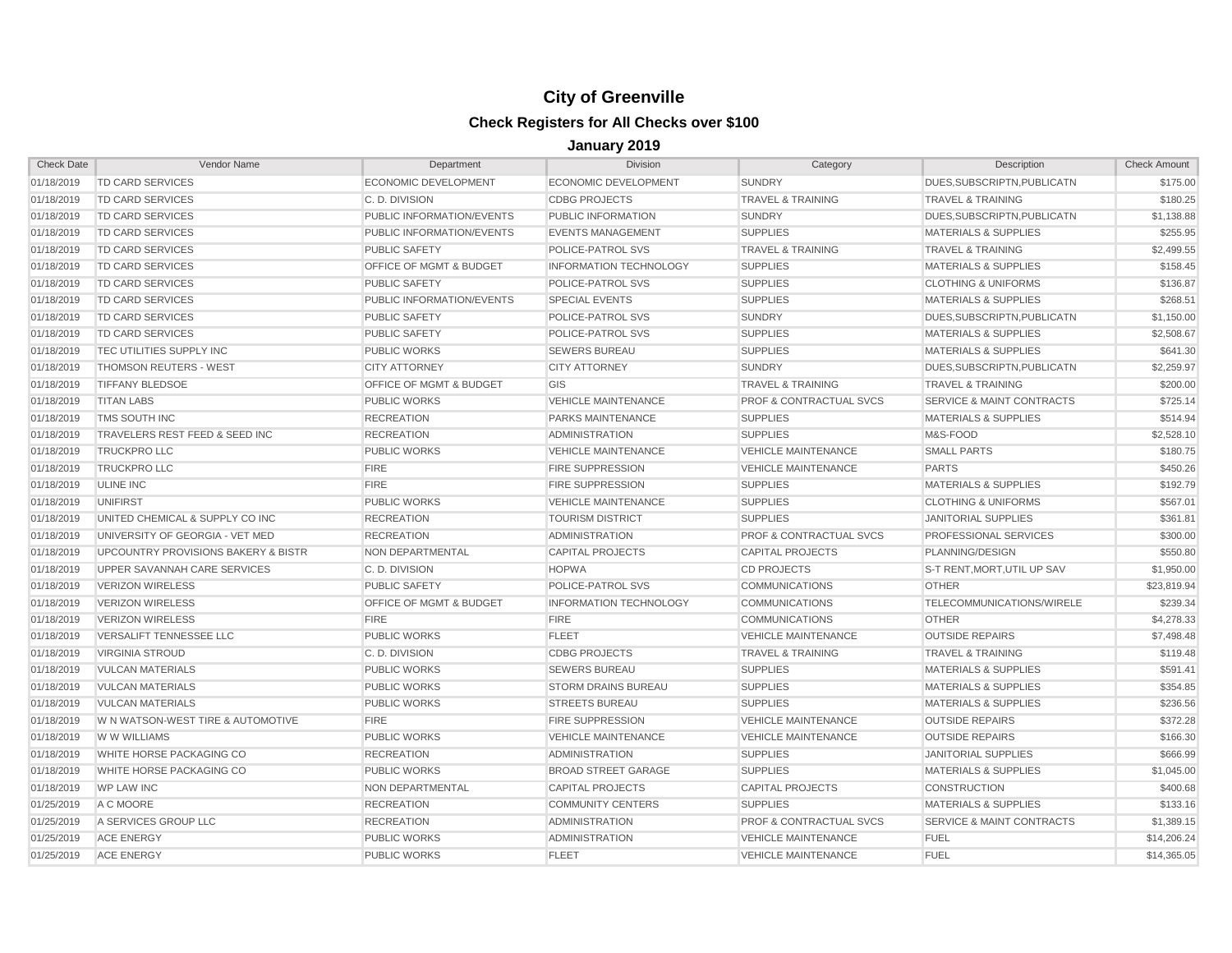# City of Greenville

## Check Registers for All Checks over $100

### January 2019

| Check Date | Vendor Name | Department | Division | Category | Description | Check Amount |
|---|---|---|---|---|---|---|
| 01/18/2019 | TD CARD SERVICES | ECONOMIC DEVELOPMENT | ECONOMIC DEVELOPMENT | SUNDRY | DUES,SUBSCRIPTN,PUBLICATN | $175.00 |
| 01/18/2019 | TD CARD SERVICES | C. D. DIVISION | CDBG PROJECTS | TRAVEL & TRAINING | TRAVEL & TRAINING | $180.25 |
| 01/18/2019 | TD CARD SERVICES | PUBLIC INFORMATION/EVENTS | PUBLIC INFORMATION | SUNDRY | DUES,SUBSCRIPTN,PUBLICATN | $1,138.88 |
| 01/18/2019 | TD CARD SERVICES | PUBLIC INFORMATION/EVENTS | EVENTS MANAGEMENT | SUPPLIES | MATERIALS & SUPPLIES | $255.95 |
| 01/18/2019 | TD CARD SERVICES | PUBLIC SAFETY | POLICE-PATROL SVS | TRAVEL & TRAINING | TRAVEL & TRAINING | $2,499.55 |
| 01/18/2019 | TD CARD SERVICES | OFFICE OF MGMT & BUDGET | INFORMATION TECHNOLOGY | SUPPLIES | MATERIALS & SUPPLIES | $158.45 |
| 01/18/2019 | TD CARD SERVICES | PUBLIC SAFETY | POLICE-PATROL SVS | SUPPLIES | CLOTHING & UNIFORMS | $136.87 |
| 01/18/2019 | TD CARD SERVICES | PUBLIC INFORMATION/EVENTS | SPECIAL EVENTS | SUPPLIES | MATERIALS & SUPPLIES | $268.51 |
| 01/18/2019 | TD CARD SERVICES | PUBLIC SAFETY | POLICE-PATROL SVS | SUNDRY | DUES,SUBSCRIPTN,PUBLICATN | $1,150.00 |
| 01/18/2019 | TD CARD SERVICES | PUBLIC SAFETY | POLICE-PATROL SVS | SUPPLIES | MATERIALS & SUPPLIES | $2,508.67 |
| 01/18/2019 | TEC UTILITIES SUPPLY INC | PUBLIC WORKS | SEWERS BUREAU | SUPPLIES | MATERIALS & SUPPLIES | $641.30 |
| 01/18/2019 | THOMSON REUTERS - WEST | CITY ATTORNEY | CITY ATTORNEY | SUNDRY | DUES,SUBSCRIPTN,PUBLICATN | $2,259.97 |
| 01/18/2019 | TIFFANY BLEDSOE | OFFICE OF MGMT & BUDGET | GIS | TRAVEL & TRAINING | TRAVEL & TRAINING | $200.00 |
| 01/18/2019 | TITAN LABS | PUBLIC WORKS | VEHICLE MAINTENANCE | PROF & CONTRACTUAL SVCS | SERVICE & MAINT CONTRACTS | $725.14 |
| 01/18/2019 | TMS SOUTH INC | RECREATION | PARKS MAINTENANCE | SUPPLIES | MATERIALS & SUPPLIES | $514.94 |
| 01/18/2019 | TRAVELERS REST FEED & SEED INC | RECREATION | ADMINISTRATION | SUPPLIES | M&S-FOOD | $2,528.10 |
| 01/18/2019 | TRUCKPRO LLC | PUBLIC WORKS | VEHICLE MAINTENANCE | VEHICLE MAINTENANCE | SMALL PARTS | $180.75 |
| 01/18/2019 | TRUCKPRO LLC | FIRE | FIRE SUPPRESSION | VEHICLE MAINTENANCE | PARTS | $450.26 |
| 01/18/2019 | ULINE INC | FIRE | FIRE SUPPRESSION | SUPPLIES | MATERIALS & SUPPLIES | $192.79 |
| 01/18/2019 | UNIFIRST | PUBLIC WORKS | VEHICLE MAINTENANCE | SUPPLIES | CLOTHING & UNIFORMS | $567.01 |
| 01/18/2019 | UNITED CHEMICAL & SUPPLY CO INC | RECREATION | TOURISM DISTRICT | SUPPLIES | JANITORIAL SUPPLIES | $361.81 |
| 01/18/2019 | UNIVERSITY OF GEORGIA - VET MED | RECREATION | ADMINISTRATION | PROF & CONTRACTUAL SVCS | PROFESSIONAL SERVICES | $300.00 |
| 01/18/2019 | UPCOUNTRY PROVISIONS BAKERY & BISTR | NON DEPARTMENTAL | CAPITAL PROJECTS | CAPITAL PROJECTS | PLANNING/DESIGN | $550.80 |
| 01/18/2019 | UPPER SAVANNAH CARE SERVICES | C. D. DIVISION | HOPWA | CD PROJECTS | S-T RENT,MORT,UTIL UP SAV | $1,950.00 |
| 01/18/2019 | VERIZON WIRELESS | PUBLIC SAFETY | POLICE-PATROL SVS | COMMUNICATIONS | OTHER | $23,819.94 |
| 01/18/2019 | VERIZON WIRELESS | OFFICE OF MGMT & BUDGET | INFORMATION TECHNOLOGY | COMMUNICATIONS | TELECOMMUNICATIONS/WIRELE | $239.34 |
| 01/18/2019 | VERIZON WIRELESS | FIRE | FIRE | COMMUNICATIONS | OTHER | $4,278.33 |
| 01/18/2019 | VERSALIFT TENNESSEE LLC | PUBLIC WORKS | FLEET | VEHICLE MAINTENANCE | OUTSIDE REPAIRS | $7,498.48 |
| 01/18/2019 | VIRGINIA STROUD | C. D. DIVISION | CDBG PROJECTS | TRAVEL & TRAINING | TRAVEL & TRAINING | $119.48 |
| 01/18/2019 | VULCAN MATERIALS | PUBLIC WORKS | SEWERS BUREAU | SUPPLIES | MATERIALS & SUPPLIES | $591.41 |
| 01/18/2019 | VULCAN MATERIALS | PUBLIC WORKS | STORM DRAINS BUREAU | SUPPLIES | MATERIALS & SUPPLIES | $354.85 |
| 01/18/2019 | VULCAN MATERIALS | PUBLIC WORKS | STREETS BUREAU | SUPPLIES | MATERIALS & SUPPLIES | $236.56 |
| 01/18/2019 | W N WATSON-WEST TIRE & AUTOMOTIVE | FIRE | FIRE SUPPRESSION | VEHICLE MAINTENANCE | OUTSIDE REPAIRS | $372.28 |
| 01/18/2019 | W W WILLIAMS | PUBLIC WORKS | VEHICLE MAINTENANCE | VEHICLE MAINTENANCE | OUTSIDE REPAIRS | $166.30 |
| 01/18/2019 | WHITE HORSE PACKAGING CO | RECREATION | ADMINISTRATION | SUPPLIES | JANITORIAL SUPPLIES | $666.99 |
| 01/18/2019 | WHITE HORSE PACKAGING CO | PUBLIC WORKS | BROAD STREET GARAGE | SUPPLIES | MATERIALS & SUPPLIES | $1,045.00 |
| 01/18/2019 | WP LAW INC | NON DEPARTMENTAL | CAPITAL PROJECTS | CAPITAL PROJECTS | CONSTRUCTION | $400.68 |
| 01/25/2019 | A C MOORE | RECREATION | COMMUNITY CENTERS | SUPPLIES | MATERIALS & SUPPLIES | $133.16 |
| 01/25/2019 | A SERVICES GROUP LLC | RECREATION | ADMINISTRATION | PROF & CONTRACTUAL SVCS | SERVICE & MAINT CONTRACTS | $1,389.15 |
| 01/25/2019 | ACE ENERGY | PUBLIC WORKS | ADMINISTRATION | VEHICLE MAINTENANCE | FUEL | $14,206.24 |
| 01/25/2019 | ACE ENERGY | PUBLIC WORKS | FLEET | VEHICLE MAINTENANCE | FUEL | $14,365.05 |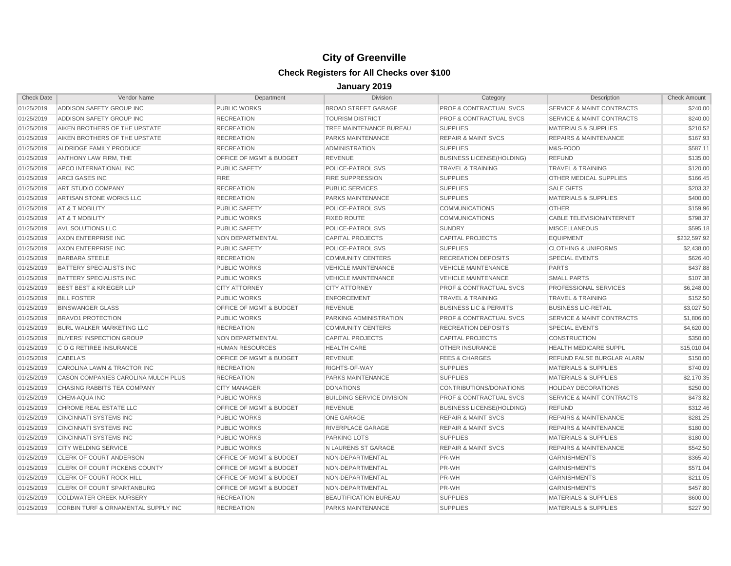# City of Greenville

## Check Registers for All Checks over $100

### January 2019

| Check Date | Vendor Name | Department | Division | Category | Description | Check Amount |
|---|---|---|---|---|---|---|
| 01/25/2019 | ADDISON SAFETY GROUP INC | PUBLIC WORKS | BROAD STREET GARAGE | PROF & CONTRACTUAL SVCS | SERVICE & MAINT CONTRACTS | $240.00 |
| 01/25/2019 | ADDISON SAFETY GROUP INC | RECREATION | TOURISM DISTRICT | PROF & CONTRACTUAL SVCS | SERVICE & MAINT CONTRACTS | $240.00 |
| 01/25/2019 | AIKEN BROTHERS OF THE UPSTATE | RECREATION | TREE MAINTENANCE BUREAU | SUPPLIES | MATERIALS & SUPPLIES | $210.52 |
| 01/25/2019 | AIKEN BROTHERS OF THE UPSTATE | RECREATION | PARKS MAINTENANCE | REPAIR & MAINT SVCS | REPAIRS & MAINTENANCE | $167.93 |
| 01/25/2019 | ALDRIDGE FAMILY PRODUCE | RECREATION | ADMINISTRATION | SUPPLIES | M&S-FOOD | $587.11 |
| 01/25/2019 | ANTHONY LAW FIRM, THE | OFFICE OF MGMT & BUDGET | REVENUE | BUSINESS LICENSE(HOLDING) | REFUND | $135.00 |
| 01/25/2019 | APCO INTERNATIONAL INC | PUBLIC SAFETY | POLICE-PATROL SVS | TRAVEL & TRAINING | TRAVEL & TRAINING | $120.00 |
| 01/25/2019 | ARC3 GASES INC | FIRE | FIRE SUPPRESSION | SUPPLIES | OTHER MEDICAL SUPPLIES | $166.45 |
| 01/25/2019 | ART STUDIO COMPANY | RECREATION | PUBLIC SERVICES | SUPPLIES | SALE GIFTS | $203.32 |
| 01/25/2019 | ARTISAN STONE WORKS LLC | RECREATION | PARKS MAINTENANCE | SUPPLIES | MATERIALS & SUPPLIES | $400.00 |
| 01/25/2019 | AT & T MOBILITY | PUBLIC SAFETY | POLICE-PATROL SVS | COMMUNICATIONS | OTHER | $159.96 |
| 01/25/2019 | AT & T MOBILITY | PUBLIC WORKS | FIXED ROUTE | COMMUNICATIONS | CABLE TELEVISION/INTERNET | $798.37 |
| 01/25/2019 | AVL SOLUTIONS LLC | PUBLIC SAFETY | POLICE-PATROL SVS | SUNDRY | MISCELLANEOUS | $595.18 |
| 01/25/2019 | AXON ENTERPRISE INC | NON DEPARTMENTAL | CAPITAL PROJECTS | CAPITAL PROJECTS | EQUIPMENT | $232,597.92 |
| 01/25/2019 | AXON ENTERPRISE INC | PUBLIC SAFETY | POLICE-PATROL SVS | SUPPLIES | CLOTHING & UNIFORMS | $2,438.00 |
| 01/25/2019 | BARBARA STEELE | RECREATION | COMMUNITY CENTERS | RECREATION DEPOSITS | SPECIAL EVENTS | $626.40 |
| 01/25/2019 | BATTERY SPECIALISTS INC | PUBLIC WORKS | VEHICLE MAINTENANCE | VEHICLE MAINTENANCE | PARTS | $437.88 |
| 01/25/2019 | BATTERY SPECIALISTS INC | PUBLIC WORKS | VEHICLE MAINTENANCE | VEHICLE MAINTENANCE | SMALL PARTS | $107.38 |
| 01/25/2019 | BEST BEST & KRIEGER LLP | CITY ATTORNEY | CITY ATTORNEY | PROF & CONTRACTUAL SVCS | PROFESSIONAL SERVICES | $6,248.00 |
| 01/25/2019 | BILL FOSTER | PUBLIC WORKS | ENFORCEMENT | TRAVEL & TRAINING | TRAVEL & TRAINING | $152.50 |
| 01/25/2019 | BINSWANGER GLASS | OFFICE OF MGMT & BUDGET | REVENUE | BUSINESS LIC & PERMITS | BUSINESS LIC-RETAIL | $3,027.50 |
| 01/25/2019 | BRAVO1 PROTECTION | PUBLIC WORKS | PARKING ADMINISTRATION | PROF & CONTRACTUAL SVCS | SERVICE & MAINT CONTRACTS | $1,806.00 |
| 01/25/2019 | BURL WALKER MARKETING LLC | RECREATION | COMMUNITY CENTERS | RECREATION DEPOSITS | SPECIAL EVENTS | $4,620.00 |
| 01/25/2019 | BUYERS' INSPECTION GROUP | NON DEPARTMENTAL | CAPITAL PROJECTS | CAPITAL PROJECTS | CONSTRUCTION | $350.00 |
| 01/25/2019 | C O G RETIREE INSURANCE | HUMAN RESOURCES | HEALTH CARE | OTHER INSURANCE | HEALTH MEDICARE SUPPL | $15,010.04 |
| 01/25/2019 | CABELA'S | OFFICE OF MGMT & BUDGET | REVENUE | FEES & CHARGES | REFUND FALSE BURGLAR ALARM | $150.00 |
| 01/25/2019 | CAROLINA LAWN & TRACTOR INC | RECREATION | RIGHTS-OF-WAY | SUPPLIES | MATERIALS & SUPPLIES | $740.09 |
| 01/25/2019 | CASON COMPANIES CAROLINA MULCH PLUS | RECREATION | PARKS MAINTENANCE | SUPPLIES | MATERIALS & SUPPLIES | $2,170.35 |
| 01/25/2019 | CHASING RABBITS TEA COMPANY | CITY MANAGER | DONATIONS | CONTRIBUTIONS/DONATIONS | HOLIDAY DECORATIONS | $250.00 |
| 01/25/2019 | CHEM-AQUA INC | PUBLIC WORKS | BUILDING SERVICE DIVISION | PROF & CONTRACTUAL SVCS | SERVICE & MAINT CONTRACTS | $473.82 |
| 01/25/2019 | CHROME REAL ESTATE LLC | OFFICE OF MGMT & BUDGET | REVENUE | BUSINESS LICENSE(HOLDING) | REFUND | $312.46 |
| 01/25/2019 | CINCINNATI SYSTEMS INC | PUBLIC WORKS | ONE GARAGE | REPAIR & MAINT SVCS | REPAIRS & MAINTENANCE | $281.25 |
| 01/25/2019 | CINCINNATI SYSTEMS INC | PUBLIC WORKS | RIVERPLACE GARAGE | REPAIR & MAINT SVCS | REPAIRS & MAINTENANCE | $180.00 |
| 01/25/2019 | CINCINNATI SYSTEMS INC | PUBLIC WORKS | PARKING LOTS | SUPPLIES | MATERIALS & SUPPLIES | $180.00 |
| 01/25/2019 | CITY WELDING SERVICE | PUBLIC WORKS | N LAURENS ST GARAGE | REPAIR & MAINT SVCS | REPAIRS & MAINTENANCE | $542.50 |
| 01/25/2019 | CLERK OF COURT ANDERSON | OFFICE OF MGMT & BUDGET | NON-DEPARTMENTAL | PR-WH | GARNISHMENTS | $365.40 |
| 01/25/2019 | CLERK OF COURT PICKENS COUNTY | OFFICE OF MGMT & BUDGET | NON-DEPARTMENTAL | PR-WH | GARNISHMENTS | $571.04 |
| 01/25/2019 | CLERK OF COURT ROCK HILL | OFFICE OF MGMT & BUDGET | NON-DEPARTMENTAL | PR-WH | GARNISHMENTS | $211.05 |
| 01/25/2019 | CLERK OF COURT SPARTANBURG | OFFICE OF MGMT & BUDGET | NON-DEPARTMENTAL | PR-WH | GARNISHMENTS | $457.80 |
| 01/25/2019 | COLDWATER CREEK NURSERY | RECREATION | BEAUTIFICATION BUREAU | SUPPLIES | MATERIALS & SUPPLIES | $600.00 |
| 01/25/2019 | CORBIN TURF & ORNAMENTAL SUPPLY INC | RECREATION | PARKS MAINTENANCE | SUPPLIES | MATERIALS & SUPPLIES | $227.90 |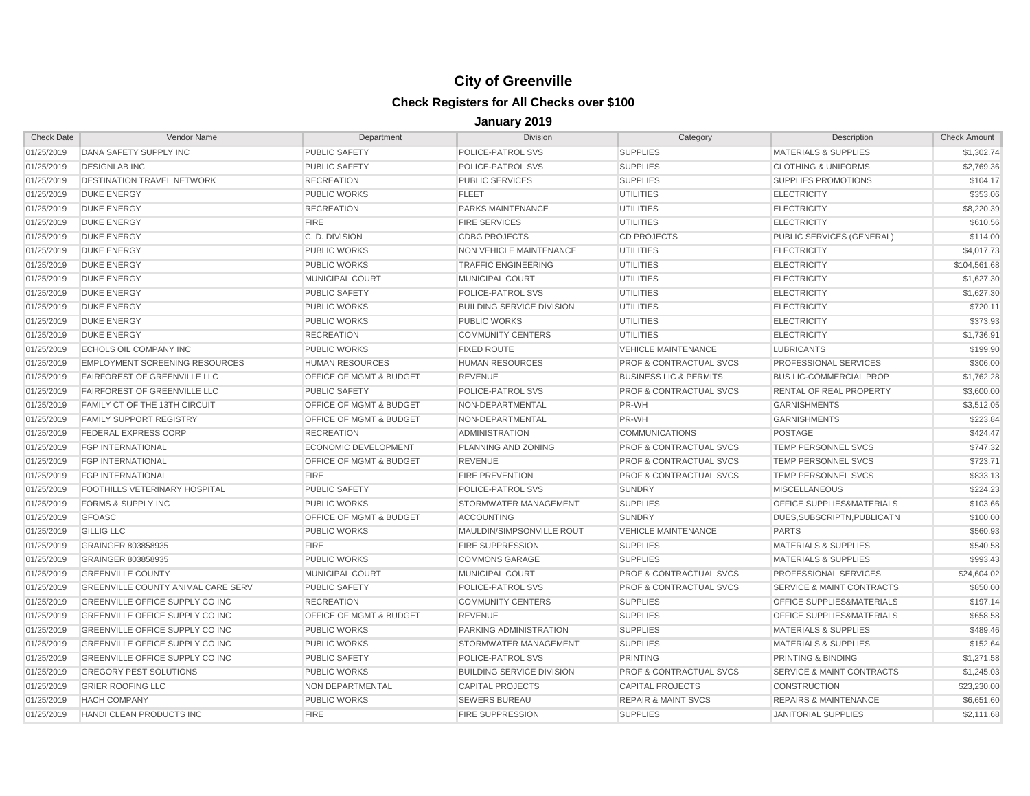# City of Greenville

## Check Registers for All Checks over $100

### January 2019

| Check Date | Vendor Name | Department | Division | Category | Description | Check Amount |
|---|---|---|---|---|---|---|
| 01/25/2019 | DANA SAFETY SUPPLY INC | PUBLIC SAFETY | POLICE-PATROL SVS | SUPPLIES | MATERIALS & SUPPLIES | $1,302.74 |
| 01/25/2019 | DESIGNLAB INC | PUBLIC SAFETY | POLICE-PATROL SVS | SUPPLIES | CLOTHING & UNIFORMS | $2,769.36 |
| 01/25/2019 | DESTINATION TRAVEL NETWORK | RECREATION | PUBLIC SERVICES | SUPPLIES | SUPPLIES PROMOTIONS | $104.17 |
| 01/25/2019 | DUKE ENERGY | PUBLIC WORKS | FLEET | UTILITIES | ELECTRICITY | $353.06 |
| 01/25/2019 | DUKE ENERGY | RECREATION | PARKS MAINTENANCE | UTILITIES | ELECTRICITY | $8,220.39 |
| 01/25/2019 | DUKE ENERGY | FIRE | FIRE SERVICES | UTILITIES | ELECTRICITY | $610.56 |
| 01/25/2019 | DUKE ENERGY | C. D. DIVISION | CDBG PROJECTS | CD PROJECTS | PUBLIC SERVICES (GENERAL) | $114.00 |
| 01/25/2019 | DUKE ENERGY | PUBLIC WORKS | NON VEHICLE MAINTENANCE | UTILITIES | ELECTRICITY | $4,017.73 |
| 01/25/2019 | DUKE ENERGY | PUBLIC WORKS | TRAFFIC ENGINEERING | UTILITIES | ELECTRICITY | $104,561.68 |
| 01/25/2019 | DUKE ENERGY | MUNICIPAL COURT | MUNICIPAL COURT | UTILITIES | ELECTRICITY | $1,627.30 |
| 01/25/2019 | DUKE ENERGY | PUBLIC SAFETY | POLICE-PATROL SVS | UTILITIES | ELECTRICITY | $1,627.30 |
| 01/25/2019 | DUKE ENERGY | PUBLIC WORKS | BUILDING SERVICE DIVISION | UTILITIES | ELECTRICITY | $720.11 |
| 01/25/2019 | DUKE ENERGY | PUBLIC WORKS | PUBLIC WORKS | UTILITIES | ELECTRICITY | $373.93 |
| 01/25/2019 | DUKE ENERGY | RECREATION | COMMUNITY CENTERS | UTILITIES | ELECTRICITY | $1,736.91 |
| 01/25/2019 | ECHOLS OIL COMPANY INC | PUBLIC WORKS | FIXED ROUTE | VEHICLE MAINTENANCE | LUBRICANTS | $199.90 |
| 01/25/2019 | EMPLOYMENT SCREENING RESOURCES | HUMAN RESOURCES | HUMAN RESOURCES | PROF & CONTRACTUAL SVCS | PROFESSIONAL SERVICES | $306.00 |
| 01/25/2019 | FAIRFOREST OF GREENVILLE LLC | OFFICE OF MGMT & BUDGET | REVENUE | BUSINESS LIC & PERMITS | BUS LIC-COMMERCIAL PROP | $1,762.28 |
| 01/25/2019 | FAIRFOREST OF GREENVILLE LLC | PUBLIC SAFETY | POLICE-PATROL SVS | PROF & CONTRACTUAL SVCS | RENTAL OF REAL PROPERTY | $3,600.00 |
| 01/25/2019 | FAMILY CT OF THE 13TH CIRCUIT | OFFICE OF MGMT & BUDGET | NON-DEPARTMENTAL | PR-WH | GARNISHMENTS | $3,512.05 |
| 01/25/2019 | FAMILY SUPPORT REGISTRY | OFFICE OF MGMT & BUDGET | NON-DEPARTMENTAL | PR-WH | GARNISHMENTS | $223.84 |
| 01/25/2019 | FEDERAL EXPRESS CORP | RECREATION | ADMINISTRATION | COMMUNICATIONS | POSTAGE | $424.47 |
| 01/25/2019 | FGP INTERNATIONAL | ECONOMIC DEVELOPMENT | PLANNING AND ZONING | PROF & CONTRACTUAL SVCS | TEMP PERSONNEL SVCS | $747.32 |
| 01/25/2019 | FGP INTERNATIONAL | OFFICE OF MGMT & BUDGET | REVENUE | PROF & CONTRACTUAL SVCS | TEMP PERSONNEL SVCS | $723.71 |
| 01/25/2019 | FGP INTERNATIONAL | FIRE | FIRE PREVENTION | PROF & CONTRACTUAL SVCS | TEMP PERSONNEL SVCS | $833.13 |
| 01/25/2019 | FOOTHILLS VETERINARY HOSPITAL | PUBLIC SAFETY | POLICE-PATROL SVS | SUNDRY | MISCELLANEOUS | $224.23 |
| 01/25/2019 | FORMS & SUPPLY INC | PUBLIC WORKS | STORMWATER MANAGEMENT | SUPPLIES | OFFICE SUPPLIES&MATERIALS | $103.66 |
| 01/25/2019 | GFOASC | OFFICE OF MGMT & BUDGET | ACCOUNTING | SUNDRY | DUES,SUBSCRIPTN,PUBLICATN | $100.00 |
| 01/25/2019 | GILLIG LLC | PUBLIC WORKS | MAULDIN/SIMPSONVILLE ROUT | VEHICLE MAINTENANCE | PARTS | $560.93 |
| 01/25/2019 | GRAINGER 803858935 | FIRE | FIRE SUPPRESSION | SUPPLIES | MATERIALS & SUPPLIES | $540.58 |
| 01/25/2019 | GRAINGER 803858935 | PUBLIC WORKS | COMMONS GARAGE | SUPPLIES | MATERIALS & SUPPLIES | $993.43 |
| 01/25/2019 | GREENVILLE COUNTY | MUNICIPAL COURT | MUNICIPAL COURT | PROF & CONTRACTUAL SVCS | PROFESSIONAL SERVICES | $24,604.02 |
| 01/25/2019 | GREENVILLE COUNTY ANIMAL CARE SERV | PUBLIC SAFETY | POLICE-PATROL SVS | PROF & CONTRACTUAL SVCS | SERVICE & MAINT CONTRACTS | $850.00 |
| 01/25/2019 | GREENVILLE OFFICE SUPPLY CO INC | RECREATION | COMMUNITY CENTERS | SUPPLIES | OFFICE SUPPLIES&MATERIALS | $197.14 |
| 01/25/2019 | GREENVILLE OFFICE SUPPLY CO INC | OFFICE OF MGMT & BUDGET | REVENUE | SUPPLIES | OFFICE SUPPLIES&MATERIALS | $658.58 |
| 01/25/2019 | GREENVILLE OFFICE SUPPLY CO INC | PUBLIC WORKS | PARKING ADMINISTRATION | SUPPLIES | MATERIALS & SUPPLIES | $489.46 |
| 01/25/2019 | GREENVILLE OFFICE SUPPLY CO INC | PUBLIC WORKS | STORMWATER MANAGEMENT | SUPPLIES | MATERIALS & SUPPLIES | $152.64 |
| 01/25/2019 | GREENVILLE OFFICE SUPPLY CO INC | PUBLIC SAFETY | POLICE-PATROL SVS | PRINTING | PRINTING & BINDING | $1,271.58 |
| 01/25/2019 | GREGORY PEST SOLUTIONS | PUBLIC WORKS | BUILDING SERVICE DIVISION | PROF & CONTRACTUAL SVCS | SERVICE & MAINT CONTRACTS | $1,245.03 |
| 01/25/2019 | GRIER ROOFING LLC | NON DEPARTMENTAL | CAPITAL PROJECTS | CAPITAL PROJECTS | CONSTRUCTION | $23,230.00 |
| 01/25/2019 | HACH COMPANY | PUBLIC WORKS | SEWERS BUREAU | REPAIR & MAINT SVCS | REPAIRS & MAINTENANCE | $6,651.60 |
| 01/25/2019 | HANDI CLEAN PRODUCTS INC | FIRE | FIRE SUPPRESSION | SUPPLIES | JANITORIAL SUPPLIES | $2,111.68 |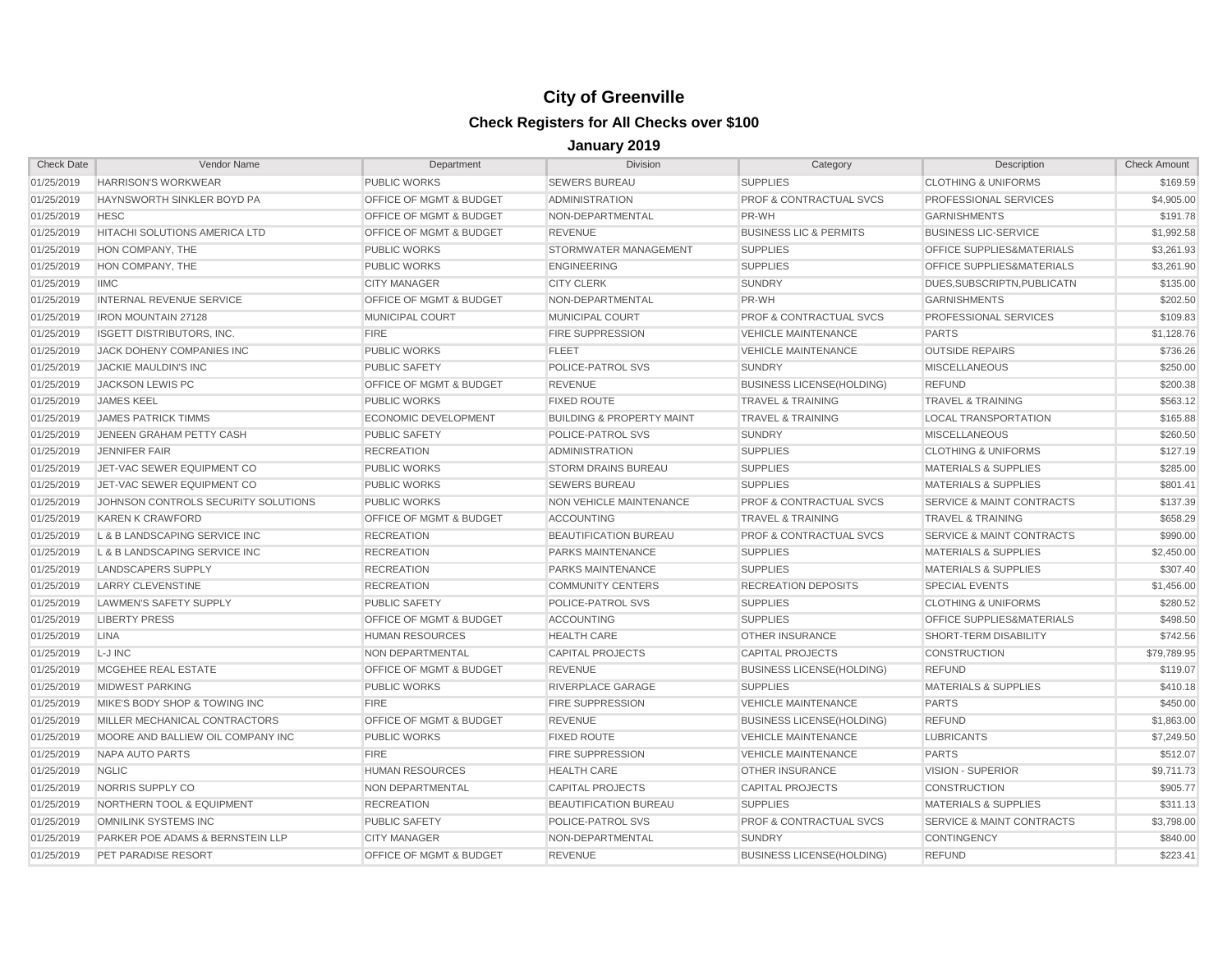# City of Greenville

## Check Registers for All Checks over $100

### January 2019

| Check Date | Vendor Name | Department | Division | Category | Description | Check Amount |
|---|---|---|---|---|---|---|
| 01/25/2019 | HARRISON'S WORKWEAR | PUBLIC WORKS | SEWERS BUREAU | SUPPLIES | CLOTHING & UNIFORMS | $169.59 |
| 01/25/2019 | HAYNSWORTH SINKLER BOYD PA | OFFICE OF MGMT & BUDGET | ADMINISTRATION | PROF & CONTRACTUAL SVCS | PROFESSIONAL SERVICES | $4,905.00 |
| 01/25/2019 | HESC | OFFICE OF MGMT & BUDGET | NON-DEPARTMENTAL | PR-WH | GARNISHMENTS | $191.78 |
| 01/25/2019 | HITACHI SOLUTIONS AMERICA LTD | OFFICE OF MGMT & BUDGET | REVENUE | BUSINESS LIC & PERMITS | BUSINESS LIC-SERVICE | $1,992.58 |
| 01/25/2019 | HON COMPANY, THE | PUBLIC WORKS | STORMWATER MANAGEMENT | SUPPLIES | OFFICE SUPPLIES&MATERIALS | $3,261.93 |
| 01/25/2019 | HON COMPANY, THE | PUBLIC WORKS | ENGINEERING | SUPPLIES | OFFICE SUPPLIES&MATERIALS | $3,261.90 |
| 01/25/2019 | IIMC | CITY MANAGER | CITY CLERK | SUNDRY | DUES,SUBSCRIPTN,PUBLICATN | $135.00 |
| 01/25/2019 | INTERNAL REVENUE SERVICE | OFFICE OF MGMT & BUDGET | NON-DEPARTMENTAL | PR-WH | GARNISHMENTS | $202.50 |
| 01/25/2019 | IRON MOUNTAIN 27128 | MUNICIPAL COURT | MUNICIPAL COURT | PROF & CONTRACTUAL SVCS | PROFESSIONAL SERVICES | $109.83 |
| 01/25/2019 | ISGETT DISTRIBUTORS, INC. | FIRE | FIRE SUPPRESSION | VEHICLE MAINTENANCE | PARTS | $1,128.76 |
| 01/25/2019 | JACK DOHENY COMPANIES INC | PUBLIC WORKS | FLEET | VEHICLE MAINTENANCE | OUTSIDE REPAIRS | $736.26 |
| 01/25/2019 | JACKIE MAULDIN'S INC | PUBLIC SAFETY | POLICE-PATROL SVS | SUNDRY | MISCELLANEOUS | $250.00 |
| 01/25/2019 | JACKSON LEWIS PC | OFFICE OF MGMT & BUDGET | REVENUE | BUSINESS LICENSE(HOLDING) | REFUND | $200.38 |
| 01/25/2019 | JAMES KEEL | PUBLIC WORKS | FIXED ROUTE | TRAVEL & TRAINING | TRAVEL & TRAINING | $563.12 |
| 01/25/2019 | JAMES PATRICK TIMMS | ECONOMIC DEVELOPMENT | BUILDING & PROPERTY MAINT | TRAVEL & TRAINING | LOCAL TRANSPORTATION | $165.88 |
| 01/25/2019 | JENEEN GRAHAM PETTY CASH | PUBLIC SAFETY | POLICE-PATROL SVS | SUNDRY | MISCELLANEOUS | $260.50 |
| 01/25/2019 | JENNIFER FAIR | RECREATION | ADMINISTRATION | SUPPLIES | CLOTHING & UNIFORMS | $127.19 |
| 01/25/2019 | JET-VAC SEWER EQUIPMENT CO | PUBLIC WORKS | STORM DRAINS BUREAU | SUPPLIES | MATERIALS & SUPPLIES | $285.00 |
| 01/25/2019 | JET-VAC SEWER EQUIPMENT CO | PUBLIC WORKS | SEWERS BUREAU | SUPPLIES | MATERIALS & SUPPLIES | $801.41 |
| 01/25/2019 | JOHNSON CONTROLS SECURITY SOLUTIONS | PUBLIC WORKS | NON VEHICLE MAINTENANCE | PROF & CONTRACTUAL SVCS | SERVICE & MAINT CONTRACTS | $137.39 |
| 01/25/2019 | KAREN K CRAWFORD | OFFICE OF MGMT & BUDGET | ACCOUNTING | TRAVEL & TRAINING | TRAVEL & TRAINING | $658.29 |
| 01/25/2019 | L & B LANDSCAPING SERVICE INC | RECREATION | BEAUTIFICATION BUREAU | PROF & CONTRACTUAL SVCS | SERVICE & MAINT CONTRACTS | $990.00 |
| 01/25/2019 | L & B LANDSCAPING SERVICE INC | RECREATION | PARKS MAINTENANCE | SUPPLIES | MATERIALS & SUPPLIES | $2,450.00 |
| 01/25/2019 | LANDSCAPERS SUPPLY | RECREATION | PARKS MAINTENANCE | SUPPLIES | MATERIALS & SUPPLIES | $307.40 |
| 01/25/2019 | LARRY CLEVENSTINE | RECREATION | COMMUNITY CENTERS | RECREATION DEPOSITS | SPECIAL EVENTS | $1,456.00 |
| 01/25/2019 | LAWMEN'S SAFETY SUPPLY | PUBLIC SAFETY | POLICE-PATROL SVS | SUPPLIES | CLOTHING & UNIFORMS | $280.52 |
| 01/25/2019 | LIBERTY PRESS | OFFICE OF MGMT & BUDGET | ACCOUNTING | SUPPLIES | OFFICE SUPPLIES&MATERIALS | $498.50 |
| 01/25/2019 | LINA | HUMAN RESOURCES | HEALTH CARE | OTHER INSURANCE | SHORT-TERM DISABILITY | $742.56 |
| 01/25/2019 | L-J INC | NON DEPARTMENTAL | CAPITAL PROJECTS | CAPITAL PROJECTS | CONSTRUCTION | $79,789.95 |
| 01/25/2019 | MCGEHEE REAL ESTATE | OFFICE OF MGMT & BUDGET | REVENUE | BUSINESS LICENSE(HOLDING) | REFUND | $119.07 |
| 01/25/2019 | MIDWEST PARKING | PUBLIC WORKS | RIVERPLACE GARAGE | SUPPLIES | MATERIALS & SUPPLIES | $410.18 |
| 01/25/2019 | MIKE'S BODY SHOP & TOWING INC | FIRE | FIRE SUPPRESSION | VEHICLE MAINTENANCE | PARTS | $450.00 |
| 01/25/2019 | MILLER MECHANICAL CONTRACTORS | OFFICE OF MGMT & BUDGET | REVENUE | BUSINESS LICENSE(HOLDING) | REFUND | $1,863.00 |
| 01/25/2019 | MOORE AND BALLIEW OIL COMPANY INC | PUBLIC WORKS | FIXED ROUTE | VEHICLE MAINTENANCE | LUBRICANTS | $7,249.50 |
| 01/25/2019 | NAPA AUTO PARTS | FIRE | FIRE SUPPRESSION | VEHICLE MAINTENANCE | PARTS | $512.07 |
| 01/25/2019 | NGLIC | HUMAN RESOURCES | HEALTH CARE | OTHER INSURANCE | VISION - SUPERIOR | $9,711.73 |
| 01/25/2019 | NORRIS SUPPLY CO | NON DEPARTMENTAL | CAPITAL PROJECTS | CAPITAL PROJECTS | CONSTRUCTION | $905.77 |
| 01/25/2019 | NORTHERN TOOL & EQUIPMENT | RECREATION | BEAUTIFICATION BUREAU | SUPPLIES | MATERIALS & SUPPLIES | $311.13 |
| 01/25/2019 | OMNILINK SYSTEMS INC | PUBLIC SAFETY | POLICE-PATROL SVS | PROF & CONTRACTUAL SVCS | SERVICE & MAINT CONTRACTS | $3,798.00 |
| 01/25/2019 | PARKER POE ADAMS & BERNSTEIN LLP | CITY MANAGER | NON-DEPARTMENTAL | SUNDRY | CONTINGENCY | $840.00 |
| 01/25/2019 | PET PARADISE RESORT | OFFICE OF MGMT & BUDGET | REVENUE | BUSINESS LICENSE(HOLDING) | REFUND | $223.41 |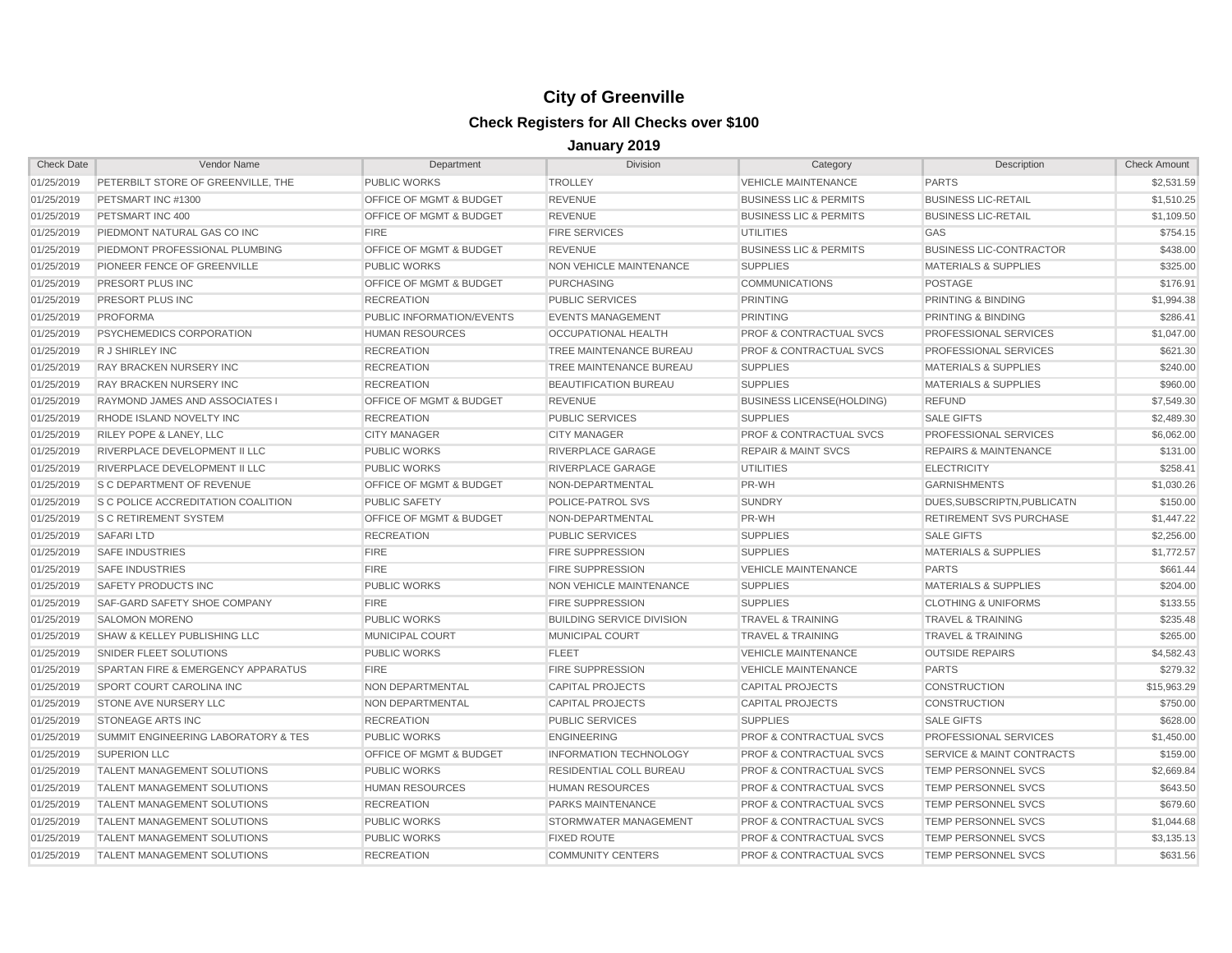# City of Greenville

## Check Registers for All Checks over $100

### January 2019

| Check Date | Vendor Name | Department | Division | Category | Description | Check Amount |
|---|---|---|---|---|---|---|
| 01/25/2019 | PETERBILT STORE OF GREENVILLE, THE | PUBLIC WORKS | TROLLEY | VEHICLE MAINTENANCE | PARTS | $2,531.59 |
| 01/25/2019 | PETSMART INC #1300 | OFFICE OF MGMT & BUDGET | REVENUE | BUSINESS LIC & PERMITS | BUSINESS LIC-RETAIL | $1,510.25 |
| 01/25/2019 | PETSMART INC 400 | OFFICE OF MGMT & BUDGET | REVENUE | BUSINESS LIC & PERMITS | BUSINESS LIC-RETAIL | $1,109.50 |
| 01/25/2019 | PIEDMONT NATURAL GAS CO INC | FIRE | FIRE SERVICES | UTILITIES | GAS | $754.15 |
| 01/25/2019 | PIEDMONT PROFESSIONAL PLUMBING | OFFICE OF MGMT & BUDGET | REVENUE | BUSINESS LIC & PERMITS | BUSINESS LIC-CONTRACTOR | $438.00 |
| 01/25/2019 | PIONEER FENCE OF GREENVILLE | PUBLIC WORKS | NON VEHICLE MAINTENANCE | SUPPLIES | MATERIALS & SUPPLIES | $325.00 |
| 01/25/2019 | PRESORT PLUS INC | OFFICE OF MGMT & BUDGET | PURCHASING | COMMUNICATIONS | POSTAGE | $176.91 |
| 01/25/2019 | PRESORT PLUS INC | RECREATION | PUBLIC SERVICES | PRINTING | PRINTING & BINDING | $1,994.38 |
| 01/25/2019 | PROFORMA | PUBLIC INFORMATION/EVENTS | EVENTS MANAGEMENT | PRINTING | PRINTING & BINDING | $286.41 |
| 01/25/2019 | PSYCHEMEDICS CORPORATION | HUMAN RESOURCES | OCCUPATIONAL HEALTH | PROF & CONTRACTUAL SVCS | PROFESSIONAL SERVICES | $1,047.00 |
| 01/25/2019 | R J SHIRLEY INC | RECREATION | TREE MAINTENANCE BUREAU | PROF & CONTRACTUAL SVCS | PROFESSIONAL SERVICES | $621.30 |
| 01/25/2019 | RAY BRACKEN NURSERY INC | RECREATION | TREE MAINTENANCE BUREAU | SUPPLIES | MATERIALS & SUPPLIES | $240.00 |
| 01/25/2019 | RAY BRACKEN NURSERY INC | RECREATION | BEAUTIFICATION BUREAU | SUPPLIES | MATERIALS & SUPPLIES | $960.00 |
| 01/25/2019 | RAYMOND JAMES AND ASSOCIATES I | OFFICE OF MGMT & BUDGET | REVENUE | BUSINESS LICENSE(HOLDING) | REFUND | $7,549.30 |
| 01/25/2019 | RHODE ISLAND NOVELTY INC | RECREATION | PUBLIC SERVICES | SUPPLIES | SALE GIFTS | $2,489.30 |
| 01/25/2019 | RILEY POPE & LANEY, LLC | CITY MANAGER | CITY MANAGER | PROF & CONTRACTUAL SVCS | PROFESSIONAL SERVICES | $6,062.00 |
| 01/25/2019 | RIVERPLACE DEVELOPMENT II LLC | PUBLIC WORKS | RIVERPLACE GARAGE | REPAIR & MAINT SVCS | REPAIRS & MAINTENANCE | $131.00 |
| 01/25/2019 | RIVERPLACE DEVELOPMENT II LLC | PUBLIC WORKS | RIVERPLACE GARAGE | UTILITIES | ELECTRICITY | $258.41 |
| 01/25/2019 | S C DEPARTMENT OF REVENUE | OFFICE OF MGMT & BUDGET | NON-DEPARTMENTAL | PR-WH | GARNISHMENTS | $1,030.26 |
| 01/25/2019 | S C POLICE ACCREDITATION COALITION | PUBLIC SAFETY | POLICE-PATROL SVS | SUNDRY | DUES,SUBSCRIPTN,PUBLICATN | $150.00 |
| 01/25/2019 | S C RETIREMENT SYSTEM | OFFICE OF MGMT & BUDGET | NON-DEPARTMENTAL | PR-WH | RETIREMENT SVS PURCHASE | $1,447.22 |
| 01/25/2019 | SAFARI LTD | RECREATION | PUBLIC SERVICES | SUPPLIES | SALE GIFTS | $2,256.00 |
| 01/25/2019 | SAFE INDUSTRIES | FIRE | FIRE SUPPRESSION | SUPPLIES | MATERIALS & SUPPLIES | $1,772.57 |
| 01/25/2019 | SAFE INDUSTRIES | FIRE | FIRE SUPPRESSION | VEHICLE MAINTENANCE | PARTS | $661.44 |
| 01/25/2019 | SAFETY PRODUCTS INC | PUBLIC WORKS | NON VEHICLE MAINTENANCE | SUPPLIES | MATERIALS & SUPPLIES | $204.00 |
| 01/25/2019 | SAF-GARD SAFETY SHOE COMPANY | FIRE | FIRE SUPPRESSION | SUPPLIES | CLOTHING & UNIFORMS | $133.55 |
| 01/25/2019 | SALOMON MORENO | PUBLIC WORKS | BUILDING SERVICE DIVISION | TRAVEL & TRAINING | TRAVEL & TRAINING | $235.48 |
| 01/25/2019 | SHAW & KELLEY PUBLISHING LLC | MUNICIPAL COURT | MUNICIPAL COURT | TRAVEL & TRAINING | TRAVEL & TRAINING | $265.00 |
| 01/25/2019 | SNIDER FLEET SOLUTIONS | PUBLIC WORKS | FLEET | VEHICLE MAINTENANCE | OUTSIDE REPAIRS | $4,582.43 |
| 01/25/2019 | SPARTAN FIRE & EMERGENCY APPARATUS | FIRE | FIRE SUPPRESSION | VEHICLE MAINTENANCE | PARTS | $279.32 |
| 01/25/2019 | SPORT COURT CAROLINA INC | NON DEPARTMENTAL | CAPITAL PROJECTS | CAPITAL PROJECTS | CONSTRUCTION | $15,963.29 |
| 01/25/2019 | STONE AVE NURSERY LLC | NON DEPARTMENTAL | CAPITAL PROJECTS | CAPITAL PROJECTS | CONSTRUCTION | $750.00 |
| 01/25/2019 | STONEAGE ARTS INC | RECREATION | PUBLIC SERVICES | SUPPLIES | SALE GIFTS | $628.00 |
| 01/25/2019 | SUMMIT ENGINEERING LABORATORY & TES | PUBLIC WORKS | ENGINEERING | PROF & CONTRACTUAL SVCS | PROFESSIONAL SERVICES | $1,450.00 |
| 01/25/2019 | SUPERION LLC | OFFICE OF MGMT & BUDGET | INFORMATION TECHNOLOGY | PROF & CONTRACTUAL SVCS | SERVICE & MAINT CONTRACTS | $159.00 |
| 01/25/2019 | TALENT MANAGEMENT SOLUTIONS | PUBLIC WORKS | RESIDENTIAL COLL BUREAU | PROF & CONTRACTUAL SVCS | TEMP PERSONNEL SVCS | $2,669.84 |
| 01/25/2019 | TALENT MANAGEMENT SOLUTIONS | HUMAN RESOURCES | HUMAN RESOURCES | PROF & CONTRACTUAL SVCS | TEMP PERSONNEL SVCS | $643.50 |
| 01/25/2019 | TALENT MANAGEMENT SOLUTIONS | RECREATION | PARKS MAINTENANCE | PROF & CONTRACTUAL SVCS | TEMP PERSONNEL SVCS | $679.60 |
| 01/25/2019 | TALENT MANAGEMENT SOLUTIONS | PUBLIC WORKS | STORMWATER MANAGEMENT | PROF & CONTRACTUAL SVCS | TEMP PERSONNEL SVCS | $1,044.68 |
| 01/25/2019 | TALENT MANAGEMENT SOLUTIONS | PUBLIC WORKS | FIXED ROUTE | PROF & CONTRACTUAL SVCS | TEMP PERSONNEL SVCS | $3,135.13 |
| 01/25/2019 | TALENT MANAGEMENT SOLUTIONS | RECREATION | COMMUNITY CENTERS | PROF & CONTRACTUAL SVCS | TEMP PERSONNEL SVCS | $631.56 |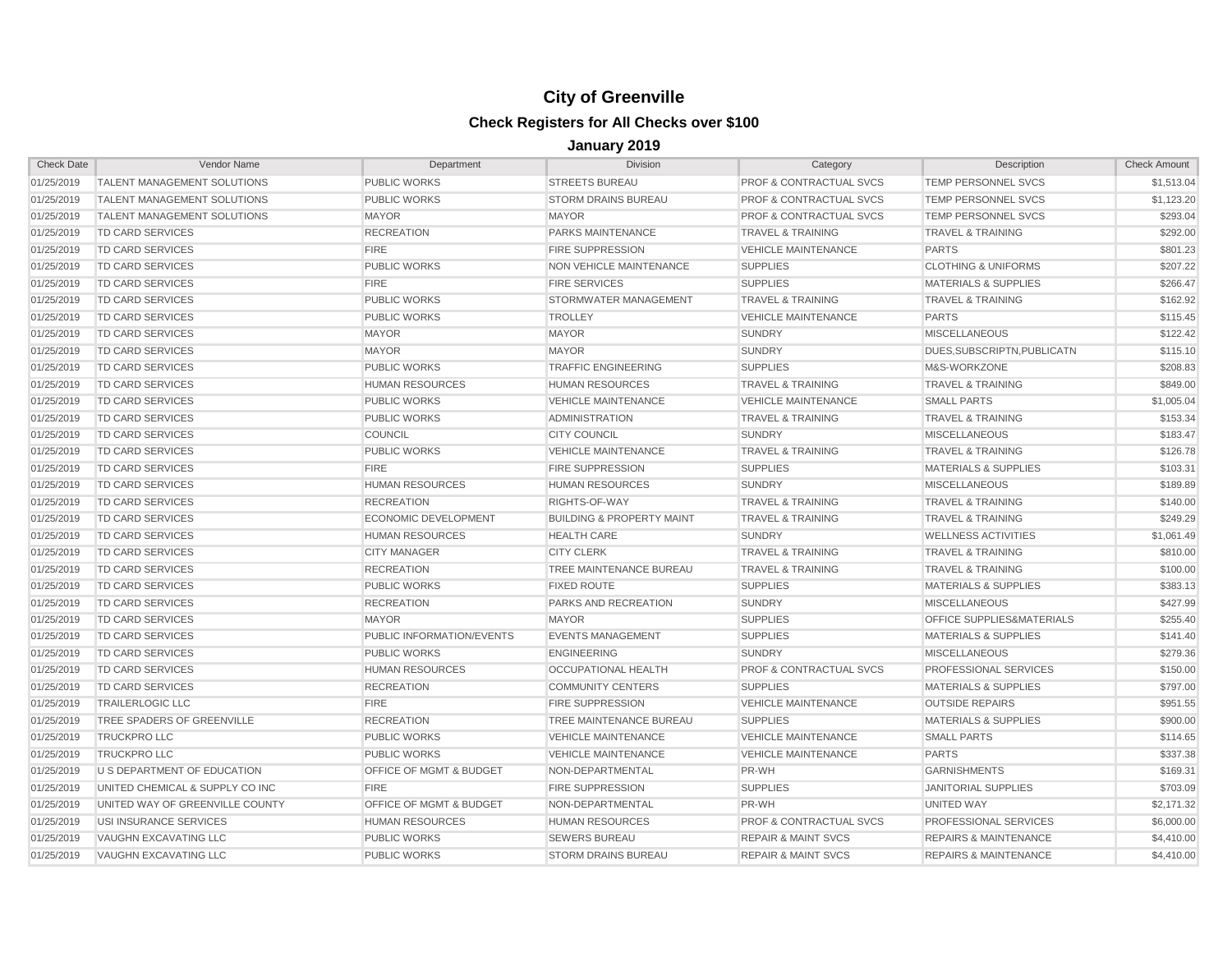# City of Greenville

## Check Registers for All Checks over $100

### January 2019

| Check Date | Vendor Name | Department | Division | Category | Description | Check Amount |
|---|---|---|---|---|---|---|
| 01/25/2019 | TALENT MANAGEMENT SOLUTIONS | PUBLIC WORKS | STREETS BUREAU | PROF & CONTRACTUAL SVCS | TEMP PERSONNEL SVCS | $1,513.04 |
| 01/25/2019 | TALENT MANAGEMENT SOLUTIONS | PUBLIC WORKS | STORM DRAINS BUREAU | PROF & CONTRACTUAL SVCS | TEMP PERSONNEL SVCS | $1,123.20 |
| 01/25/2019 | TALENT MANAGEMENT SOLUTIONS | MAYOR | MAYOR | PROF & CONTRACTUAL SVCS | TEMP PERSONNEL SVCS | $293.04 |
| 01/25/2019 | TD CARD SERVICES | RECREATION | PARKS MAINTENANCE | TRAVEL & TRAINING | TRAVEL & TRAINING | $292.00 |
| 01/25/2019 | TD CARD SERVICES | FIRE | FIRE SUPPRESSION | VEHICLE MAINTENANCE | PARTS | $801.23 |
| 01/25/2019 | TD CARD SERVICES | PUBLIC WORKS | NON VEHICLE MAINTENANCE | SUPPLIES | CLOTHING & UNIFORMS | $207.22 |
| 01/25/2019 | TD CARD SERVICES | FIRE | FIRE SERVICES | SUPPLIES | MATERIALS & SUPPLIES | $266.47 |
| 01/25/2019 | TD CARD SERVICES | PUBLIC WORKS | STORMWATER MANAGEMENT | TRAVEL & TRAINING | TRAVEL & TRAINING | $162.92 |
| 01/25/2019 | TD CARD SERVICES | PUBLIC WORKS | TROLLEY | VEHICLE MAINTENANCE | PARTS | $115.45 |
| 01/25/2019 | TD CARD SERVICES | MAYOR | MAYOR | SUNDRY | MISCELLANEOUS | $122.42 |
| 01/25/2019 | TD CARD SERVICES | MAYOR | MAYOR | SUNDRY | DUES,SUBSCRIPTN,PUBLICATN | $115.10 |
| 01/25/2019 | TD CARD SERVICES | PUBLIC WORKS | TRAFFIC ENGINEERING | SUPPLIES | M&S-WORKZONE | $208.83 |
| 01/25/2019 | TD CARD SERVICES | HUMAN RESOURCES | HUMAN RESOURCES | TRAVEL & TRAINING | TRAVEL & TRAINING | $849.00 |
| 01/25/2019 | TD CARD SERVICES | PUBLIC WORKS | VEHICLE MAINTENANCE | VEHICLE MAINTENANCE | SMALL PARTS | $1,005.04 |
| 01/25/2019 | TD CARD SERVICES | PUBLIC WORKS | ADMINISTRATION | TRAVEL & TRAINING | TRAVEL & TRAINING | $153.34 |
| 01/25/2019 | TD CARD SERVICES | COUNCIL | CITY COUNCIL | SUNDRY | MISCELLANEOUS | $183.47 |
| 01/25/2019 | TD CARD SERVICES | PUBLIC WORKS | VEHICLE MAINTENANCE | TRAVEL & TRAINING | TRAVEL & TRAINING | $126.78 |
| 01/25/2019 | TD CARD SERVICES | FIRE | FIRE SUPPRESSION | SUPPLIES | MATERIALS & SUPPLIES | $103.31 |
| 01/25/2019 | TD CARD SERVICES | HUMAN RESOURCES | HUMAN RESOURCES | SUNDRY | MISCELLANEOUS | $189.89 |
| 01/25/2019 | TD CARD SERVICES | RECREATION | RIGHTS-OF-WAY | TRAVEL & TRAINING | TRAVEL & TRAINING | $140.00 |
| 01/25/2019 | TD CARD SERVICES | ECONOMIC DEVELOPMENT | BUILDING & PROPERTY MAINT | TRAVEL & TRAINING | TRAVEL & TRAINING | $249.29 |
| 01/25/2019 | TD CARD SERVICES | HUMAN RESOURCES | HEALTH CARE | SUNDRY | WELLNESS ACTIVITIES | $1,061.49 |
| 01/25/2019 | TD CARD SERVICES | CITY MANAGER | CITY CLERK | TRAVEL & TRAINING | TRAVEL & TRAINING | $810.00 |
| 01/25/2019 | TD CARD SERVICES | RECREATION | TREE MAINTENANCE BUREAU | TRAVEL & TRAINING | TRAVEL & TRAINING | $100.00 |
| 01/25/2019 | TD CARD SERVICES | PUBLIC WORKS | FIXED ROUTE | SUPPLIES | MATERIALS & SUPPLIES | $383.13 |
| 01/25/2019 | TD CARD SERVICES | RECREATION | PARKS AND RECREATION | SUNDRY | MISCELLANEOUS | $427.99 |
| 01/25/2019 | TD CARD SERVICES | MAYOR | MAYOR | SUPPLIES | OFFICE SUPPLIES&MATERIALS | $255.40 |
| 01/25/2019 | TD CARD SERVICES | PUBLIC INFORMATION/EVENTS | EVENTS MANAGEMENT | SUPPLIES | MATERIALS & SUPPLIES | $141.40 |
| 01/25/2019 | TD CARD SERVICES | PUBLIC WORKS | ENGINEERING | SUNDRY | MISCELLANEOUS | $279.36 |
| 01/25/2019 | TD CARD SERVICES | HUMAN RESOURCES | OCCUPATIONAL HEALTH | PROF & CONTRACTUAL SVCS | PROFESSIONAL SERVICES | $150.00 |
| 01/25/2019 | TD CARD SERVICES | RECREATION | COMMUNITY CENTERS | SUPPLIES | MATERIALS & SUPPLIES | $797.00 |
| 01/25/2019 | TRAILERLOGIC LLC | FIRE | FIRE SUPPRESSION | VEHICLE MAINTENANCE | OUTSIDE REPAIRS | $951.55 |
| 01/25/2019 | TREE SPADERS OF GREENVILLE | RECREATION | TREE MAINTENANCE BUREAU | SUPPLIES | MATERIALS & SUPPLIES | $900.00 |
| 01/25/2019 | TRUCKPRO LLC | PUBLIC WORKS | VEHICLE MAINTENANCE | VEHICLE MAINTENANCE | SMALL PARTS | $114.65 |
| 01/25/2019 | TRUCKPRO LLC | PUBLIC WORKS | VEHICLE MAINTENANCE | VEHICLE MAINTENANCE | PARTS | $337.38 |
| 01/25/2019 | U S DEPARTMENT OF EDUCATION | OFFICE OF MGMT & BUDGET | NON-DEPARTMENTAL | PR-WH | GARNISHMENTS | $169.31 |
| 01/25/2019 | UNITED CHEMICAL & SUPPLY CO INC | FIRE | FIRE SUPPRESSION | SUPPLIES | JANITORIAL SUPPLIES | $703.09 |
| 01/25/2019 | UNITED WAY OF GREENVILLE COUNTY | OFFICE OF MGMT & BUDGET | NON-DEPARTMENTAL | PR-WH | UNITED WAY | $2,171.32 |
| 01/25/2019 | USI INSURANCE SERVICES | HUMAN RESOURCES | HUMAN RESOURCES | PROF & CONTRACTUAL SVCS | PROFESSIONAL SERVICES | $6,000.00 |
| 01/25/2019 | VAUGHN EXCAVATING LLC | PUBLIC WORKS | SEWERS BUREAU | REPAIR & MAINT SVCS | REPAIRS & MAINTENANCE | $4,410.00 |
| 01/25/2019 | VAUGHN EXCAVATING LLC | PUBLIC WORKS | STORM DRAINS BUREAU | REPAIR & MAINT SVCS | REPAIRS & MAINTENANCE | $4,410.00 |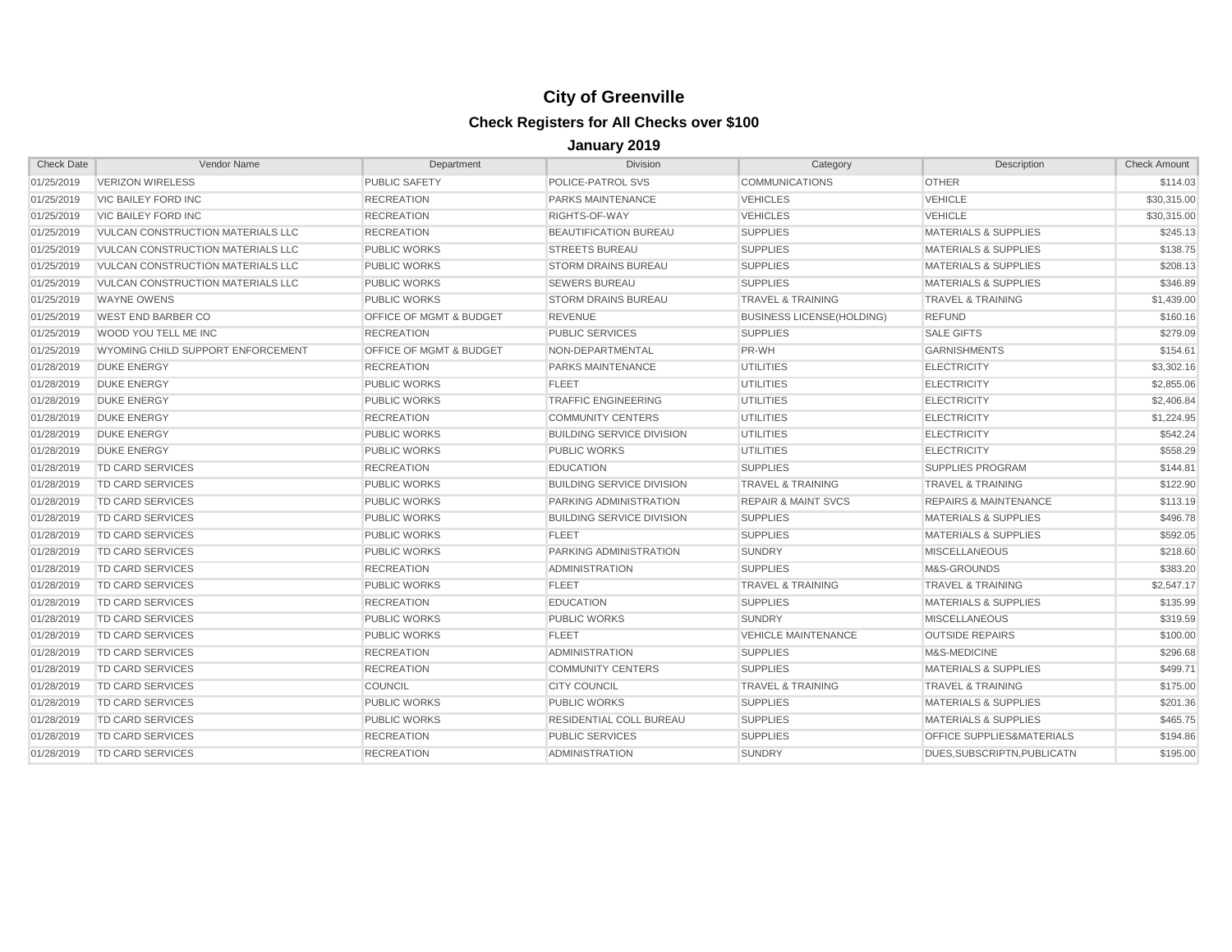# City of Greenville

## Check Registers for All Checks over $100

### January 2019

| Check Date | Vendor Name | Department | Division | Category | Description | Check Amount |
|---|---|---|---|---|---|---|
| 01/25/2019 | VERIZON WIRELESS | PUBLIC SAFETY | POLICE-PATROL SVS | COMMUNICATIONS | OTHER | $114.03 |
| 01/25/2019 | VIC BAILEY FORD INC | RECREATION | PARKS MAINTENANCE | VEHICLES | VEHICLE | $30,315.00 |
| 01/25/2019 | VIC BAILEY FORD INC | RECREATION | RIGHTS-OF-WAY | VEHICLES | VEHICLE | $30,315.00 |
| 01/25/2019 | VULCAN CONSTRUCTION MATERIALS LLC | RECREATION | BEAUTIFICATION BUREAU | SUPPLIES | MATERIALS & SUPPLIES | $245.13 |
| 01/25/2019 | VULCAN CONSTRUCTION MATERIALS LLC | PUBLIC WORKS | STREETS BUREAU | SUPPLIES | MATERIALS & SUPPLIES | $138.75 |
| 01/25/2019 | VULCAN CONSTRUCTION MATERIALS LLC | PUBLIC WORKS | STORM DRAINS BUREAU | SUPPLIES | MATERIALS & SUPPLIES | $208.13 |
| 01/25/2019 | VULCAN CONSTRUCTION MATERIALS LLC | PUBLIC WORKS | SEWERS BUREAU | SUPPLIES | MATERIALS & SUPPLIES | $346.89 |
| 01/25/2019 | WAYNE OWENS | PUBLIC WORKS | STORM DRAINS BUREAU | TRAVEL & TRAINING | TRAVEL & TRAINING | $1,439.00 |
| 01/25/2019 | WEST END BARBER CO | OFFICE OF MGMT & BUDGET | REVENUE | BUSINESS LICENSE(HOLDING) | REFUND | $160.16 |
| 01/25/2019 | WOOD YOU TELL ME INC | RECREATION | PUBLIC SERVICES | SUPPLIES | SALE GIFTS | $279.09 |
| 01/25/2019 | WYOMING CHILD SUPPORT ENFORCEMENT | OFFICE OF MGMT & BUDGET | NON-DEPARTMENTAL | PR-WH | GARNISHMENTS | $154.61 |
| 01/28/2019 | DUKE ENERGY | RECREATION | PARKS MAINTENANCE | UTILITIES | ELECTRICITY | $3,302.16 |
| 01/28/2019 | DUKE ENERGY | PUBLIC WORKS | FLEET | UTILITIES | ELECTRICITY | $2,855.06 |
| 01/28/2019 | DUKE ENERGY | PUBLIC WORKS | TRAFFIC ENGINEERING | UTILITIES | ELECTRICITY | $2,406.84 |
| 01/28/2019 | DUKE ENERGY | RECREATION | COMMUNITY CENTERS | UTILITIES | ELECTRICITY | $1,224.95 |
| 01/28/2019 | DUKE ENERGY | PUBLIC WORKS | BUILDING SERVICE DIVISION | UTILITIES | ELECTRICITY | $542.24 |
| 01/28/2019 | DUKE ENERGY | PUBLIC WORKS | PUBLIC WORKS | UTILITIES | ELECTRICITY | $558.29 |
| 01/28/2019 | TD CARD SERVICES | RECREATION | EDUCATION | SUPPLIES | SUPPLIES PROGRAM | $144.81 |
| 01/28/2019 | TD CARD SERVICES | PUBLIC WORKS | BUILDING SERVICE DIVISION | TRAVEL & TRAINING | TRAVEL & TRAINING | $122.90 |
| 01/28/2019 | TD CARD SERVICES | PUBLIC WORKS | PARKING ADMINISTRATION | REPAIR & MAINT SVCS | REPAIRS & MAINTENANCE | $113.19 |
| 01/28/2019 | TD CARD SERVICES | PUBLIC WORKS | BUILDING SERVICE DIVISION | SUPPLIES | MATERIALS & SUPPLIES | $496.78 |
| 01/28/2019 | TD CARD SERVICES | PUBLIC WORKS | FLEET | SUPPLIES | MATERIALS & SUPPLIES | $592.05 |
| 01/28/2019 | TD CARD SERVICES | PUBLIC WORKS | PARKING ADMINISTRATION | SUNDRY | MISCELLANEOUS | $218.60 |
| 01/28/2019 | TD CARD SERVICES | RECREATION | ADMINISTRATION | SUPPLIES | M&S-GROUNDS | $383.20 |
| 01/28/2019 | TD CARD SERVICES | PUBLIC WORKS | FLEET | TRAVEL & TRAINING | TRAVEL & TRAINING | $2,547.17 |
| 01/28/2019 | TD CARD SERVICES | RECREATION | EDUCATION | SUPPLIES | MATERIALS & SUPPLIES | $135.99 |
| 01/28/2019 | TD CARD SERVICES | PUBLIC WORKS | PUBLIC WORKS | SUNDRY | MISCELLANEOUS | $319.59 |
| 01/28/2019 | TD CARD SERVICES | PUBLIC WORKS | FLEET | VEHICLE MAINTENANCE | OUTSIDE REPAIRS | $100.00 |
| 01/28/2019 | TD CARD SERVICES | RECREATION | ADMINISTRATION | SUPPLIES | M&S-MEDICINE | $296.68 |
| 01/28/2019 | TD CARD SERVICES | RECREATION | COMMUNITY CENTERS | SUPPLIES | MATERIALS & SUPPLIES | $499.71 |
| 01/28/2019 | TD CARD SERVICES | COUNCIL | CITY COUNCIL | TRAVEL & TRAINING | TRAVEL & TRAINING | $175.00 |
| 01/28/2019 | TD CARD SERVICES | PUBLIC WORKS | PUBLIC WORKS | SUPPLIES | MATERIALS & SUPPLIES | $201.36 |
| 01/28/2019 | TD CARD SERVICES | PUBLIC WORKS | RESIDENTIAL COLL BUREAU | SUPPLIES | MATERIALS & SUPPLIES | $465.75 |
| 01/28/2019 | TD CARD SERVICES | RECREATION | PUBLIC SERVICES | SUPPLIES | OFFICE SUPPLIES&MATERIALS | $194.86 |
| 01/28/2019 | TD CARD SERVICES | RECREATION | ADMINISTRATION | SUNDRY | DUES,SUBSCRIPTN,PUBLICATN | $195.00 |